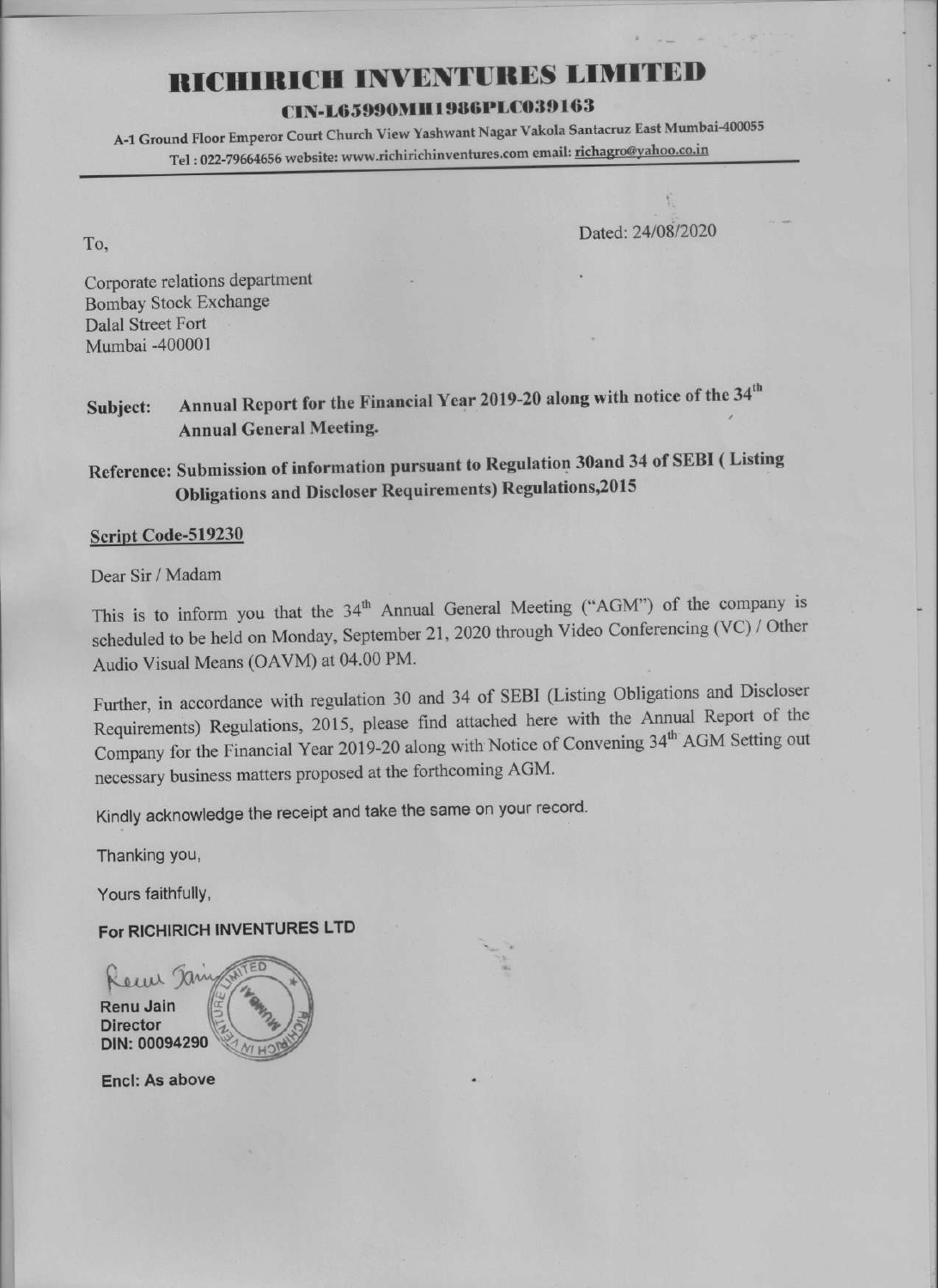# RICHIRICH INVENTURES LIMITED

**CIN-L65990MH1986PLC039163**

A-1 Ground Floor Emperor Court Church View Yashwant Nagar Vakola Santacruz East Mumbai-400055

Tel : 022-79664656 website: www.richirichinventures.com email: richagro@yahoo.co.in

To,

Dated: 24/08/2020

Corporate relations department
Bombay Stock Exchange
Dalal Street Fort
Mumbai -400001

**Subject: Annual Report for the Financial Year 2019-20 along with notice of the 34th Annual General Meeting.**

**Reference: Submission of information pursuant to Regulation 30and 34 of SEBI ( Listing Obligations and Discloser Requirements) Regulations,2015**

**Script Code-519230**

Dear Sir / Madam

This is to inform you that the 34th Annual General Meeting ("AGM") of the company is scheduled to be held on Monday, September 21, 2020 through Video Conferencing (VC) / Other Audio Visual Means (OAVM) at 04.00 PM.

Further, in accordance with regulation 30 and 34 of SEBI (Listing Obligations and Discloser Requirements) Regulations, 2015, please find attached here with the Annual Report of the Company for the Financial Year 2019-20 along with Notice of Convening 34th AGM Setting out necessary business matters proposed at the forthcoming AGM.

Kindly acknowledge the receipt and take the same on your record.

Thanking you,

Yours faithfully,

**For RICHIRICH INVENTURES LTD**

**Renu Jain**
**Director**
**DIN: 00094290**

**Encl: As above**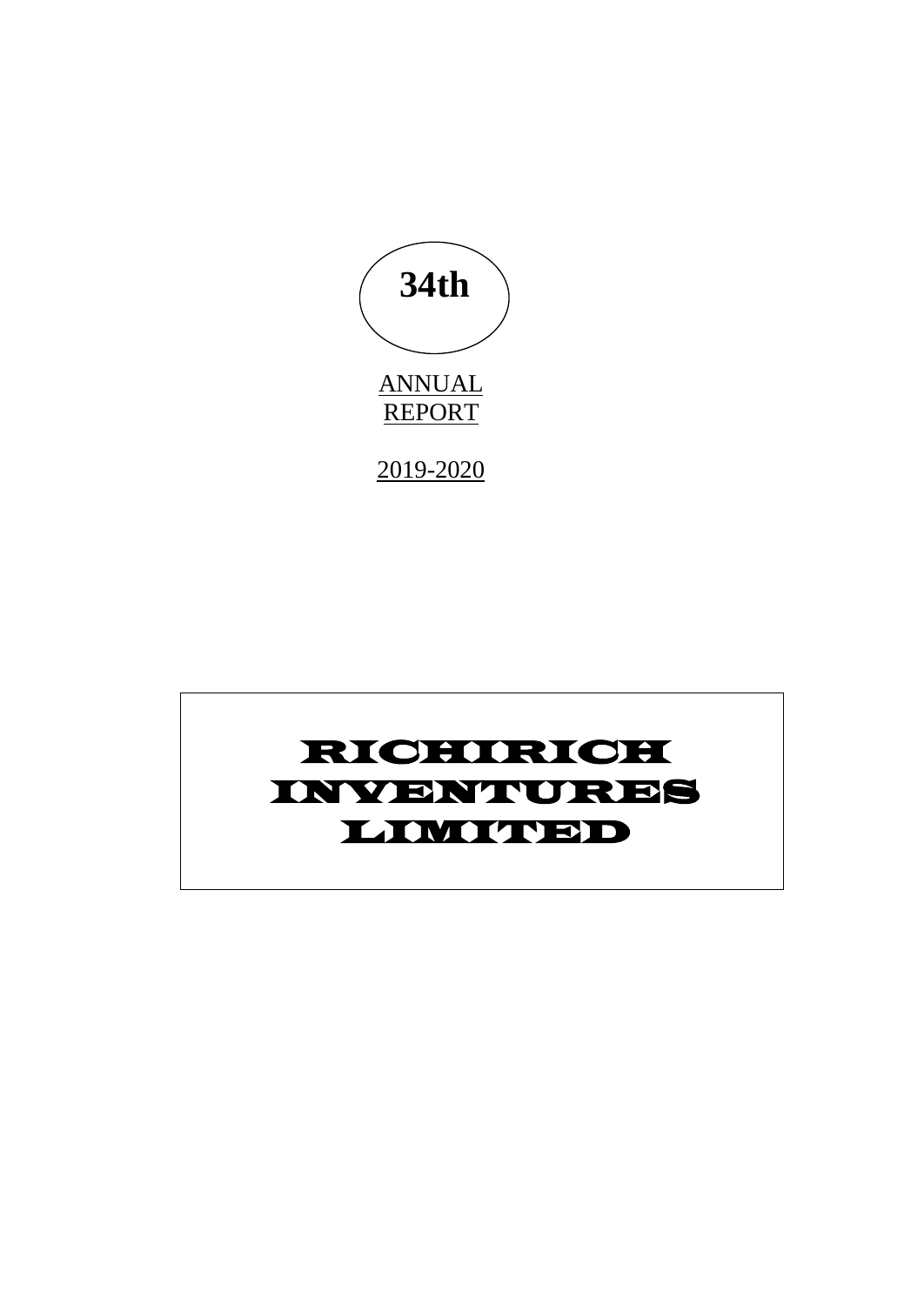**34th**

ANNUAL REPORT

2019-2020

# RICHIRICH INVENTURES LIMITED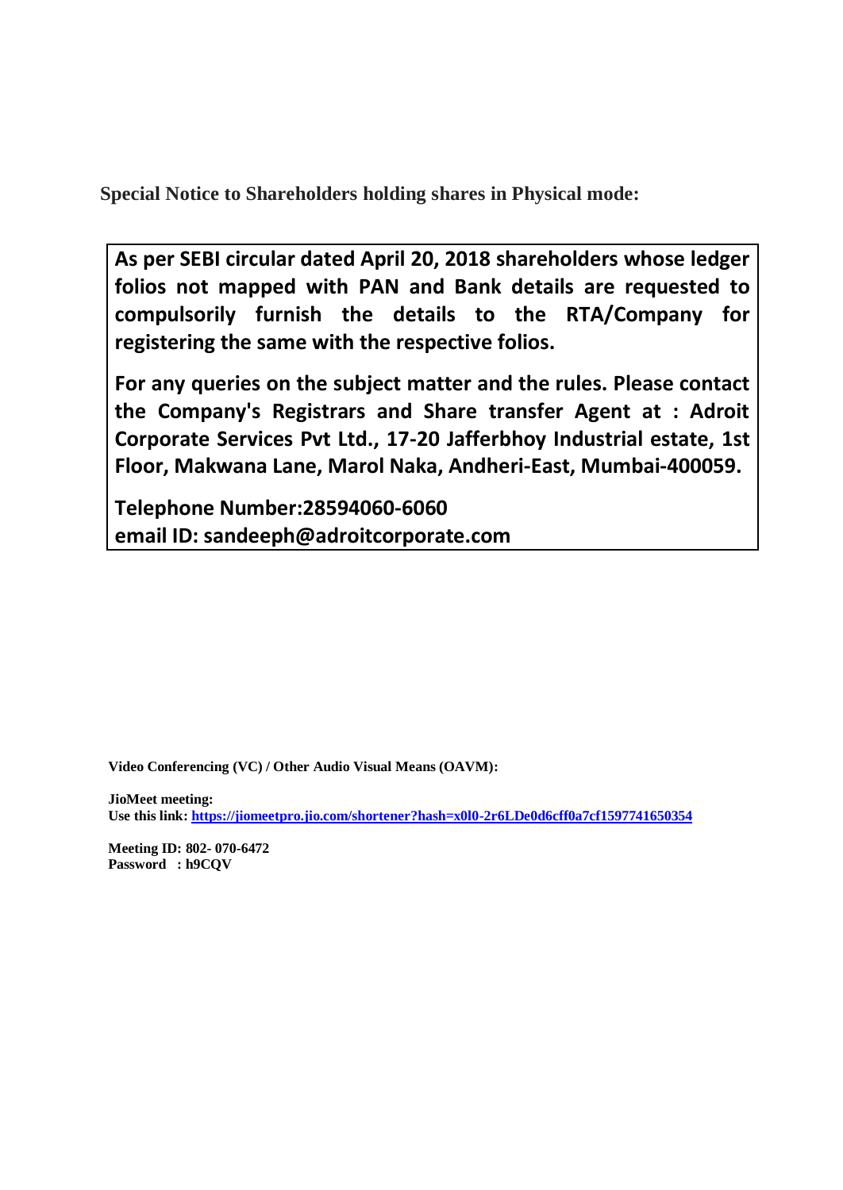**Special Notice to Shareholders holding shares in Physical mode:**

**As per SEBI circular dated April 20, 2018 shareholders whose ledger folios not mapped with PAN and Bank details are requested to compulsorily furnish the details to the RTA/Company for registering the same with the respective folios.**

**For any queries on the subject matter and the rules. Please contact the Company's Registrars and Share transfer Agent at : Adroit Corporate Services Pvt Ltd., 17-20 Jafferbhoy Industrial estate, 1st Floor, Makwana Lane, Marol Naka, Andheri-East, Mumbai-400059.**

**Telephone Number:28594060-6060**
**email ID: sandeeph@adroitcorporate.com**

**Video Conferencing (VC) / Other Audio Visual Means (OAVM):**

**JioMeet meeting:**
**Use this link: https://jiomeetpro.jio.com/shortener?hash=x0l0-2r6LDe0d6cff0a7cf1597741650354**

**Meeting ID: 802- 070-6472**
**Password : h9CQV**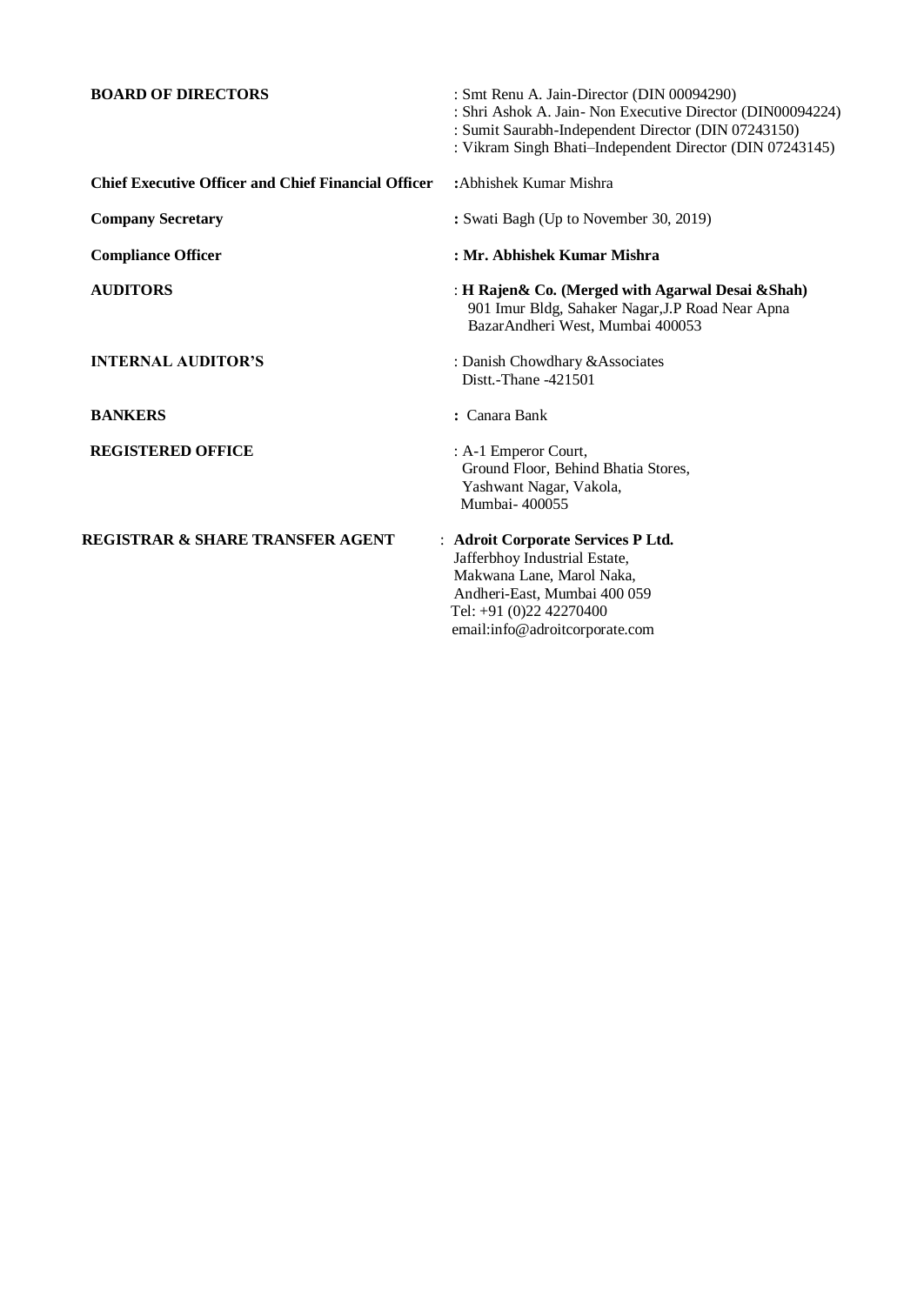| | |
|---|---|
| **BOARD OF DIRECTORS** | : Smt Renu A. Jain-Director (DIN 00094290)<br>: Shri Ashok A. Jain- Non Executive Director (DIN00094224)<br>: Sumit Saurabh-Independent Director (DIN 07243150)<br>: Vikram Singh Bhati–Independent Director (DIN 07243145) |
| **Chief Executive Officer and Chief Financial Officer** | :Abhishek Kumar Mishra |
| **Company Secretary** | **:** Swati Bagh (Up to November 30, 2019) |
| **Compliance Officer** | **: Mr. Abhishek Kumar Mishra** |
| **AUDITORS** | : **H Rajen& Co. (Merged with Agarwal Desai &Shah)**<br>901 Imur Bldg, Sahaker Nagar,J.P Road Near Apna BazarAndheri West, Mumbai 400053 |
| **INTERNAL AUDITOR'S** | : Danish Chowdhary &Associates<br>Distt.-Thane -421501 |
| **BANKERS** | **:** Canara Bank |
| **REGISTERED OFFICE** | : A-1 Emperor Court,<br>Ground Floor, Behind Bhatia Stores,<br>Yashwant Nagar, Vakola,<br>Mumbai- 400055 |
| **REGISTRAR & SHARE TRANSFER AGENT** | : **Adroit Corporate Services P Ltd.**<br>Jafferbhoy Industrial Estate,<br>Makwana Lane, Marol Naka,<br>Andheri-East, Mumbai 400 059<br>Tel: +91 (0)22 42270400<br>email:info@adroitcorporate.com |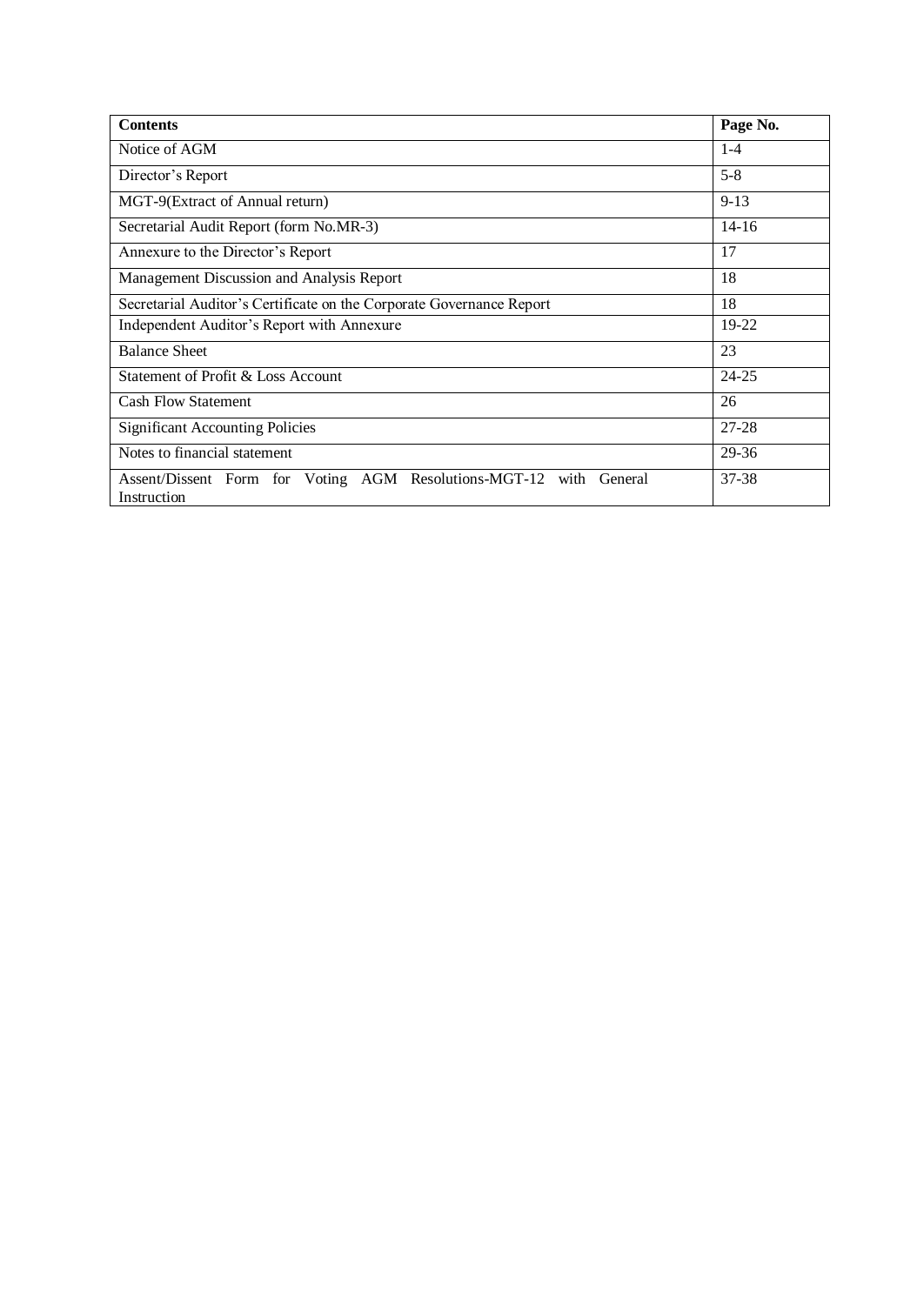| Contents | Page No. |
|---|---|
| Notice of AGM | 1-4 |
| Director's Report | 5-8 |
| MGT-9(Extract of Annual return) | 9-13 |
| Secretarial Audit Report (form No.MR-3) | 14-16 |
| Annexure to the Director's Report | 17 |
| Management Discussion and Analysis Report | 18 |
| Secretarial Auditor's Certificate on the Corporate Governance Report | 18 |
| Independent Auditor's Report with Annexure | 19-22 |
| Balance Sheet | 23 |
| Statement of Profit & Loss Account | 24-25 |
| Cash Flow Statement | 26 |
| Significant Accounting Policies | 27-28 |
| Notes to financial statement | 29-36 |
| Assent/Dissent Form for Voting AGM Resolutions-MGT-12 with General Instruction | 37-38 |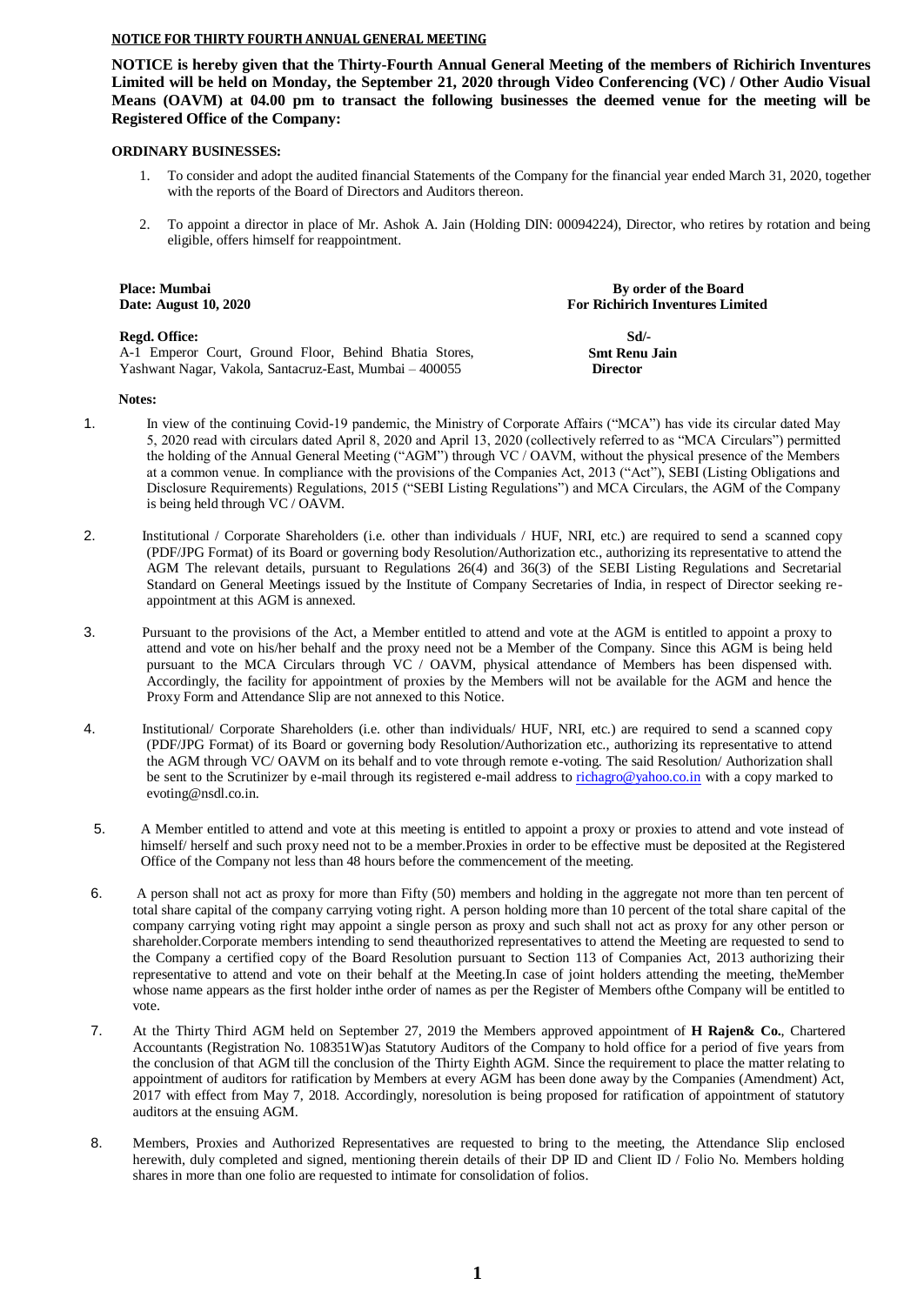## NOTICE FOR THIRTY FOURTH ANNUAL GENERAL MEETING

**NOTICE is hereby given that the Thirty-Fourth Annual General Meeting of the members of Richirich Inventures Limited will be held on Monday, the September 21, 2020 through Video Conferencing (VC) / Other Audio Visual Means (OAVM) at 04.00 pm to transact the following businesses the deemed venue for the meeting will be Registered Office of the Company:**

### ORDINARY BUSINESSES:

1. To consider and adopt the audited financial Statements of the Company for the financial year ended March 31, 2020, together with the reports of the Board of Directors and Auditors thereon.

2. To appoint a director in place of Mr. Ashok A. Jain (Holding DIN: 00094224), Director, who retires by rotation and being eligible, offers himself for reappointment.

**Place: Mumbai**
**Date: August 10, 2020**

**By order of the Board**
**For Richirich Inventures Limited**

**Regd. Office:**
A-1 Emperor Court, Ground Floor, Behind Bhatia Stores, Yashwant Nagar, Vakola, Santacruz-East, Mumbai – 400055

**Sd/-**
**Smt Renu Jain**
**Director**

**Notes:**

1. In view of the continuing Covid-19 pandemic, the Ministry of Corporate Affairs ("MCA") has vide its circular dated May 5, 2020 read with circulars dated April 8, 2020 and April 13, 2020 (collectively referred to as "MCA Circulars") permitted the holding of the Annual General Meeting ("AGM") through VC / OAVM, without the physical presence of the Members at a common venue. In compliance with the provisions of the Companies Act, 2013 ("Act"), SEBI (Listing Obligations and Disclosure Requirements) Regulations, 2015 ("SEBI Listing Regulations") and MCA Circulars, the AGM of the Company is being held through VC / OAVM.

2. Institutional / Corporate Shareholders (i.e. other than individuals / HUF, NRI, etc.) are required to send a scanned copy (PDF/JPG Format) of its Board or governing body Resolution/Authorization etc., authorizing its representative to attend the AGM The relevant details, pursuant to Regulations 26(4) and 36(3) of the SEBI Listing Regulations and Secretarial Standard on General Meetings issued by the Institute of Company Secretaries of India, in respect of Director seeking re-appointment at this AGM is annexed.

3. Pursuant to the provisions of the Act, a Member entitled to attend and vote at the AGM is entitled to appoint a proxy to attend and vote on his/her behalf and the proxy need not be a Member of the Company. Since this AGM is being held pursuant to the MCA Circulars through VC / OAVM, physical attendance of Members has been dispensed with. Accordingly, the facility for appointment of proxies by the Members will not be available for the AGM and hence the Proxy Form and Attendance Slip are not annexed to this Notice.

4. Institutional/ Corporate Shareholders (i.e. other than individuals/ HUF, NRI, etc.) are required to send a scanned copy (PDF/JPG Format) of its Board or governing body Resolution/Authorization etc., authorizing its representative to attend the AGM through VC/ OAVM on its behalf and to vote through remote e-voting. The said Resolution/ Authorization shall be sent to the Scrutinizer by e-mail through its registered e-mail address to richagro@yahoo.co.in with a copy marked to evoting@nsdl.co.in.

5. A Member entitled to attend and vote at this meeting is entitled to appoint a proxy or proxies to attend and vote instead of himself/ herself and such proxy need not to be a member.Proxies in order to be effective must be deposited at the Registered Office of the Company not less than 48 hours before the commencement of the meeting.

6. A person shall not act as proxy for more than Fifty (50) members and holding in the aggregate not more than ten percent of total share capital of the company carrying voting right. A person holding more than 10 percent of the total share capital of the company carrying voting right may appoint a single person as proxy and such shall not act as proxy for any other person or shareholder.Corporate members intending to send theauthorized representatives to attend the Meeting are requested to send to the Company a certified copy of the Board Resolution pursuant to Section 113 of Companies Act, 2013 authorizing their representative to attend and vote on their behalf at the Meeting.In case of joint holders attending the meeting, theMember whose name appears as the first holder inthe order of names as per the Register of Members ofthe Company will be entitled to vote.

7. At the Thirty Third AGM held on September 27, 2019 the Members approved appointment of **H Rajen& Co.**, Chartered Accountants (Registration No. 108351W)as Statutory Auditors of the Company to hold office for a period of five years from the conclusion of that AGM till the conclusion of the Thirty Eighth AGM. Since the requirement to place the matter relating to appointment of auditors for ratification by Members at every AGM has been done away by the Companies (Amendment) Act, 2017 with effect from May 7, 2018. Accordingly, noresolution is being proposed for ratification of appointment of statutory auditors at the ensuing AGM.

8. Members, Proxies and Authorized Representatives are requested to bring to the meeting, the Attendance Slip enclosed herewith, duly completed and signed, mentioning therein details of their DP ID and Client ID / Folio No. Members holding shares in more than one folio are requested to intimate for consolidation of folios.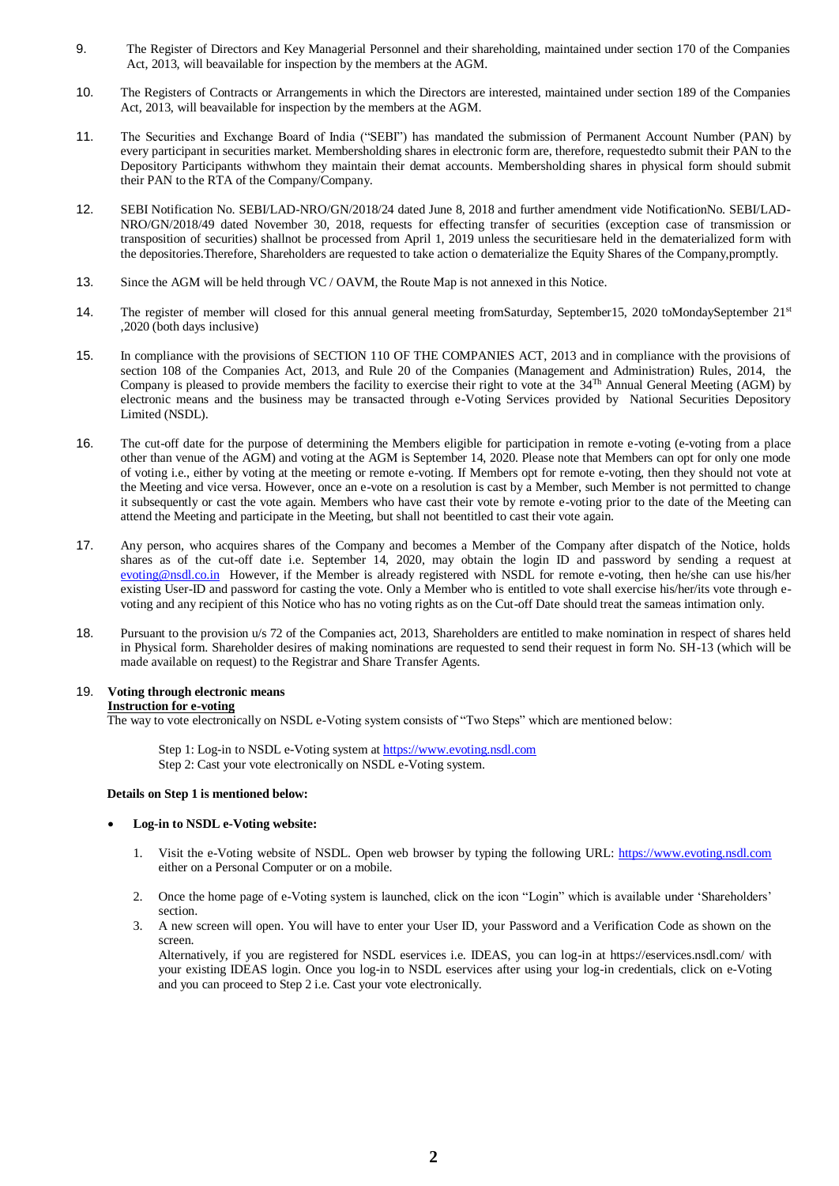9. The Register of Directors and Key Managerial Personnel and their shareholding, maintained under section 170 of the Companies Act, 2013, will beavailable for inspection by the members at the AGM.

10. The Registers of Contracts or Arrangements in which the Directors are interested, maintained under section 189 of the Companies Act, 2013, will beavailable for inspection by the members at the AGM.

11. The Securities and Exchange Board of India ("SEBI") has mandated the submission of Permanent Account Number (PAN) by every participant in securities market. Membersholding shares in electronic form are, therefore, requestedto submit their PAN to the Depository Participants withwhom they maintain their demat accounts. Membersholding shares in physical form should submit their PAN to the RTA of the Company/Company.

12. SEBI Notification No. SEBI/LAD-NRO/GN/2018/24 dated June 8, 2018 and further amendment vide NotificationNo. SEBI/LAD-NRO/GN/2018/49 dated November 30, 2018, requests for effecting transfer of securities (exception case of transmission or transposition of securities) shallnot be processed from April 1, 2019 unless the securitiesare held in the dematerialized form with the depositories.Therefore, Shareholders are requested to take action o dematerialize the Equity Shares of the Company,promptly.

13. Since the AGM will be held through VC / OAVM, the Route Map is not annexed in this Notice.

14. The register of member will closed for this annual general meeting fromSaturday, September15, 2020 toMondaySeptember 21st ,2020 (both days inclusive)

15. In compliance with the provisions of SECTION 110 OF THE COMPANIES ACT, 2013 and in compliance with the provisions of section 108 of the Companies Act, 2013, and Rule 20 of the Companies (Management and Administration) Rules, 2014, the Company is pleased to provide members the facility to exercise their right to vote at the 34Th Annual General Meeting (AGM) by electronic means and the business may be transacted through e-Voting Services provided by National Securities Depository Limited (NSDL).

16. The cut-off date for the purpose of determining the Members eligible for participation in remote e-voting (e-voting from a place other than venue of the AGM) and voting at the AGM is September 14, 2020. Please note that Members can opt for only one mode of voting i.e., either by voting at the meeting or remote e-voting. If Members opt for remote e-voting, then they should not vote at the Meeting and vice versa. However, once an e-vote on a resolution is cast by a Member, such Member is not permitted to change it subsequently or cast the vote again. Members who have cast their vote by remote e-voting prior to the date of the Meeting can attend the Meeting and participate in the Meeting, but shall not beentitled to cast their vote again.

17. Any person, who acquires shares of the Company and becomes a Member of the Company after dispatch of the Notice, holds shares as of the cut-off date i.e. September 14, 2020, may obtain the login ID and password by sending a request at evoting@nsdl.co.in However, if the Member is already registered with NSDL for remote e-voting, then he/she can use his/her existing User-ID and password for casting the vote. Only a Member who is entitled to vote shall exercise his/her/its vote through e-voting and any recipient of this Notice who has no voting rights as on the Cut-off Date should treat the sameas intimation only.

18. Pursuant to the provision u/s 72 of the Companies act, 2013, Shareholders are entitled to make nomination in respect of shares held in Physical form. Shareholder desires of making nominations are requested to send their request in form No. SH-13 (which will be made available on request) to the Registrar and Share Transfer Agents.

19. **Voting through electronic means**

**Instruction for e-voting**

The way to vote electronically on NSDL e-Voting system consists of "Two Steps" which are mentioned below:

Step 1: Log-in to NSDL e-Voting system at https://www.evoting.nsdl.com
Step 2: Cast your vote electronically on NSDL e-Voting system.

**Details on Step 1 is mentioned below:**

- **Log-in to NSDL e-Voting website:**

  1. Visit the e-Voting website of NSDL. Open web browser by typing the following URL: https://www.evoting.nsdl.com either on a Personal Computer or on a mobile.
  2. Once the home page of e-Voting system is launched, click on the icon "Login" which is available under 'Shareholders' section.
  3. A new screen will open. You will have to enter your User ID, your Password and a Verification Code as shown on the screen.
     Alternatively, if you are registered for NSDL eservices i.e. IDEAS, you can log-in at https://eservices.nsdl.com/ with your existing IDEAS login. Once you log-in to NSDL eservices after using your log-in credentials, click on e-Voting and you can proceed to Step 2 i.e. Cast your vote electronically.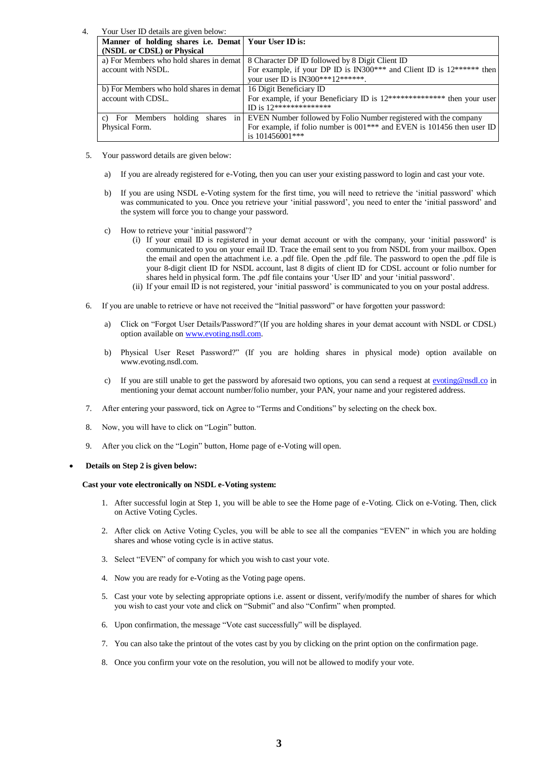4. Your User ID details are given below:

| Manner of holding shares i.e. Demat (NSDL or CDSL) or Physical | Your User ID is: |
|---|---|
| a) For Members who hold shares in demat account with NSDL. | 8 Character DP ID followed by 8 Digit Client ID<br>For example, if your DP ID is IN300*** and Client ID is 12****** then your user ID is IN300***12******. |
| b) For Members who hold shares in demat account with CDSL. | 16 Digit Beneficiary ID<br>For example, if your Beneficiary ID is 12************** then your user ID is 12************** |
| c) For Members holding shares in Physical Form. | EVEN Number followed by Folio Number registered with the company<br>For example, if folio number is 001*** and EVEN is 101456 then user ID is 101456001*** |

5. Your password details are given below:

   a) If you are already registered for e-Voting, then you can user your existing password to login and cast your vote.

   b) If you are using NSDL e-Voting system for the first time, you will need to retrieve the 'initial password' which was communicated to you. Once you retrieve your 'initial password', you need to enter the 'initial password' and the system will force you to change your password.

   c) How to retrieve your 'initial password'?
      (i) If your email ID is registered in your demat account or with the company, your 'initial password' is communicated to you on your email ID. Trace the email sent to you from NSDL from your mailbox. Open the email and open the attachment i.e. a .pdf file. Open the .pdf file. The password to open the .pdf file is your 8-digit client ID for NSDL account, last 8 digits of client ID for CDSL account or folio number for shares held in physical form. The .pdf file contains your 'User ID' and your 'initial password'.
      (ii) If your email ID is not registered, your 'initial password' is communicated to you on your postal address.

6. If you are unable to retrieve or have not received the "Initial password" or have forgotten your password:

   a) Click on "Forgot User Details/Password?"(If you are holding shares in your demat account with NSDL or CDSL) option available on www.evoting.nsdl.com.

   b) Physical User Reset Password?" (If you are holding shares in physical mode) option available on www.evoting.nsdl.com.

   c) If you are still unable to get the password by aforesaid two options, you can send a request at evoting@nsdl.co in mentioning your demat account number/folio number, your PAN, your name and your registered address.

7. After entering your password, tick on Agree to "Terms and Conditions" by selecting on the check box.

8. Now, you will have to click on "Login" button.

9. After you click on the "Login" button, Home page of e-Voting will open.

- **Details on Step 2 is given below:**

**Cast your vote electronically on NSDL e-Voting system:**

1. After successful login at Step 1, you will be able to see the Home page of e-Voting. Click on e-Voting. Then, click on Active Voting Cycles.

2. After click on Active Voting Cycles, you will be able to see all the companies "EVEN" in which you are holding shares and whose voting cycle is in active status.

3. Select "EVEN" of company for which you wish to cast your vote.

4. Now you are ready for e-Voting as the Voting page opens.

5. Cast your vote by selecting appropriate options i.e. assent or dissent, verify/modify the number of shares for which you wish to cast your vote and click on "Submit" and also "Confirm" when prompted.

6. Upon confirmation, the message "Vote cast successfully" will be displayed.

7. You can also take the printout of the votes cast by you by clicking on the print option on the confirmation page.

8. Once you confirm your vote on the resolution, you will not be allowed to modify your vote.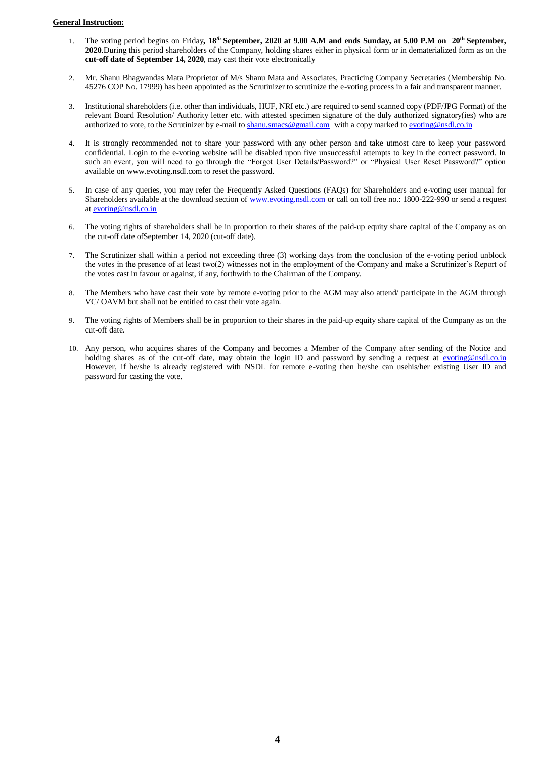**General Instruction:**

1. The voting period begins on Friday**, 18th September, 2020 at 9.00 A.M and ends Sunday, at 5.00 P.M on 20th September, 2020**.During this period shareholders of the Company, holding shares either in physical form or in dematerialized form as on the **cut-off date of September 14, 2020**, may cast their vote electronically

2. Mr. Shanu Bhagwandas Mata Proprietor of M/s Shanu Mata and Associates, Practicing Company Secretaries (Membership No. 45276 COP No. 17999) has been appointed as the Scrutinizer to scrutinize the e-voting process in a fair and transparent manner.

3. Institutional shareholders (i.e. other than individuals, HUF, NRI etc.) are required to send scanned copy (PDF/JPG Format) of the relevant Board Resolution/ Authority letter etc. with attested specimen signature of the duly authorized signatory(ies) who are authorized to vote, to the Scrutinizer by e-mail to shanu.smacs@gmail.com with a copy marked to evoting@nsdl.co.in

4. It is strongly recommended not to share your password with any other person and take utmost care to keep your password confidential. Login to the e-voting website will be disabled upon five unsuccessful attempts to key in the correct password. In such an event, you will need to go through the "Forgot User Details/Password?" or "Physical User Reset Password?" option available on www.evoting.nsdl.com to reset the password.

5. In case of any queries, you may refer the Frequently Asked Questions (FAQs) for Shareholders and e-voting user manual for Shareholders available at the download section of www.evoting.nsdl.com or call on toll free no.: 1800-222-990 or send a request at evoting@nsdl.co.in

6. The voting rights of shareholders shall be in proportion to their shares of the paid-up equity share capital of the Company as on the cut-off date ofSeptember 14, 2020 (cut-off date).

7. The Scrutinizer shall within a period not exceeding three (3) working days from the conclusion of the e-voting period unblock the votes in the presence of at least two(2) witnesses not in the employment of the Company and make a Scrutinizer's Report of the votes cast in favour or against, if any, forthwith to the Chairman of the Company.

8. The Members who have cast their vote by remote e-voting prior to the AGM may also attend/ participate in the AGM through VC/ OAVM but shall not be entitled to cast their vote again.

9. The voting rights of Members shall be in proportion to their shares in the paid-up equity share capital of the Company as on the cut-off date.

10. Any person, who acquires shares of the Company and becomes a Member of the Company after sending of the Notice and holding shares as of the cut-off date, may obtain the login ID and password by sending a request at evoting@nsdl.co.in However, if he/she is already registered with NSDL for remote e-voting then he/she can usehis/her existing User ID and password for casting the vote.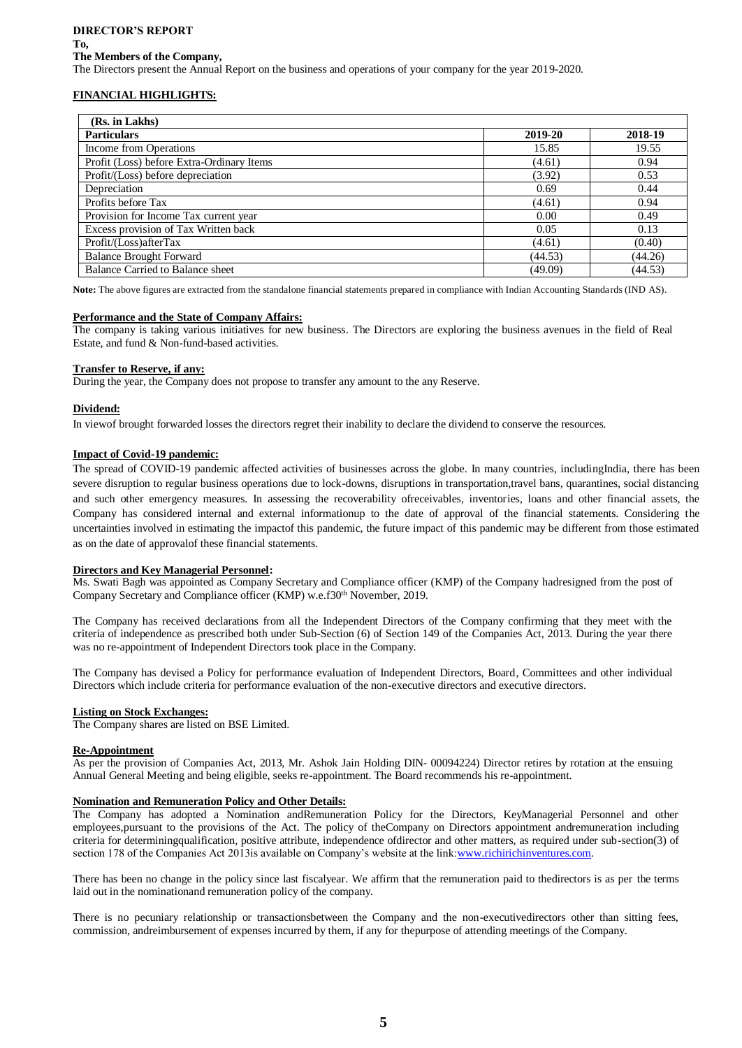**DIRECTOR'S REPORT**

**To,**

**The Members of the Company,**

The Directors present the Annual Report on the business and operations of your company for the year 2019-2020.

## FINANCIAL HIGHLIGHTS:

| (Rs. in Lakhs) | | |
|---|---|---|
| **Particulars** | **2019-20** | **2018-19** |
| Income from Operations | 15.85 | 19.55 |
| Profit (Loss) before Extra-Ordinary Items | (4.61) | 0.94 |
| Profit/(Loss) before depreciation | (3.92) | 0.53 |
| Depreciation | 0.69 | 0.44 |
| Profits before Tax | (4.61) | 0.94 |
| Provision for Income Tax current year | 0.00 | 0.49 |
| Excess provision of Tax Written back | 0.05 | 0.13 |
| Profit/(Loss)afterTax | (4.61) | (0.40) |
| Balance Brought Forward | (44.53) | (44.26) |
| Balance Carried to Balance sheet | (49.09) | (44.53) |

**Note:** The above figures are extracted from the standalone financial statements prepared in compliance with Indian Accounting Standards (IND AS).

### Performance and the State of Company Affairs:

The company is taking various initiatives for new business. The Directors are exploring the business avenues in the field of Real Estate, and fund & Non-fund-based activities.

### Transfer to Reserve, if any:

During the year, the Company does not propose to transfer any amount to the any Reserve.

### Dividend:

In viewof brought forwarded losses the directors regret their inability to declare the dividend to conserve the resources.

### Impact of Covid-19 pandemic:

The spread of COVID-19 pandemic affected activities of businesses across the globe. In many countries, includingIndia, there has been severe disruption to regular business operations due to lock-downs, disruptions in transportation,travel bans, quarantines, social distancing and such other emergency measures. In assessing the recoverability ofreceivables, inventories, loans and other financial assets, the Company has considered internal and external informationup to the date of approval of the financial statements. Considering the uncertainties involved in estimating the impactof this pandemic, the future impact of this pandemic may be different from those estimated as on the date of approvalof these financial statements.

### Directors and Key Managerial Personnel:

Ms. Swati Bagh was appointed as Company Secretary and Compliance officer (KMP) of the Company hadresigned from the post of Company Secretary and Compliance officer (KMP) w.e.f30th November, 2019.

The Company has received declarations from all the Independent Directors of the Company confirming that they meet with the criteria of independence as prescribed both under Sub-Section (6) of Section 149 of the Companies Act, 2013. During the year there was no re-appointment of Independent Directors took place in the Company.

The Company has devised a Policy for performance evaluation of Independent Directors, Board, Committees and other individual Directors which include criteria for performance evaluation of the non-executive directors and executive directors.

### Listing on Stock Exchanges:

The Company shares are listed on BSE Limited.

### Re-Appointment

As per the provision of Companies Act, 2013, Mr. Ashok Jain Holding DIN- 00094224) Director retires by rotation at the ensuing Annual General Meeting and being eligible, seeks re-appointment. The Board recommends his re-appointment.

### Nomination and Remuneration Policy and Other Details:

The Company has adopted a Nomination andRemuneration Policy for the Directors, KeyManagerial Personnel and other employees,pursuant to the provisions of the Act. The policy of theCompany on Directors appointment andremuneration including criteria for determiningqualification, positive attribute, independence ofdirector and other matters, as required under sub-section(3) of section 178 of the Companies Act 2013is available on Company's website at the link:www.richirichinventures.com.

There has been no change in the policy since last fiscalyear. We affirm that the remuneration paid to thedirectors is as per the terms laid out in the nominationand remuneration policy of the company.

There is no pecuniary relationship or transactionsbetween the Company and the non-executivedirectors other than sitting fees, commission, andreimbursement of expenses incurred by them, if any for thepurpose of attending meetings of the Company.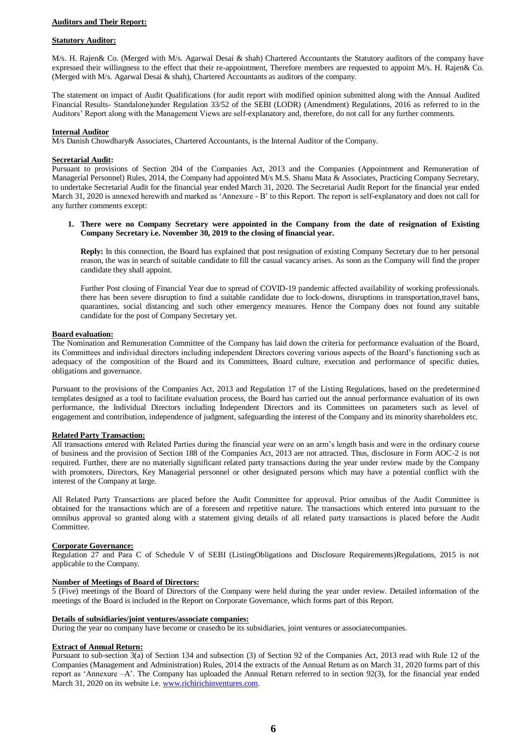**Auditors and Their Report:**

**Statutory Auditor:**

M/s. H. Rajen& Co. (Merged with M/s. Agarwal Desai & shah) Chartered Accountants the Statutory auditors of the company have expressed their willingness to the effect that their re-appointment, Therefore members are requested to appoint M/s. H. Rajen& Co. (Merged with M/s. Agarwal Desai & shah), Chartered Accountants as auditors of the company.

The statement on impact of Audit Qualifications (for audit report with modified opinion submitted along with the Annual Audited Financial Results- Standalone)under Regulation 33/52 of the SEBI (LODR) (Amendment) Regulations, 2016 as referred to in the Auditors' Report along with the Management Views are self-explanatory and, therefore, do not call for any further comments.

**Internal Auditor**

M/s Danish Chowdhary& Associates, Chartered Accountants, is the Internal Auditor of the Company.

**Secretarial Audit:**

Pursuant to provisions of Section 204 of the Companies Act, 2013 and the Companies (Appointment and Remuneration of Managerial Personnel) Rules, 2014, the Company had appointed M/s M.S. Shanu Mata & Associates, Practicing Company Secretary, to undertake Secretarial Audit for the financial year ended March 31, 2020. The Secretarial Audit Report for the financial year ended March 31, 2020 is annexed herewith and marked as 'Annexure - B' to this Report. The report is self-explanatory and does not call for any further comments except:

1. **There were no Company Secretary were appointed in the Company from the date of resignation of Existing Company Secretary i.e. November 30, 2019 to the closing of financial year.**

   **Reply:** In this connection, the Board has explained that post resignation of existing Company Secretary due to her personal reason, the was in search of suitable candidate to fill the casual vacancy arises. As soon as the Company will find the proper candidate they shall appoint.

   Further Post closing of Financial Year due to spread of COVID-19 pandemic affected availability of working professionals. there has been severe disruption to find a suitable candidate due to lock-downs, disruptions in transportation,travel bans, quarantines, social distancing and such other emergency measures. Hence the Company does not found any suitable candidate for the post of Company Secretary yet.

**Board evaluation:**

The Nomination and Remuneration Committee of the Company has laid down the criteria for performance evaluation of the Board, its Committees and individual directors including independent Directors covering various aspects of the Board's functioning such as adequacy of the composition of the Board and its Committees, Board culture, execution and performance of specific duties, obligations and governance.

Pursuant to the provisions of the Companies Act, 2013 and Regulation 17 of the Listing Regulations, based on the predetermined templates designed as a tool to facilitate evaluation process, the Board has carried out the annual performance evaluation of its own performance, the Individual Directors including Independent Directors and its Committees on parameters such as level of engagement and contribution, independence of judgment, safeguarding the interest of the Company and its minority shareholders etc.

**Related Party Transaction:**

All transactions entered with Related Parties during the financial year were on an arm's length basis and were in the ordinary course of business and the provision of Section 188 of the Companies Act, 2013 are not attracted. Thus, disclosure in Form AOC-2 is not required. Further, there are no materially significant related party transactions during the year under review made by the Company with promoters, Directors, Key Managerial personnel or other designated persons which may have a potential conflict with the interest of the Company at large.

All Related Party Transactions are placed before the Audit Committee for approval. Prior omnibus of the Audit Committee is obtained for the transactions which are of a foreseen and repetitive nature. The transactions which entered into pursuant to the omnibus approval so granted along with a statement giving details of all related party transactions is placed before the Audit Committee.

**Corporate Governance:**

Regulation 27 and Para C of Schedule V of SEBI (ListingObligations and Disclosure Requirements)Regulations, 2015 is not applicable to the Company.

**Number of Meetings of Board of Directors:**

5 (Five) meetings of the Board of Directors of the Company were held during the year under review. Detailed information of the meetings of the Board is included in the Report on Corporate Governance, which forms part of this Report.

**Details of subsidiaries/joint ventures/associate companies:**

During the year no company have become or ceasedto be its subsidiaries, joint ventures or associatecompanies.

**Extract of Annual Return:**

Pursuant to sub-section 3(a) of Section 134 and subsection (3) of Section 92 of the Companies Act, 2013 read with Rule 12 of the Companies (Management and Administration) Rules, 2014 the extracts of the Annual Return as on March 31, 2020 forms part of this report as 'Annexure –A'. The Company has uploaded the Annual Return referred to in section 92(3), for the financial year ended March 31, 2020 on its website i.e. www.richirichinventures.com.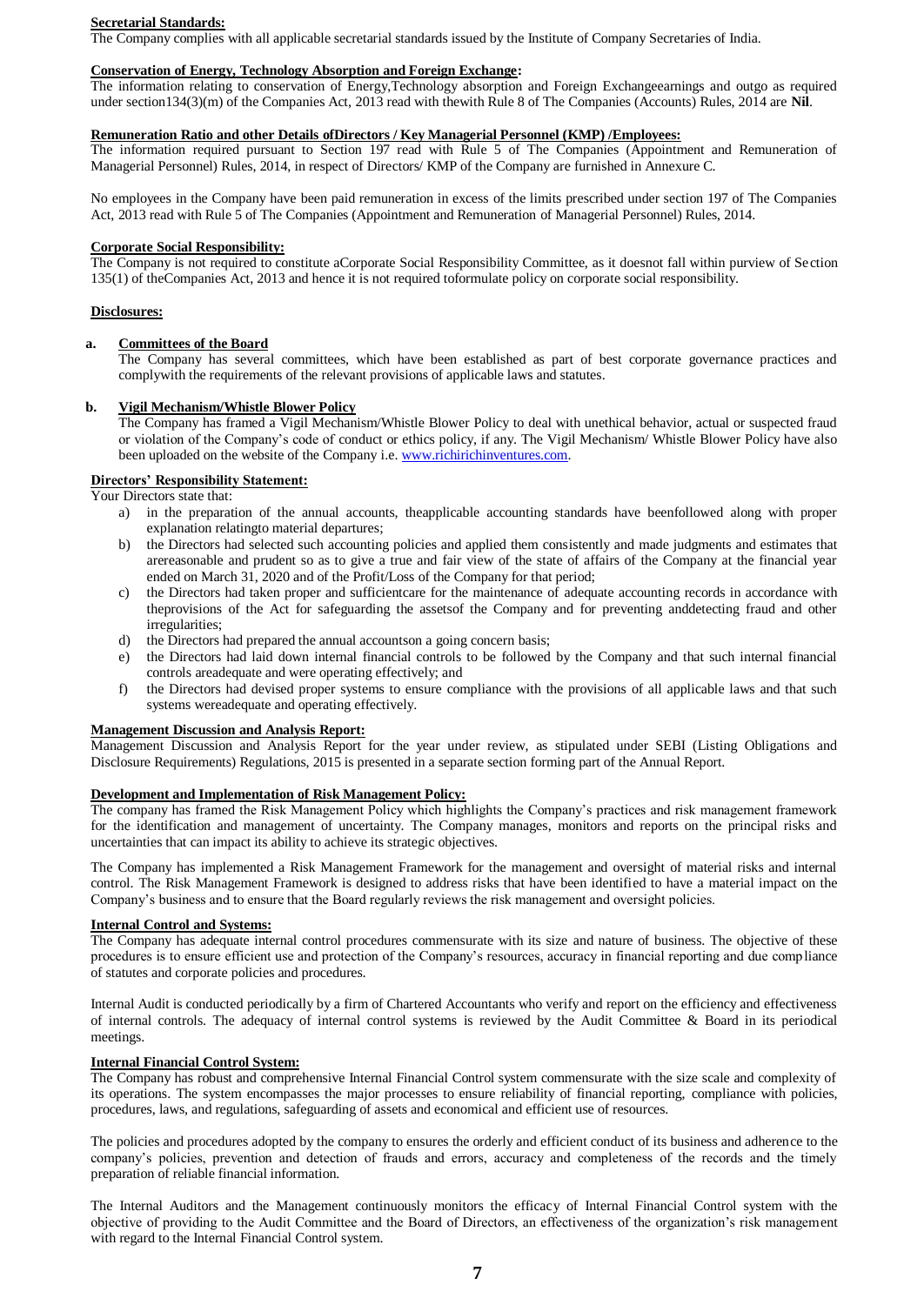**Secretarial Standards:**

The Company complies with all applicable secretarial standards issued by the Institute of Company Secretaries of India.

**Conservation of Energy, Technology Absorption and Foreign Exchange:**

The information relating to conservation of Energy,Technology absorption and Foreign Exchangeearnings and outgo as required under section134(3)(m) of the Companies Act, 2013 read with thewith Rule 8 of The Companies (Accounts) Rules, 2014 are **Nil**.

**Remuneration Ratio and other Details ofDirectors / Key Managerial Personnel (KMP) /Employees:**

The information required pursuant to Section 197 read with Rule 5 of The Companies (Appointment and Remuneration of Managerial Personnel) Rules, 2014, in respect of Directors/ KMP of the Company are furnished in Annexure C.

No employees in the Company have been paid remuneration in excess of the limits prescribed under section 197 of The Companies Act, 2013 read with Rule 5 of The Companies (Appointment and Remuneration of Managerial Personnel) Rules, 2014.

**Corporate Social Responsibility:**

The Company is not required to constitute aCorporate Social Responsibility Committee, as it doesnot fall within purview of Section 135(1) of theCompanies Act, 2013 and hence it is not required toformulate policy on corporate social responsibility.

**Disclosures:**

**a. Committees of the Board**

The Company has several committees, which have been established as part of best corporate governance practices and complywith the requirements of the relevant provisions of applicable laws and statutes.

**b. Vigil Mechanism/Whistle Blower Policy**

The Company has framed a Vigil Mechanism/Whistle Blower Policy to deal with unethical behavior, actual or suspected fraud or violation of the Company's code of conduct or ethics policy, if any. The Vigil Mechanism/ Whistle Blower Policy have also been uploaded on the website of the Company i.e. www.richirichinventures.com.

**Directors' Responsibility Statement:**

Your Directors state that:

a) in the preparation of the annual accounts, theapplicable accounting standards have beenfollowed along with proper explanation relatingto material departures;
b) the Directors had selected such accounting policies and applied them consistently and made judgments and estimates that arereasonable and prudent so as to give a true and fair view of the state of affairs of the Company at the financial year ended on March 31, 2020 and of the Profit/Loss of the Company for that period;
c) the Directors had taken proper and sufficientcare for the maintenance of adequate accounting records in accordance with theprovisions of the Act for safeguarding the assetsof the Company and for preventing anddetecting fraud and other irregularities;
d) the Directors had prepared the annual accountson a going concern basis;
e) the Directors had laid down internal financial controls to be followed by the Company and that such internal financial controls areadequate and were operating effectively; and
f) the Directors had devised proper systems to ensure compliance with the provisions of all applicable laws and that such systems wereadequate and operating effectively.

**Management Discussion and Analysis Report:**

Management Discussion and Analysis Report for the year under review, as stipulated under SEBI (Listing Obligations and Disclosure Requirements) Regulations, 2015 is presented in a separate section forming part of the Annual Report.

**Development and Implementation of Risk Management Policy:**

The company has framed the Risk Management Policy which highlights the Company's practices and risk management framework for the identification and management of uncertainty. The Company manages, monitors and reports on the principal risks and uncertainties that can impact its ability to achieve its strategic objectives.

The Company has implemented a Risk Management Framework for the management and oversight of material risks and internal control. The Risk Management Framework is designed to address risks that have been identified to have a material impact on the Company's business and to ensure that the Board regularly reviews the risk management and oversight policies.

**Internal Control and Systems:**

The Company has adequate internal control procedures commensurate with its size and nature of business. The objective of these procedures is to ensure efficient use and protection of the Company's resources, accuracy in financial reporting and due compliance of statutes and corporate policies and procedures.

Internal Audit is conducted periodically by a firm of Chartered Accountants who verify and report on the efficiency and effectiveness of internal controls. The adequacy of internal control systems is reviewed by the Audit Committee & Board in its periodical meetings.

**Internal Financial Control System:**

The Company has robust and comprehensive Internal Financial Control system commensurate with the size scale and complexity of its operations. The system encompasses the major processes to ensure reliability of financial reporting, compliance with policies, procedures, laws, and regulations, safeguarding of assets and economical and efficient use of resources.

The policies and procedures adopted by the company to ensures the orderly and efficient conduct of its business and adherence to the company's policies, prevention and detection of frauds and errors, accuracy and completeness of the records and the timely preparation of reliable financial information.

The Internal Auditors and the Management continuously monitors the efficacy of Internal Financial Control system with the objective of providing to the Audit Committee and the Board of Directors, an effectiveness of the organization's risk management with regard to the Internal Financial Control system.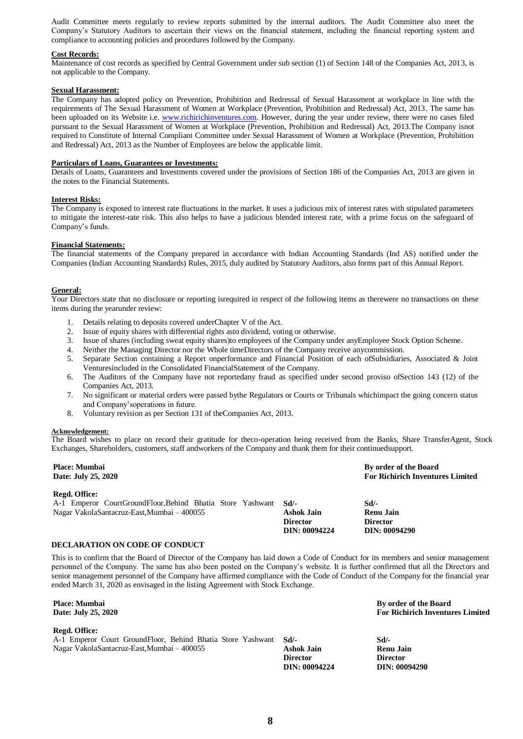Audit Committee meets regularly to review reports submitted by the internal auditors. The Audit Committee also meet the Company's Statutory Auditors to ascertain their views on the financial statement, including the financial reporting system and compliance to accounting policies and procedures followed by the Company.

**Cost Records:**

Maintenance of cost records as specified by Central Government under sub section (1) of Section 148 of the Companies Act, 2013, is not applicable to the Company.

**Sexual Harassment:**

The Company has adopted policy on Prevention, Prohibition and Redressal of Sexual Harassment at workplace in line with the requirements of The Sexual Harassment of Women at Workplace (Prevention, Prohibition and Redressal) Act, 2013. The same has been uploaded on its Website i.e. www.richirichinventures.com. However, during the year under review, there were no cases filed pursuant to the Sexual Harassment of Women at Workplace (Prevention, Prohibition and Redressal) Act, 2013.The Company isnot required to Constitute of Internal Compliant Committee under Sexual Harassment of Women at Workplace (Prevention, Prohibition and Redressal) Act, 2013 as the Number of Employees are below the applicable limit.

**Particulars of Loans, Guarantees or Investments:**

Details of Loans, Guarantees and Investments covered under the provisions of Section 186 of the Companies Act, 2013 are given in the notes to the Financial Statements.

**Interest Risks:**

The Company is exposed to interest rate fluctuations in the market. It uses a judicious mix of interest rates with stipulated parameters to mitigate the interest-rate risk. This also helps to have a judicious blended interest rate, with a prime focus on the safeguard of Company's funds.

**Financial Statements:**

The financial statements of the Company prepared in accordance with Indian Accounting Standards (Ind AS) notified under the Companies (Indian Accounting Standards) Rules, 2015, duly audited by Statutory Auditors, also forms part of this Annual Report.

**General:**

Your Directors state that no disclosure or reporting isrequired in respect of the following items as therewere no transactions on these items during the yearunder review:

1. Details relating to deposits covered underChapter V of the Act.
2. Issue of equity shares with differential rights asto dividend, voting or otherwise.
3. Issue of shares (including sweat equity shares)to employees of the Company under anyEmployee Stock Option Scheme.
4. Neither the Managing Director nor the Whole timeDirectors of the Company receive anycommission.
5. Separate Section containing a Report onperformance and Financial Position of each ofSubsidiaries, Associated & Joint Venturesincluded in the Consolidated FinancialStatement of the Company.
6. The Auditors of the Company have not reportedany fraud as specified under second proviso ofSection 143 (12) of the Companies Act, 2013.
7. No significant or material orders were passed bythe Regulators or Courts or Tribunals whichimpact the going concern status and Company'soperations in future.
8. Voluntary revision as per Section 131 of theCompanies Act, 2013.

**Acknowledgement:**

The Board wishes to place on record their gratitude for theco-operation being received from the Banks, Share TransferAgent, Stock Exchanges, Shareholders, customers, staff andworkers of the Company and thank them for their continuedsupport.

**Place: Mumbai**
**Date: July 25, 2020**

**By order of the Board**
**For Richirich Inventures Limited**

**Regd. Office:**
A-1 Emperor CourtGroundFloor,Behind Bhatia Store Yashwant Nagar VakolaSantacruz-East,Mumbai – 400055

**Sd/-**
**Ashok Jain**
**Director**
**DIN: 00094224**

**Sd/-**
**Renu Jain**
**Director**
**DIN: 00094290**

## DECLARATION ON CODE OF CONDUCT

This is to confirm that the Board of Director of the Company has laid down a Code of Conduct for its members and senior management personnel of the Company. The same has also been posted on the Company's website. It is further confirmed that all the Directors and senior management personnel of the Company have affirmed compliance with the Code of Conduct of the Company for the financial year ended March 31, 2020 as envisaged in the listing Agreement with Stock Exchange.

**Place: Mumbai**
**Date: July 25, 2020**

**By order of the Board**
**For Richirich Inventures Limited**

**Regd. Office:**
A-1 Emperor Court GroundFloor, Behind Bhatia Store Yashwant Nagar VakolaSantacruz-East,Mumbai – 400055

**Sd/-**
**Ashok Jain**
**Director**
**DIN: 00094224**

**Sd/-**
**Renu Jain**
**Director**
**DIN: 00094290**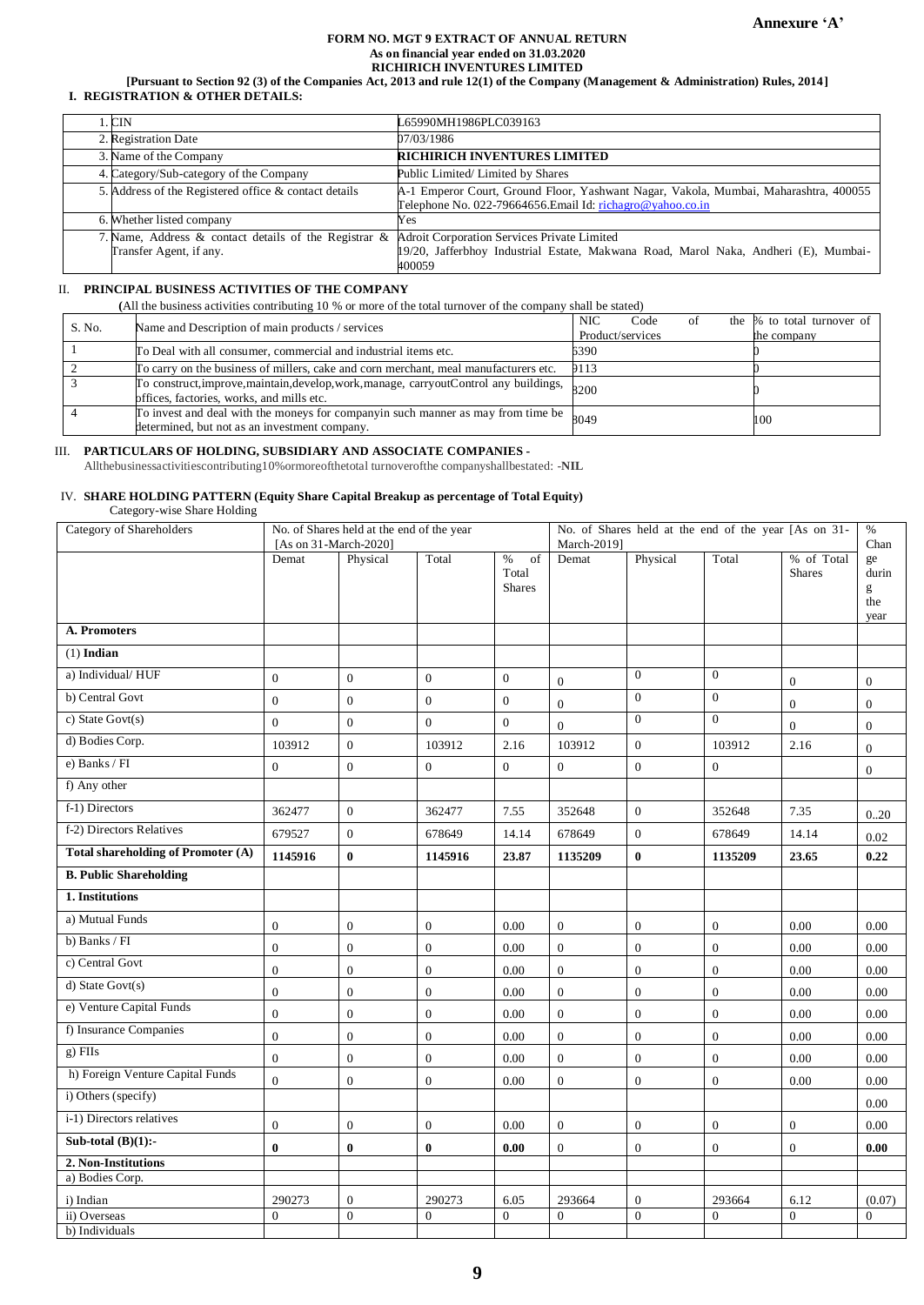**Annexure 'A'**

**FORM NO. MGT 9 EXTRACT OF ANNUAL RETURN**
**As on financial year ended on 31.03.2020**
**RICHIRICH INVENTURES LIMITED**
**[Pursuant to Section 92 (3) of the Companies Act, 2013 and rule 12(1) of the Company (Management & Administration) Rules, 2014]**

## I. REGISTRATION & OTHER DETAILS:

| | |
|---|---|
| 1. CIN | L65990MH1986PLC039163 |
| 2. Registration Date | 07/03/1986 |
| 3. Name of the Company | **RICHIRICH INVENTURES LIMITED** |
| 4. Category/Sub-category of the Company | Public Limited/ Limited by Shares |
| 5. Address of the Registered office & contact details | A-1 Emperor Court, Ground Floor, Yashwant Nagar, Vakola, Mumbai, Maharashtra, 400055 Telephone No. 022-79664656.Email Id: richagro@yahoo.co.in |
| 6. Whether listed company | Yes |
| 7. Name, Address & contact details of the Registrar & Transfer Agent, if any. | Adroit Corporation Services Private Limited 19/20, Jafferbhoy Industrial Estate, Makwana Road, Marol Naka, Andheri (E), Mumbai-400059 |

## II. PRINCIPAL BUSINESS ACTIVITIES OF THE COMPANY

**(**All the business activities contributing 10 % or more of the total turnover of the company shall be stated)

| S. No. | Name and Description of main products / services | NIC Code of the Product/services | % to total turnover of the company |
|---|---|---|---|
| 1 | To Deal with all consumer, commercial and industrial items etc. | 6390 | 0 |
| 2 | To carry on the business of millers, cake and corn merchant, meal manufacturers etc. | 0113 | 0 |
| 3 | To construct,improve,maintain,develop,work,manage, carryoutControl any buildings, offices, factories, works, and mills etc. | 8200 | 0 |
| 4 | To invest and deal with the moneys for companyin such manner as may from time be determined, but not as an investment company. | 8049 | 100 |

## III. PARTICULARS OF HOLDING, SUBSIDIARY AND ASSOCIATE COMPANIES -

Allthebusinessactivitiescontributing10%ormoreofthetotal turnoverofthe companyshallbestated: -**NIL**

## IV. SHARE HOLDING PATTERN (Equity Share Capital Breakup as percentage of Total Equity)

Category-wise Share Holding

| Category of Shareholders | No. of Shares held at the end of the year [As on 31-March-2020] | | | | No. of Shares held at the end of the year [As on 31-March-2019] | | | | % Change during the year |
|---|---|---|---|---|---|---|---|---|---|
| | Demat | Physical | Total | % of Total Shares | Demat | Physical | Total | % of Total Shares | |
| **A. Promoters** | | | | | | | | | |
| (1) **Indian** | | | | | | | | | |
| a) Individual/ HUF | 0 | 0 | 0 | 0 | 0 | 0 | 0 | 0 | 0 |
| b) Central Govt | 0 | 0 | 0 | 0 | 0 | 0 | 0 | 0 | 0 |
| c) State Govt(s) | 0 | 0 | 0 | 0 | 0 | 0 | 0 | 0 | 0 |
| d) Bodies Corp. | 103912 | 0 | 103912 | 2.16 | 103912 | 0 | 103912 | 2.16 | 0 |
| e) Banks / FI | 0 | 0 | 0 | 0 | 0 | 0 | 0 | | 0 |
| f) Any other | | | | | | | | | |
| f-1) Directors | 362477 | 0 | 362477 | 7.55 | 352648 | 0 | 352648 | 7.35 | 0..20 |
| f-2) Directors Relatives | 679527 | 0 | 678649 | 14.14 | 678649 | 0 | 678649 | 14.14 | 0.02 |
| **Total shareholding of Promoter (A)** | **1145916** | **0** | **1145916** | **23.87** | **1135209** | **0** | **1135209** | **23.65** | **0.22** |
| **B. Public Shareholding** | | | | | | | | | |
| **1. Institutions** | | | | | | | | | |
| a) Mutual Funds | 0 | 0 | 0 | 0.00 | 0 | 0 | 0 | 0.00 | 0.00 |
| b) Banks / FI | 0 | 0 | 0 | 0.00 | 0 | 0 | 0 | 0.00 | 0.00 |
| c) Central Govt | 0 | 0 | 0 | 0.00 | 0 | 0 | 0 | 0.00 | 0.00 |
| d) State Govt(s) | 0 | 0 | 0 | 0.00 | 0 | 0 | 0 | 0.00 | 0.00 |
| e) Venture Capital Funds | 0 | 0 | 0 | 0.00 | 0 | 0 | 0 | 0.00 | 0.00 |
| f) Insurance Companies | 0 | 0 | 0 | 0.00 | 0 | 0 | 0 | 0.00 | 0.00 |
| g) FIIs | 0 | 0 | 0 | 0.00 | 0 | 0 | 0 | 0.00 | 0.00 |
| h) Foreign Venture Capital Funds | 0 | 0 | 0 | 0.00 | 0 | 0 | 0 | 0.00 | 0.00 |
| i) Others (specify) | | | | | | | | | 0.00 |
| i-1) Directors relatives | 0 | 0 | 0 | 0.00 | 0 | 0 | 0 | 0 | 0.00 |
| **Sub-total (B)(1):-** | **0** | **0** | **0** | **0.00** | 0 | 0 | 0 | 0 | **0.00** |
| **2. Non-Institutions** | | | | | | | | | |
| a) Bodies Corp. | | | | | | | | | |
| i) Indian | 290273 | 0 | 290273 | 6.05 | 293664 | 0 | 293664 | 6.12 | (0.07) |
| ii) Overseas | 0 | 0 | 0 | 0 | 0 | 0 | 0 | 0 | 0 |
| b) Individuals | | | | | | | | | |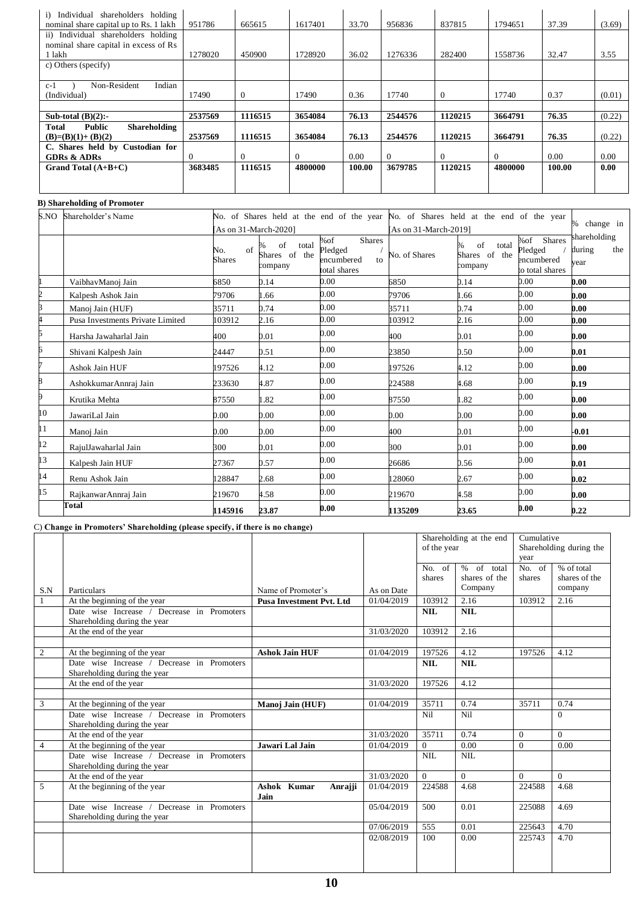| | | | | | | | | | |
|---|---|---|---|---|---|---|---|---|---|
| i) Individual shareholders holding nominal share capital up to Rs. 1 lakh | 951786 | 665615 | 1617401 | 33.70 | 956836 | 837815 | 1794651 | 37.39 | (3.69) |
| ii) Individual shareholders holding nominal share capital in excess of Rs 1 lakh | 1278020 | 450900 | 1728920 | 36.02 | 1276336 | 282400 | 1558736 | 32.47 | 3.55 |
| c) Others (specify) | | | | | | | | | |
| c-1 ) Non-Resident Indian (Individual) | 17490 | 0 | 17490 | 0.36 | 17740 | 0 | 17740 | 0.37 | (0.01) |
| | | | | | | | | | |
| **Sub-total (B)(2):-** | **2537569** | **1116515** | **3654084** | **76.13** | **2544576** | **1120215** | **3664791** | **76.35** | (0.22) |
| **Total Public Shareholding (B)=(B)(1)+ (B)(2)** | **2537569** | **1116515** | **3654084** | **76.13** | **2544576** | **1120215** | **3664791** | **76.35** | (0.22) |
| **C. Shares held by Custodian for GDRs & ADRs** | 0 | 0 | 0 | 0.00 | 0 | 0 | 0 | 0.00 | 0.00 |
| **Grand Total (A+B+C)** | **3683485** | **1116515** | **4800000** | **100.00** | **3679785** | **1120215** | **4800000** | **100.00** | **0.00** |

**B) Shareholding of Promoter**

| S.NO | Shareholder's Name | No. of Shares held at the end of the year [As on 31-March-2020] | | | No. of Shares held at the end of the year [As on 31-March-2019] | | | % change in shareholding during the year |
|---|---|---|---|---|---|---|---|---|
| | | No. of Shares | % of total Shares of the company | %of Shares Pledged / encumbered to total shares | No. of Shares | % of total Shares of the company | %of Shares Pledged / encumbered to total shares | |
| 1 | VaibhavManoj Jain | 6850 | 0.14 | 0.00 | 6850 | 0.14 | 0.00 | **0.00** |
| 2 | Kalpesh Ashok Jain | 79706 | 1.66 | 0.00 | 79706 | 1.66 | 0.00 | **0.00** |
| 3 | Manoj Jain (HUF) | 35711 | 0.74 | 0.00 | 35711 | 0.74 | 0.00 | **0.00** |
| 4 | Pusa Investments Private Limited | 103912 | 2.16 | 0.00 | 103912 | 2.16 | 0.00 | **0.00** |
| 5 | Harsha Jawaharlal Jain | 400 | 0.01 | 0.00 | 400 | 0.01 | 0.00 | **0.00** |
| 6 | Shivani Kalpesh Jain | 24447 | 0.51 | 0.00 | 23850 | 0.50 | 0.00 | **0.01** |
| 7 | Ashok Jain HUF | 197526 | 4.12 | 0.00 | 197526 | 4.12 | 0.00 | **0.00** |
| 8 | AshokkumarAnnraj Jain | 233630 | 4.87 | 0.00 | 224588 | 4.68 | 0.00 | **0.19** |
| 9 | Krutika Mehta | 87550 | 1.82 | 0.00 | 87550 | 1.82 | 0.00 | **0.00** |
| 10 | JawariLal Jain | 0.00 | 0.00 | 0.00 | 0.00 | 0.00 | 0.00 | **0.00** |
| 11 | Manoj Jain | 0.00 | 0.00 | 0.00 | 400 | 0.01 | 0.00 | **-0.01** |
| 12 | RajulJawaharlal Jain | 300 | 0.01 | 0.00 | 300 | 0.01 | 0.00 | **0.00** |
| 13 | Kalpesh Jain HUF | 27367 | 0.57 | 0.00 | 26686 | 0.56 | 0.00 | **0.01** |
| 14 | Renu Ashok Jain | 128847 | 2.68 | 0.00 | 128060 | 2.67 | 0.00 | **0.02** |
| 15 | RajkanwarAnnraj Jain | 219670 | 4.58 | 0.00 | 219670 | 4.58 | 0.00 | **0.00** |
| | **Total** | **1145916** | **23.87** | **0.00** | **1135209** | **23.65** | **0.00** | **0.22** |

C) **Change in Promoters' Shareholding (please specify, if there is no change)**

| S.N | Particulars | Name of Promoter's | As on Date | Shareholding at the end of the year | | Cumulative Shareholding during the year | |
|---|---|---|---|---|---|---|---|
| | | | | No. of shares | % of total shares of the Company | No. of shares | % of total shares of the company |
| 1 | At the beginning of the year | **Pusa Investment Pvt. Ltd** | 01/04/2019 | 103912 | 2.16 | 103912 | 2.16 |
| | Date wise Increase / Decrease in Promoters Shareholding during the year | | | **NIL** | **NIL** | | |
| | At the end of the year | | 31/03/2020 | 103912 | 2.16 | | |
| | | | | | | | |
| 2 | At the beginning of the year | **Ashok Jain HUF** | 01/04/2019 | 197526 | 4.12 | 197526 | 4.12 |
| | Date wise Increase / Decrease in Promoters Shareholding during the year | | | **NIL** | **NIL** | | |
| | At the end of the year | | 31/03/2020 | 197526 | 4.12 | | |
| | | | | | | | |
| 3 | At the beginning of the year | **Manoj Jain (HUF)** | 01/04/2019 | 35711 | 0.74 | 35711 | 0.74 |
| | Date wise Increase / Decrease in Promoters Shareholding during the year | | | Nil | Nil | | 0 |
| | At the end of the year | | 31/03/2020 | 35711 | 0.74 | 0 | 0 |
| 4 | At the beginning of the year | **Jawari Lal Jain** | 01/04/2019 | 0 | 0.00 | 0 | 0.00 |
| | Date wise Increase / Decrease in Promoters Shareholding during the year | | | NIL | NIL | | |
| | At the end of the year | | 31/03/2020 | 0 | 0 | 0 | 0 |
| 5 | At the beginning of the year | **Ashok Kumar Anrajji Jain** | 01/04/2019 | 224588 | 4.68 | 224588 | 4.68 |
| | Date wise Increase / Decrease in Promoters Shareholding during the year | | 05/04/2019 | 500 | 0.01 | 225088 | 4.69 |
| | | | 07/06/2019 | 555 | 0.01 | 225643 | 4.70 |
| | | | 02/08/2019 | 100 | 0.00 | 225743 | 4.70 |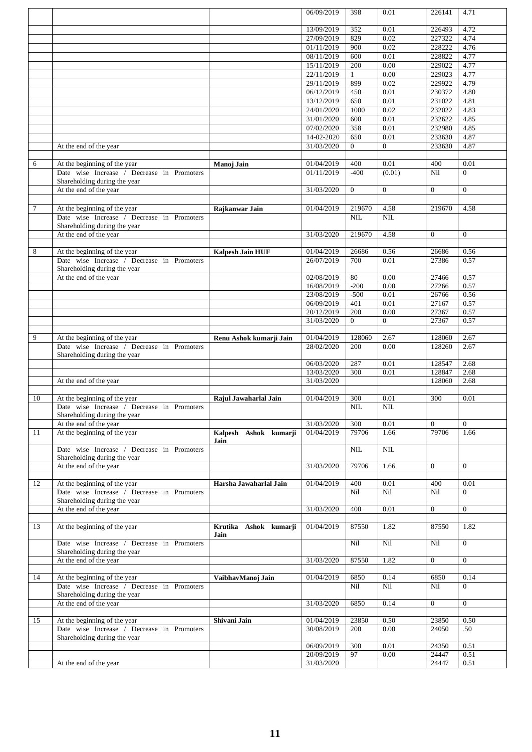|  |  |  | 06/09/2019 | 398 | 0.01 | 226141 | 4.71 |
|---|---|---|---|---|---|---|---|
|  |  |  | 13/09/2019 | 352 | 0.01 | 226493 | 4.72 |
|  |  |  | 27/09/2019 | 829 | 0.02 | 227322 | 4.74 |
|  |  |  | 01/11/2019 | 900 | 0.02 | 228222 | 4.76 |
|  |  |  | 08/11/2019 | 600 | 0.01 | 228822 | 4.77 |
|  |  |  | 15/11/2019 | 200 | 0.00 | 229022 | 4.77 |
|  |  |  | 22/11/2019 | 1 | 0.00 | 229023 | 4.77 |
|  |  |  | 29/11/2019 | 899 | 0.02 | 229922 | 4.79 |
|  |  |  | 06/12/2019 | 450 | 0.01 | 230372 | 4.80 |
|  |  |  | 13/12/2019 | 650 | 0.01 | 231022 | 4.81 |
|  |  |  | 24/01/2020 | 1000 | 0.02 | 232022 | 4.83 |
|  |  |  | 31/01/2020 | 600 | 0.01 | 232622 | 4.85 |
|  |  |  | 07/02/2020 | 358 | 0.01 | 232980 | 4.85 |
|  |  |  | 14-02-2020 | 650 | 0.01 | 233630 | 4.87 |
|  | At the end of the year |  | 31/03/2020 | 0 | 0 | 233630 | 4.87 |
|  |  |  |  |  |  |  |  |
| 6 | At the beginning of the year | **Manoj Jain** | 01/04/2019 | 400 | 0.01 | 400 | 0.01 |
|  | Date wise Increase / Decrease in Promoters Shareholding during the year |  | 01/11/2019 | -400 | (0.01) | Nil | 0 |
|  | At the end of the year |  | 31/03/2020 | 0 | 0 | 0 | 0 |
|  |  |  |  |  |  |  |  |
| 7 | At the beginning of the year | **Rajkanwar Jain** | 01/04/2019 | 219670 | 4.58 | 219670 | 4.58 |
|  | Date wise Increase / Decrease in Promoters Shareholding during the year |  |  | NIL | NIL |  |  |
|  | At the end of the year |  | 31/03/2020 | 219670 | 4.58 | 0 | 0 |
|  |  |  |  |  |  |  |  |
| 8 | At the beginning of the year | **Kalpesh Jain HUF** | 01/04/2019 | 26686 | 0.56 | 26686 | 0.56 |
|  | Date wise Increase / Decrease in Promoters Shareholding during the year |  | 26/07/2019 | 700 | 0.01 | 27386 | 0.57 |
|  | At the end of the year |  | 02/08/2019 | 80 | 0.00 | 27466 | 0.57 |
|  |  |  | 16/08/2019 | -200 | 0.00 | 27266 | 0.57 |
|  |  |  | 23/08/2019 | -500 | 0.01 | 26766 | 0.56 |
|  |  |  | 06/09/2019 | 401 | 0.01 | 27167 | 0.57 |
|  |  |  | 20/12/2019 | 200 | 0.00 | 27367 | 0.57 |
|  |  |  | 31/03/2020 | 0 | 0 | 27367 | 0.57 |
|  |  |  |  |  |  |  |  |
| 9 | At the beginning of the year | **Renu Ashok kumarji Jain** | 01/04/2019 | 128060 | 2.67 | 128060 | 2.67 |
|  | Date wise Increase / Decrease in Promoters Shareholding during the year |  | 28/02/2020 | 200 | 0.00 | 128260 | 2.67 |
|  |  |  | 06/03/2020 | 287 | 0.01 | 128547 | 2.68 |
|  |  |  | 13/03/2020 | 300 | 0.01 | 128847 | 2.68 |
|  | At the end of the year |  | 31/03/2020 |  |  | 128060 | 2.68 |
|  |  |  |  |  |  |  |  |
| 10 | At the beginning of the year | **Rajul Jawaharlal Jain** | 01/04/2019 | 300 | 0.01 | 300 | 0.01 |
|  | Date wise Increase / Decrease in Promoters Shareholding during the year |  |  | NIL | NIL |  |  |
|  | At the end of the year |  | 31/03/2020 | 300 | 0.01 | 0 | 0 |
| 11 | At the beginning of the year | **Kalpesh Ashok kumarji Jain** | 01/04/2019 | 79706 | 1.66 | 79706 | 1.66 |
|  | Date wise Increase / Decrease in Promoters Shareholding during the year |  |  | NIL | NIL |  |  |
|  | At the end of the year |  | 31/03/2020 | 79706 | 1.66 | 0 | 0 |
|  |  |  |  |  |  |  |  |
| 12 | At the beginning of the year | **Harsha Jawaharlal Jain** | 01/04/2019 | 400 | 0.01 | 400 | 0.01 |
|  | Date wise Increase / Decrease in Promoters Shareholding during the year |  |  | Nil | Nil | Nil | 0 |
|  | At the end of the year |  | 31/03/2020 | 400 | 0.01 | 0 | 0 |
|  |  |  |  |  |  |  |  |
| 13 | At the beginning of the year | **Krutika Ashok kumarji Jain** | 01/04/2019 | 87550 | 1.82 | 87550 | 1.82 |
|  | Date wise Increase / Decrease in Promoters Shareholding during the year |  |  | Nil | Nil | Nil | 0 |
|  | At the end of the year |  | 31/03/2020 | 87550 | 1.82 | 0 | 0 |
|  |  |  |  |  |  |  |  |
| 14 | At the beginning of the year | **VaibhavManoj Jain** | 01/04/2019 | 6850 | 0.14 | 6850 | 0.14 |
|  | Date wise Increase / Decrease in Promoters Shareholding during the year |  |  | Nil | Nil | Nil | 0 |
|  | At the end of the year |  | 31/03/2020 | 6850 | 0.14 | 0 | 0 |
|  |  |  |  |  |  |  |  |
| 15 | At the beginning of the year | **Shivani Jain** | 01/04/2019 | 23850 | 0.50 | 23850 | 0.50 |
|  | Date wise Increase / Decrease in Promoters Shareholding during the year |  | 30/08/2019 | 200 | 0.00 | 24050 | .50 |
|  |  |  | 06/09/2019 | 300 | 0.01 | 24350 | 0.51 |
|  |  |  | 20/09/2019 | 97 | 0.00 | 24447 | 0.51 |
|  | At the end of the year |  | 31/03/2020 |  |  | 24447 | 0.51 |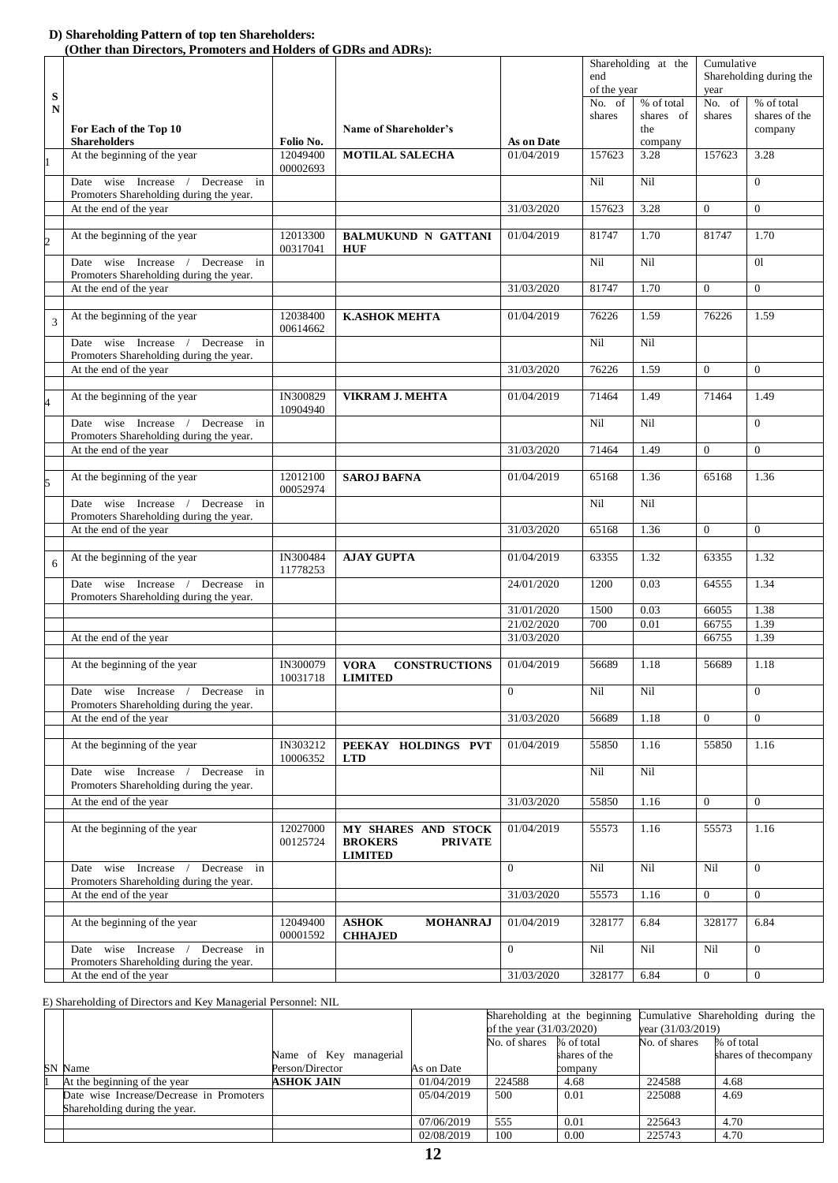**D) Shareholding Pattern of top ten Shareholders:**
**(Other than Directors, Promoters and Holders of GDRs and ADRs):**

| SN | For Each of the Top 10 Shareholders | Folio No. | Name of Shareholder's | As on Date | Shareholding at the end of the year | | Cumulative Shareholding during the year | |
|---|---|---|---|---|---|---|---|---|
| | | | | | No. of shares | % of total shares of the company | No. of shares | % of total shares of the company |
| 1 | At the beginning of the year | 12049400 00002693 | **MOTILAL SALECHA** | 01/04/2019 | 157623 | 3.28 | 157623 | 3.28 |
| | Date wise Increase / Decrease in Promoters Shareholding during the year. | | | | Nil | Nil | | 0 |
| | At the end of the year | | | 31/03/2020 | 157623 | 3.28 | 0 | 0 |
| 2 | At the beginning of the year | 12013300 00317041 | **BALMUKUND N GATTANI HUF** | 01/04/2019 | 81747 | 1.70 | 81747 | 1.70 |
| | Date wise Increase / Decrease in Promoters Shareholding during the year. | | | | Nil | Nil | | 0l |
| | At the end of the year | | | 31/03/2020 | 81747 | 1.70 | 0 | 0 |
| 3 | At the beginning of the year | 12038400 00614662 | **K.ASHOK MEHTA** | 01/04/2019 | 76226 | 1.59 | 76226 | 1.59 |
| | Date wise Increase / Decrease in Promoters Shareholding during the year. | | | | Nil | Nil | | |
| | At the end of the year | | | 31/03/2020 | 76226 | 1.59 | 0 | 0 |
| 4 | At the beginning of the year | IN300829 10904940 | **VIKRAM J. MEHTA** | 01/04/2019 | 71464 | 1.49 | 71464 | 1.49 |
| | Date wise Increase / Decrease in Promoters Shareholding during the year. | | | | Nil | Nil | | 0 |
| | At the end of the year | | | 31/03/2020 | 71464 | 1.49 | 0 | 0 |
| 5 | At the beginning of the year | 12012100 00052974 | **SAROJ BAFNA** | 01/04/2019 | 65168 | 1.36 | 65168 | 1.36 |
| | Date wise Increase / Decrease in Promoters Shareholding during the year. | | | | Nil | Nil | | |
| | At the end of the year | | | 31/03/2020 | 65168 | 1.36 | 0 | 0 |
| 6 | At the beginning of the year | IN300484 11778253 | **AJAY GUPTA** | 01/04/2019 | 63355 | 1.32 | 63355 | 1.32 |
| | Date wise Increase / Decrease in Promoters Shareholding during the year. | | | 24/01/2020 | 1200 | 0.03 | 64555 | 1.34 |
| | | | | 31/01/2020 | 1500 | 0.03 | 66055 | 1.38 |
| | | | | 21/02/2020 | 700 | 0.01 | 66755 | 1.39 |
| | At the end of the year | | | 31/03/2020 | | | 66755 | 1.39 |
| | At the beginning of the year | IN300079 10031718 | **VORA CONSTRUCTIONS LIMITED** | 01/04/2019 | 56689 | 1.18 | 56689 | 1.18 |
| | Date wise Increase / Decrease in Promoters Shareholding during the year. | | | 0 | Nil | Nil | | 0 |
| | At the end of the year | | | 31/03/2020 | 56689 | 1.18 | 0 | 0 |
| | At the beginning of the year | IN303212 10006352 | **PEEKAY HOLDINGS PVT LTD** | 01/04/2019 | 55850 | 1.16 | 55850 | 1.16 |
| | Date wise Increase / Decrease in Promoters Shareholding during the year. | | | | Nil | Nil | | |
| | At the end of the year | | | 31/03/2020 | 55850 | 1.16 | 0 | 0 |
| | At the beginning of the year | 12027000 00125724 | **MY SHARES AND STOCK BROKERS PRIVATE LIMITED** | 01/04/2019 | 55573 | 1.16 | 55573 | 1.16 |
| | Date wise Increase / Decrease in Promoters Shareholding during the year. | | | 0 | Nil | Nil | Nil | 0 |
| | At the end of the year | | | 31/03/2020 | 55573 | 1.16 | 0 | 0 |
| | At the beginning of the year | 12049400 00001592 | **ASHOK MOHANRAJ CHHAJED** | 01/04/2019 | 328177 | 6.84 | 328177 | 6.84 |
| | Date wise Increase / Decrease in Promoters Shareholding during the year. | | | 0 | Nil | Nil | Nil | 0 |
| | At the end of the year | | | 31/03/2020 | 328177 | 6.84 | 0 | 0 |

E) Shareholding of Directors and Key Managerial Personnel: NIL

| SN | Name | Name of Key managerial Person/Director | As on Date | Shareholding at the beginning of the year (31/03/2020) | | Cumulative Shareholding during the year (31/03/2019) | |
|---|---|---|---|---|---|---|---|
| | | | | No. of shares | % of total shares of the company | No. of shares | % of total shares of thecompany |
| 1 | At the beginning of the year | **ASHOK JAIN** | 01/04/2019 | 224588 | 4.68 | 224588 | 4.68 |
| | Date wise Increase/Decrease in Promoters Shareholding during the year. | | 05/04/2019 | 500 | 0.01 | 225088 | 4.69 |
| | | | 07/06/2019 | 555 | 0.01 | 225643 | 4.70 |
| | | | 02/08/2019 | 100 | 0.00 | 225743 | 4.70 |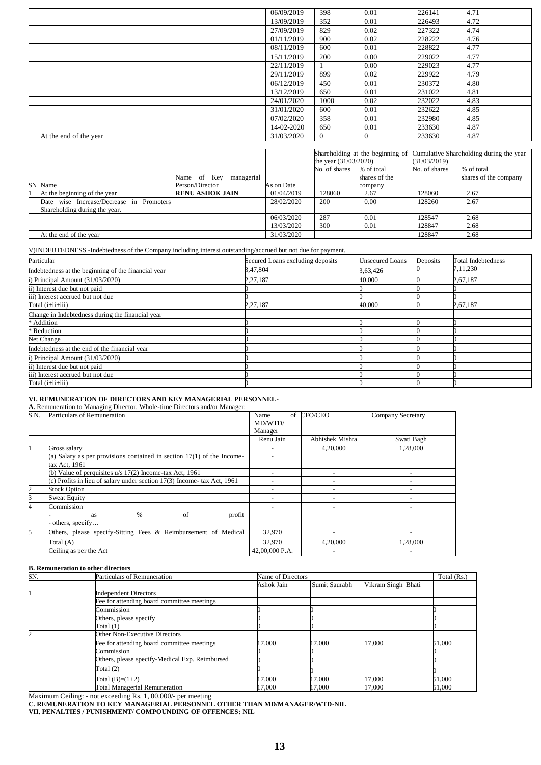|  |  |  | 06/09/2019 | 398 | 0.01 | 226141 | 4.71 |
|---|---|---|---|---|---|---|---|
|  |  |  | 13/09/2019 | 352 | 0.01 | 226493 | 4.72 |
|  |  |  | 27/09/2019 | 829 | 0.02 | 227322 | 4.74 |
|  |  |  | 01/11/2019 | 900 | 0.02 | 228222 | 4.76 |
|  |  |  | 08/11/2019 | 600 | 0.01 | 228822 | 4.77 |
|  |  |  | 15/11/2019 | 200 | 0.00 | 229022 | 4.77 |
|  |  |  | 22/11/2019 | 1 | 0.00 | 229023 | 4.77 |
|  |  |  | 29/11/2019 | 899 | 0.02 | 229922 | 4.79 |
|  |  |  | 06/12/2019 | 450 | 0.01 | 230372 | 4.80 |
|  |  |  | 13/12/2019 | 650 | 0.01 | 231022 | 4.81 |
|  |  |  | 24/01/2020 | 1000 | 0.02 | 232022 | 4.83 |
|  |  |  | 31/01/2020 | 600 | 0.01 | 232622 | 4.85 |
|  |  |  | 07/02/2020 | 358 | 0.01 | 232980 | 4.85 |
|  |  |  | 14-02-2020 | 650 | 0.01 | 233630 | 4.87 |
|  | At the end of the year |  | 31/03/2020 | 0 | 0 | 233630 | 4.87 |

| SN | Name | Name of Key managerial Person/Director | As on Date | Shareholding at the beginning of the year (31/03/2020) |  | Cumulative Shareholding during the year (31/03/2019) |  |
|---|---|---|---|---|---|---|---|
|  |  |  |  | No. of shares | % of total shares of the company | No. of shares | % of total shares of the company |
| 1 | At the beginning of the year | **RENU ASHOK JAIN** | 01/04/2019 | 128060 | 2.67 | 128060 | 2.67 |
|  | Date wise Increase/Decrease in Promoters Shareholding during the year. |  | 28/02/2020 | 200 | 0.00 | 128260 | 2.67 |
|  |  |  | 06/03/2020 | 287 | 0.01 | 128547 | 2.68 |
|  |  |  | 13/03/2020 | 300 | 0.01 | 128847 | 2.68 |
|  | At the end of the year |  | 31/03/2020 |  |  | 128847 | 2.68 |

V)INDEBTEDNESS -Indebtedness of the Company including interest outstanding/accrued but not due for payment.

| Particular | Secured Loans excluding deposits | Unsecured Loans | Deposits | Total Indebtedness |
|---|---|---|---|---|
| Indebtedness at the beginning of the financial year | 3,47,804 | 3,63,426 | 0 | 7,11,230 |
| i) Principal Amount (31/03/2020) | 2,27,187 | 40,000 | 0 | 2,67,187 |
| ii) Interest due but not paid | 0 | 0 | 0 | 0 |
| iii) Interest accrued but not due | 0 | 0 | 0 | 0 |
| Total (i+ii+iii) | 2,27,187 | 40,000 | 0 | 2,67,187 |
| Change in Indebtedness during the financial year |  |  |  |  |
| * Addition | 0 | 0 | 0 | 0 |
| * Reduction | 0 | 0 | 0 | 0 |
| Net Change | 0 | 0 | 0 | 0 |
| Indebtedness at the end of the financial year | 0 | 0 | 0 | 0 |
| i) Principal Amount (31/03/2020) | 0 | 0 | 0 | 0 |
| ii) Interest due but not paid | 0 | 0 | 0 | 0 |
| iii) Interest accrued but not due | 0 | 0 | 0 | 0 |
| Total (i+ii+iii) | 0 | 0 | 0 | 0 |

**VI. REMUNERATION OF DIRECTORS AND KEY MANAGERIAL PERSONNEL-**

**A.** Remuneration to Managing Director, Whole-time Directors and/or Manager:

| S.N. | Particulars of Remuneration | Name of MD/WTD/ Manager | CFO/CEO | Company Secretary |
|---|---|---|---|---|
|  |  | Renu Jain | Abhishek Mishra | Swati Bagh |
| 1 | Gross salary | - | 4,20,000 | 1,28,000 |
|  | (a) Salary as per provisions contained in section 17(1) of the Income-tax Act, 1961 | - |  |  |
|  | (b) Value of perquisites u/s 17(2) Income-tax Act, 1961 | - | - | - |
|  | (c) Profits in lieu of salary under section 17(3) Income- tax Act, 1961 | - | - | - |
| 2 | Stock Option | - | - | - |
| 3 | Sweat Equity | - | - | - |
| 4 | Commission<br>- as % of profit<br>- others, specify… | - | - | - |
| 5 | Others, please specify-Sitting Fees & Reimbursement of Medical | 32,970 | - | - |
|  | Total (A) | 32,970 | 4,20,000 | 1,28,000 |
|  | Ceiling as per the Act | 42,00,000 P.A. | - | - |

**B. Remuneration to other directors**

| SN. | Particulars of Remuneration | Name of Directors |  |  | Total (Rs.) |
|---|---|---|---|---|---|
|  |  | Ashok Jain | Sumit Saurabh | Vikram Singh Bhati |  |
| 1 | Independent Directors |  |  |  |  |
|  | Fee for attending board committee meetings |  |  |  |  |
|  | Commission | 0 | 0 |  | 0 |
|  | Others, please specify | 0 | 0 |  | 0 |
|  | Total (1) | 0 | 0 |  | 0 |
| 2 | Other Non-Executive Directors |  |  |  |  |
|  | Fee for attending board committee meetings | 17,000 | 17,000 | 17,000 | 51,000 |
|  | Commission | 0 | 0 |  | 0 |
|  | Others, please specify-Medical Exp. Reimbursed | 0 | 0 |  | 0 |
|  | Total (2) | 0 | 0 |  | 0 |
|  | Total (B)=(1+2) | 17,000 | 17,000 | 17,000 | 51,000 |
|  | Total Managerial Remuneration | 17,000 | 17,000 | 17,000 | 51,000 |

Maximum Ceiling: - not exceeding Rs. 1, 00,000/- per meeting

**C. REMUNERATION TO KEY MANAGERIAL PERSONNEL OTHER THAN MD/MANAGER/WTD-NIL**

**VII. PENALTIES / PUNISHMENT/ COMPOUNDING OF OFFENCES: NIL**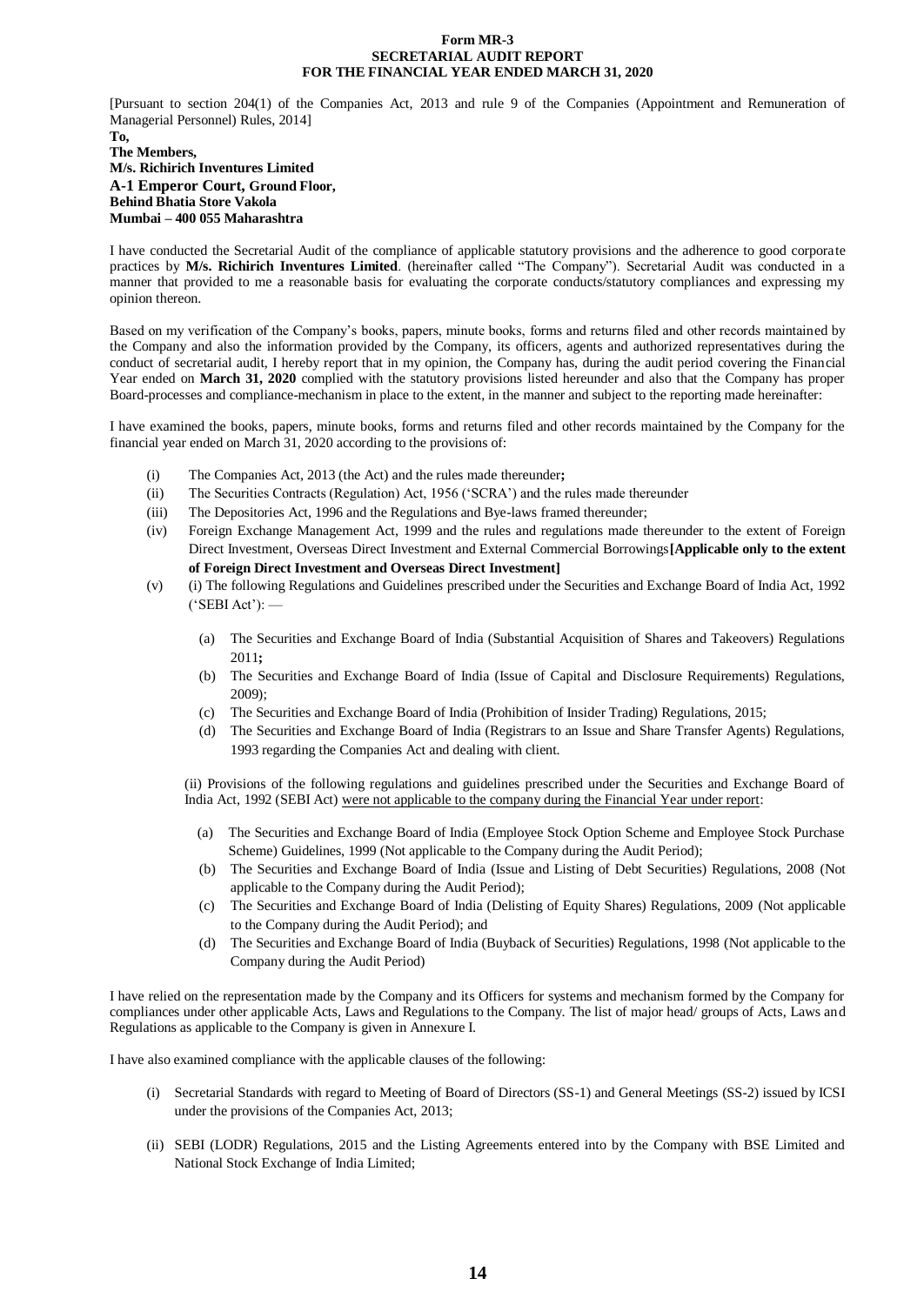**Form MR-3**
**SECRETARIAL AUDIT REPORT**
**FOR THE FINANCIAL YEAR ENDED MARCH 31, 2020**

[Pursuant to section 204(1) of the Companies Act, 2013 and rule 9 of the Companies (Appointment and Remuneration of Managerial Personnel) Rules, 2014]

**To,**
**The Members,**
**M/s. Richirich Inventures Limited**
**A-1 Emperor Court, Ground Floor,**
**Behind Bhatia Store Vakola**
**Mumbai – 400 055 Maharashtra**

I have conducted the Secretarial Audit of the compliance of applicable statutory provisions and the adherence to good corporate practices by **M/s. Richirich Inventures Limited**. (hereinafter called "The Company"). Secretarial Audit was conducted in a manner that provided to me a reasonable basis for evaluating the corporate conducts/statutory compliances and expressing my opinion thereon.

Based on my verification of the Company's books, papers, minute books, forms and returns filed and other records maintained by the Company and also the information provided by the Company, its officers, agents and authorized representatives during the conduct of secretarial audit, I hereby report that in my opinion, the Company has, during the audit period covering the Financial Year ended on **March 31, 2020** complied with the statutory provisions listed hereunder and also that the Company has proper Board-processes and compliance-mechanism in place to the extent, in the manner and subject to the reporting made hereinafter:

I have examined the books, papers, minute books, forms and returns filed and other records maintained by the Company for the financial year ended on March 31, 2020 according to the provisions of:

(i) The Companies Act, 2013 (the Act) and the rules made thereunder**;**

(ii) The Securities Contracts (Regulation) Act, 1956 ('SCRA') and the rules made thereunder

(iii) The Depositories Act, 1996 and the Regulations and Bye-laws framed thereunder;

(iv) Foreign Exchange Management Act, 1999 and the rules and regulations made thereunder to the extent of Foreign Direct Investment, Overseas Direct Investment and External Commercial Borrowings **[Applicable only to the extent of Foreign Direct Investment and Overseas Direct Investment]**

(v) (i) The following Regulations and Guidelines prescribed under the Securities and Exchange Board of India Act, 1992 ('SEBI Act'): —

   (a) The Securities and Exchange Board of India (Substantial Acquisition of Shares and Takeovers) Regulations 2011**;**

   (b) The Securities and Exchange Board of India (Issue of Capital and Disclosure Requirements) Regulations, 2009);

   (c) The Securities and Exchange Board of India (Prohibition of Insider Trading) Regulations, 2015;

   (d) The Securities and Exchange Board of India (Registrars to an Issue and Share Transfer Agents) Regulations, 1993 regarding the Companies Act and dealing with client.

   (ii) Provisions of the following regulations and guidelines prescribed under the Securities and Exchange Board of India Act, 1992 (SEBI Act) <u>were not applicable to the company during the Financial Year under report</u>:

   (a) The Securities and Exchange Board of India (Employee Stock Option Scheme and Employee Stock Purchase Scheme) Guidelines, 1999 (Not applicable to the Company during the Audit Period);

   (b) The Securities and Exchange Board of India (Issue and Listing of Debt Securities) Regulations, 2008 (Not applicable to the Company during the Audit Period);

   (c) The Securities and Exchange Board of India (Delisting of Equity Shares) Regulations, 2009 (Not applicable to the Company during the Audit Period); and

   (d) The Securities and Exchange Board of India (Buyback of Securities) Regulations, 1998 (Not applicable to the Company during the Audit Period)

I have relied on the representation made by the Company and its Officers for systems and mechanism formed by the Company for compliances under other applicable Acts, Laws and Regulations to the Company. The list of major head/ groups of Acts, Laws and Regulations as applicable to the Company is given in Annexure I.

I have also examined compliance with the applicable clauses of the following:

(i) Secretarial Standards with regard to Meeting of Board of Directors (SS-1) and General Meetings (SS-2) issued by ICSI under the provisions of the Companies Act, 2013;

(ii) SEBI (LODR) Regulations, 2015 and the Listing Agreements entered into by the Company with BSE Limited and National Stock Exchange of India Limited;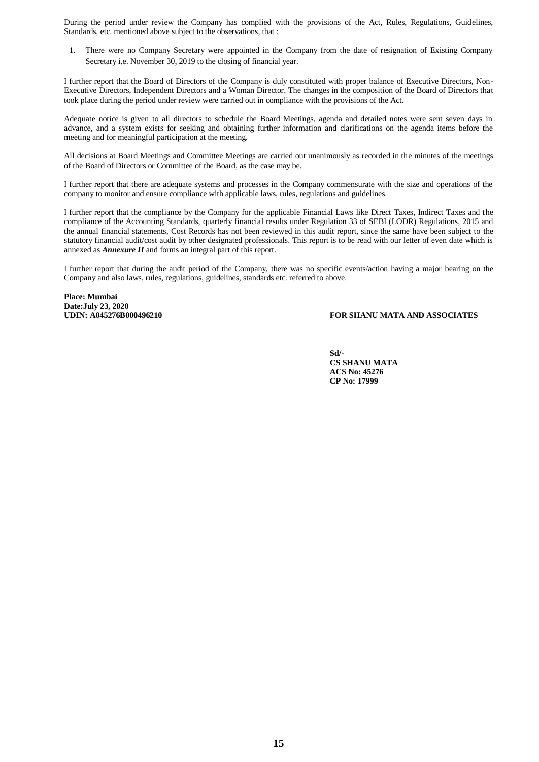During the period under review the Company has complied with the provisions of the Act, Rules, Regulations, Guidelines, Standards, etc. mentioned above subject to the observations, that :

1. There were no Company Secretary were appointed in the Company from the date of resignation of Existing Company Secretary i.e. November 30, 2019 to the closing of financial year.

I further report that the Board of Directors of the Company is duly constituted with proper balance of Executive Directors, Non-Executive Directors, Independent Directors and a Woman Director. The changes in the composition of the Board of Directors that took place during the period under review were carried out in compliance with the provisions of the Act.

Adequate notice is given to all directors to schedule the Board Meetings, agenda and detailed notes were sent seven days in advance, and a system exists for seeking and obtaining further information and clarifications on the agenda items before the meeting and for meaningful participation at the meeting.

All decisions at Board Meetings and Committee Meetings are carried out unanimously as recorded in the minutes of the meetings of the Board of Directors or Committee of the Board, as the case may be.

I further report that there are adequate systems and processes in the Company commensurate with the size and operations of the company to monitor and ensure compliance with applicable laws, rules, regulations and guidelines.

I further report that the compliance by the Company for the applicable Financial Laws like Direct Taxes, Indirect Taxes and the compliance of the Accounting Standards, quarterly financial results under Regulation 33 of SEBI (LODR) Regulations, 2015 and the annual financial statements, Cost Records has not been reviewed in this audit report, since the same have been subject to the statutory financial audit/cost audit by other designated professionals. This report is to be read with our letter of even date which is annexed as ***Annexure II*** and forms an integral part of this report.

I further report that during the audit period of the Company, there was no specific events/action having a major bearing on the Company and also laws, rules, regulations, guidelines, standards etc. referred to above.

**Place: Mumbai**
**Date:July 23, 2020**
**UDIN: A045276B000496210**

**FOR SHANU MATA AND ASSOCIATES**

**Sd/-**
**CS SHANU MATA**
**ACS No: 45276**
**CP No: 17999**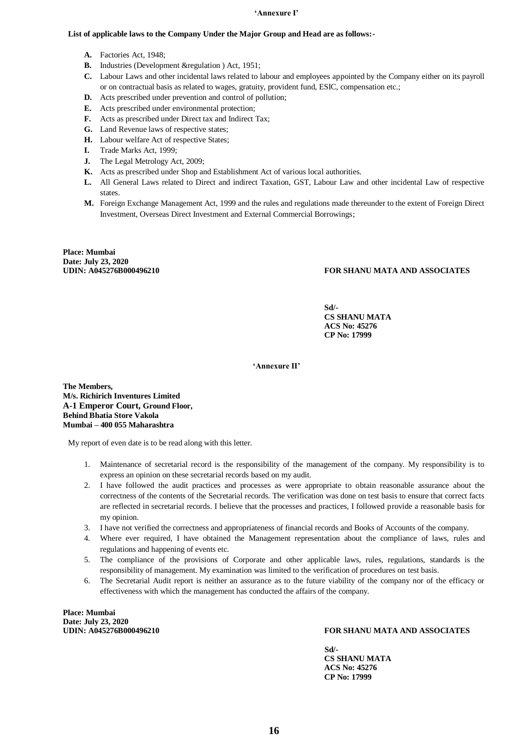**'Annexure I'**

**List of applicable laws to the Company Under the Major Group and Head are as follows:-**

- **A.** Factories Act, 1948;
- **B.** Industries (Development &regulation ) Act, 1951;
- **C.** Labour Laws and other incidental laws related to labour and employees appointed by the Company either on its payroll or on contractual basis as related to wages, gratuity, provident fund, ESIC, compensation etc.;
- **D.** Acts prescribed under prevention and control of pollution;
- **E.** Acts prescribed under environmental protection;
- **F.** Acts as prescribed under Direct tax and Indirect Tax;
- **G.** Land Revenue laws of respective states;
- **H.** Labour welfare Act of respective States;
- **I.** Trade Marks Act, 1999;
- **J.** The Legal Metrology Act, 2009;
- **K.** Acts as prescribed under Shop and Establishment Act of various local authorities.
- **L.** All General Laws related to Direct and indirect Taxation, GST, Labour Law and other incidental Law of respective states.
- **M.** Foreign Exchange Management Act, 1999 and the rules and regulations made thereunder to the extent of Foreign Direct Investment, Overseas Direct Investment and External Commercial Borrowings;

**Place: Mumbai**
**Date: July 23, 2020**
**UDIN: A045276B000496210**

**FOR SHANU MATA AND ASSOCIATES**

**Sd/-**
**CS SHANU MATA**
**ACS No: 45276**
**CP No: 17999**

**'Annexure II'**

**The Members,**
**M/s. Richirich Inventures Limited**
**A-1 Emperor Court, Ground Floor,**
**Behind Bhatia Store Vakola**
**Mumbai – 400 055 Maharashtra**

My report of even date is to be read along with this letter.

1. Maintenance of secretarial record is the responsibility of the management of the company. My responsibility is to express an opinion on these secretarial records based on my audit.
2. I have followed the audit practices and processes as were appropriate to obtain reasonable assurance about the correctness of the contents of the Secretarial records. The verification was done on test basis to ensure that correct facts are reflected in secretarial records. I believe that the processes and practices, I followed provide a reasonable basis for my opinion.
3. I have not verified the correctness and appropriateness of financial records and Books of Accounts of the company.
4. Where ever required, I have obtained the Management representation about the compliance of laws, rules and regulations and happening of events etc.
5. The compliance of the provisions of Corporate and other applicable laws, rules, regulations, standards is the responsibility of management. My examination was limited to the verification of procedures on test basis.
6. The Secretarial Audit report is neither an assurance as to the future viability of the company nor of the efficacy or effectiveness with which the management has conducted the affairs of the company.

**Place: Mumbai**
**Date: July 23, 2020**
**UDIN: A045276B000496210**

**FOR SHANU MATA AND ASSOCIATES**

**Sd/-**
**CS SHANU MATA**
**ACS No: 45276**
**CP No: 17999**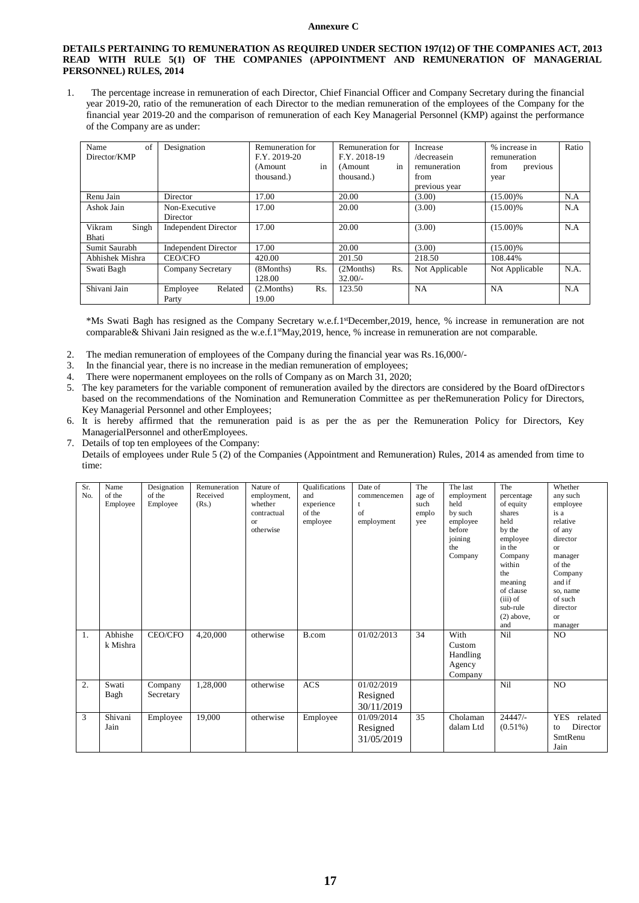**Annexure C**

**DETAILS PERTAINING TO REMUNERATION AS REQUIRED UNDER SECTION 197(12) OF THE COMPANIES ACT, 2013 READ WITH RULE 5(1) OF THE COMPANIES (APPOINTMENT AND REMUNERATION OF MANAGERIAL PERSONNEL) RULES, 2014**

1. The percentage increase in remuneration of each Director, Chief Financial Officer and Company Secretary during the financial year 2019-20, ratio of the remuneration of each Director to the median remuneration of the employees of the Company for the financial year 2019-20 and the comparison of remuneration of each Key Managerial Personnel (KMP) against the performance of the Company are as under:

| Name of Director/KMP | Designation | Remuneration for F.Y. 2019-20 (Amount in thousand.) | Remuneration for F.Y. 2018-19 (Amount in thousand.) | Increase /decreasein remuneration from previous year | % increase in remuneration from previous year | Ratio |
|---|---|---|---|---|---|---|
| Renu Jain | Director | 17.00 | 20.00 | (3.00) | (15.00)% | N.A |
| Ashok Jain | Non-Executive Director | 17.00 | 20.00 | (3.00) | (15.00)% | N.A |
| Vikram Singh Bhati | Independent Director | 17.00 | 20.00 | (3.00) | (15.00)% | N.A |
| Sumit Saurabh | Independent Director | 17.00 | 20.00 | (3.00) | (15.00)% | |
| Abhishek Mishra | CEO/CFO | 420.00 | 201.50 | 218.50 | 108.44% | |
| Swati Bagh | Company Secretary | (8Months) Rs. 128.00 | (2Months) Rs. 32.00/- | Not Applicable | Not Applicable | N.A. |
| Shivani Jain | Employee Related Party | (2.Months) Rs. 19.00 | 123.50 | NA | NA | N.A |

*Ms Swati Bagh has resigned as the Company Secretary w.e.f.1st December,2019, hence, % increase in remuneration are not comparable& Shivani Jain resigned as the w.e.f.1st May,2019, hence, % increase in remuneration are not comparable.

2. The median remuneration of employees of the Company during the financial year was Rs.16,000/-
3. In the financial year, there is no increase in the median remuneration of employees;
4. There were nopermanent employees on the rolls of Company as on March 31, 2020;
5. The key parameters for the variable component of remuneration availed by the directors are considered by the Board ofDirectors based on the recommendations of the Nomination and Remuneration Committee as per theRemuneration Policy for Directors, Key Managerial Personnel and other Employees;
6. It is hereby affirmed that the remuneration paid is as per the as per the Remuneration Policy for Directors, Key ManagerialPersonnel and otherEmployees.
7. Details of top ten employees of the Company:
   Details of employees under Rule 5 (2) of the Companies (Appointment and Remuneration) Rules, 2014 as amended from time to time:

| Sr. No. | Name of the Employee | Designation of the Employee | Remuneration Received (Rs.) | Nature of employment, whether contractual or otherwise | Qualifications and experience of the employee | Date of commencement of employment | The age of such employee | The last employment held by such employee before joining the Company | The percentage of equity shares held by the employee in the Company within the meaning of clause (iii) of sub-rule (2) above, and | Whether any such employee is a relative of any director or manager of the Company and if so, name of such director or manager |
|---|---|---|---|---|---|---|---|---|---|---|
| 1. | Abhishek Mishra | CEO/CFO | 4,20,000 | otherwise | B.com | 01/02/2013 | 34 | With Custom Handling Agency Company | Nil | NO |
| 2. | Swati Bagh | Company Secretary | 1,28,000 | otherwise | ACS | 01/02/2019 Resigned 30/11/2019 | | | Nil | NO |
| 3 | Shivani Jain | Employee | 19,000 | otherwise | Employee | 01/09/2014 Resigned 31/05/2019 | 35 | Cholamandalam Ltd | 24447/- (0.51%) | YES related to Director SmtRenu Jain |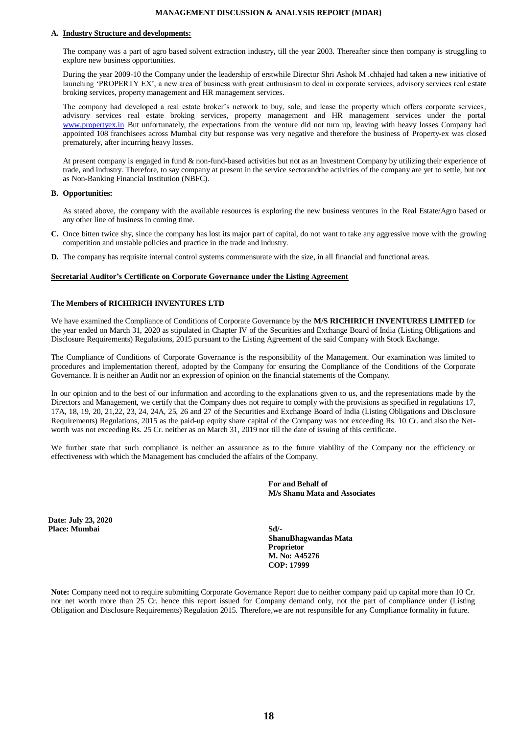# MANAGEMENT DISCUSSION & ANALYSIS REPORT {MDAR}

**A. Industry Structure and developments:**

The company was a part of agro based solvent extraction industry, till the year 2003. Thereafter since then company is struggling to explore new business opportunities.

During the year 2009-10 the Company under the leadership of erstwhile Director Shri Ashok M .chhajed had taken a new initiative of launching 'PROPERTY EX', a new area of business with great enthusiasm to deal in corporate services, advisory services real estate broking services, property management and HR management services.

The company had developed a real estate broker's network to buy, sale, and lease the property which offers corporate services, advisory services real estate broking services, property management and HR management services under the portal www.propertyex.in But unfortunately, the expectations from the venture did not turn up, leaving with heavy losses Company had appointed 108 franchisees across Mumbai city but response was very negative and therefore the business of Property-ex was closed prematurely, after incurring heavy losses.

At present company is engaged in fund & non-fund-based activities but not as an Investment Company by utilizing their experience of trade, and industry. Therefore, to say company at present in the service sectorandthe activities of the company are yet to settle, but not as Non-Banking Financial Institution (NBFC).

**B. Opportunities:**

As stated above, the company with the available resources is exploring the new business ventures in the Real Estate/Agro based or any other line of business in coming time.

**C.** Once bitten twice shy, since the company has lost its major part of capital, do not want to take any aggressive move with the growing competition and unstable policies and practice in the trade and industry.

**D.** The company has requisite internal control systems commensurate with the size, in all financial and functional areas.

**Secretarial Auditor's Certificate on Corporate Governance under the Listing Agreement**

**The Members of RICHIRICH INVENTURES LTD**

We have examined the Compliance of Conditions of Corporate Governance by the **M/S RICHIRICH INVENTURES LIMITED** for the year ended on March 31, 2020 as stipulated in Chapter IV of the Securities and Exchange Board of India (Listing Obligations and Disclosure Requirements) Regulations, 2015 pursuant to the Listing Agreement of the said Company with Stock Exchange.

The Compliance of Conditions of Corporate Governance is the responsibility of the Management. Our examination was limited to procedures and implementation thereof, adopted by the Company for ensuring the Compliance of the Conditions of the Corporate Governance. It is neither an Audit nor an expression of opinion on the financial statements of the Company.

In our opinion and to the best of our information and according to the explanations given to us, and the representations made by the Directors and Management, we certify that the Company does not require to comply with the provisions as specified in regulations 17, 17A, 18, 19, 20, 21,22, 23, 24, 24A, 25, 26 and 27 of the Securities and Exchange Board of India (Listing Obligations and Disclosure Requirements) Regulations, 2015 as the paid-up equity share capital of the Company was not exceeding Rs. 10 Cr. and also the Net-worth was not exceeding Rs. 25 Cr. neither as on March 31, 2019 nor till the date of issuing of this certificate.

We further state that such compliance is neither an assurance as to the future viability of the Company nor the efficiency or effectiveness with which the Management has concluded the affairs of the Company.

**For and Behalf of**
**M/s Shanu Mata and Associates**

**Date: July 23, 2020**
**Place: Mumbai**

**Sd/-**
**ShanuBhagwandas Mata**
**Proprietor**
**M. No: A45276**
**COP: 17999**

**Note:** Company need not to require submitting Corporate Governance Report due to neither company paid up capital more than 10 Cr. nor net worth more than 25 Cr. hence this report issued for Company demand only, not the part of compliance under (Listing Obligation and Disclosure Requirements) Regulation 2015. Therefore,we are not responsible for any Compliance formality in future.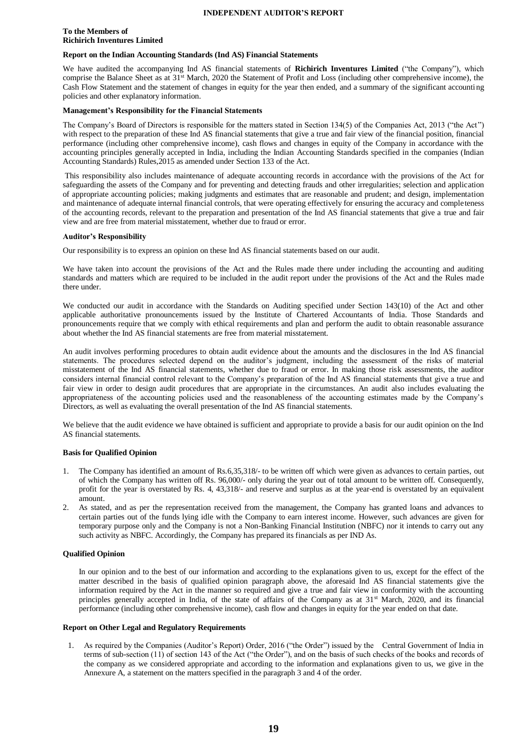# INDEPENDENT AUDITOR'S REPORT

**To the Members of**
**Richirich Inventures Limited**

### Report on the Indian Accounting Standards (Ind AS) Financial Statements

We have audited the accompanying Ind AS financial statements of **Richirich Inventures Limited** ("the Company"), which comprise the Balance Sheet as at 31st March, 2020 the Statement of Profit and Loss (including other comprehensive income), the Cash Flow Statement and the statement of changes in equity for the year then ended, and a summary of the significant accounting policies and other explanatory information.

### Management's Responsibility for the Financial Statements

The Company's Board of Directors is responsible for the matters stated in Section 134(5) of the Companies Act, 2013 ("the Act") with respect to the preparation of these Ind AS financial statements that give a true and fair view of the financial position, financial performance (including other comprehensive income), cash flows and changes in equity of the Company in accordance with the accounting principles generally accepted in India, including the Indian Accounting Standards specified in the companies (Indian Accounting Standards) Rules,2015 as amended under Section 133 of the Act.

This responsibility also includes maintenance of adequate accounting records in accordance with the provisions of the Act for safeguarding the assets of the Company and for preventing and detecting frauds and other irregularities; selection and application of appropriate accounting policies; making judgments and estimates that are reasonable and prudent; and design, implementation and maintenance of adequate internal financial controls, that were operating effectively for ensuring the accuracy and completeness of the accounting records, relevant to the preparation and presentation of the Ind AS financial statements that give a true and fair view and are free from material misstatement, whether due to fraud or error.

### Auditor's Responsibility

Our responsibility is to express an opinion on these Ind AS financial statements based on our audit.

We have taken into account the provisions of the Act and the Rules made there under including the accounting and auditing standards and matters which are required to be included in the audit report under the provisions of the Act and the Rules made there under.

We conducted our audit in accordance with the Standards on Auditing specified under Section 143(10) of the Act and other applicable authoritative pronouncements issued by the Institute of Chartered Accountants of India. Those Standards and pronouncements require that we comply with ethical requirements and plan and perform the audit to obtain reasonable assurance about whether the Ind AS financial statements are free from material misstatement.

An audit involves performing procedures to obtain audit evidence about the amounts and the disclosures in the Ind AS financial statements. The procedures selected depend on the auditor's judgment, including the assessment of the risks of material misstatement of the Ind AS financial statements, whether due to fraud or error. In making those risk assessments, the auditor considers internal financial control relevant to the Company's preparation of the Ind AS financial statements that give a true and fair view in order to design audit procedures that are appropriate in the circumstances. An audit also includes evaluating the appropriateness of the accounting policies used and the reasonableness of the accounting estimates made by the Company's Directors, as well as evaluating the overall presentation of the Ind AS financial statements.

We believe that the audit evidence we have obtained is sufficient and appropriate to provide a basis for our audit opinion on the Ind AS financial statements.

### Basis for Qualified Opinion

1. The Company has identified an amount of Rs.6,35,318/- to be written off which were given as advances to certain parties, out of which the Company has written off Rs. 96,000/- only during the year out of total amount to be written off. Consequently, profit for the year is overstated by Rs. 4, 43,318/- and reserve and surplus as at the year-end is overstated by an equivalent amount.
2. As stated, and as per the representation received from the management, the Company has granted loans and advances to certain parties out of the funds lying idle with the Company to earn interest income. However, such advances are given for temporary purpose only and the Company is not a Non-Banking Financial Institution (NBFC) nor it intends to carry out any such activity as NBFC. Accordingly, the Company has prepared its financials as per IND As.

### Qualified Opinion

In our opinion and to the best of our information and according to the explanations given to us, except for the effect of the matter described in the basis of qualified opinion paragraph above, the aforesaid Ind AS financial statements give the information required by the Act in the manner so required and give a true and fair view in conformity with the accounting principles generally accepted in India, of the state of affairs of the Company as at 31st March, 2020, and its financial performance (including other comprehensive income), cash flow and changes in equity for the year ended on that date.

### Report on Other Legal and Regulatory Requirements

1. As required by the Companies (Auditor's Report) Order, 2016 ("the Order") issued by the Central Government of India in terms of sub-section (11) of section 143 of the Act ("the Order"), and on the basis of such checks of the books and records of the company as we considered appropriate and according to the information and explanations given to us, we give in the Annexure A, a statement on the matters specified in the paragraph 3 and 4 of the order.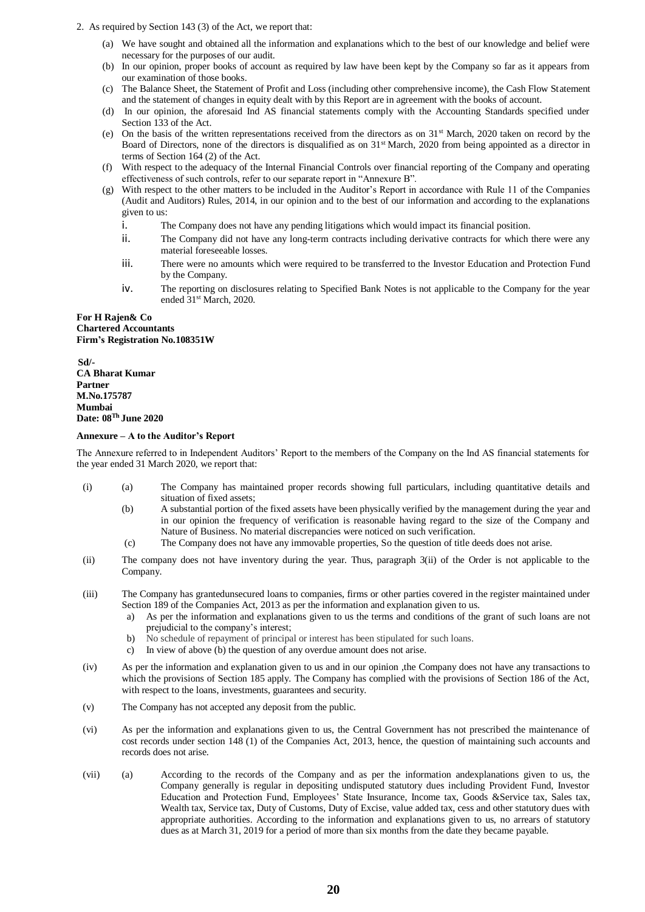2. As required by Section 143 (3) of the Act, we report that:

   (a) We have sought and obtained all the information and explanations which to the best of our knowledge and belief were necessary for the purposes of our audit.

   (b) In our opinion, proper books of account as required by law have been kept by the Company so far as it appears from our examination of those books.

   (c) The Balance Sheet, the Statement of Profit and Loss (including other comprehensive income), the Cash Flow Statement and the statement of changes in equity dealt with by this Report are in agreement with the books of account.

   (d) In our opinion, the aforesaid Ind AS financial statements comply with the Accounting Standards specified under Section 133 of the Act.

   (e) On the basis of the written representations received from the directors as on 31st March, 2020 taken on record by the Board of Directors, none of the directors is disqualified as on 31st March, 2020 from being appointed as a director in terms of Section 164 (2) of the Act.

   (f) With respect to the adequacy of the Internal Financial Controls over financial reporting of the Company and operating effectiveness of such controls, refer to our separate report in "Annexure B".

   (g) With respect to the other matters to be included in the Auditor's Report in accordance with Rule 11 of the Companies (Audit and Auditors) Rules, 2014, in our opinion and to the best of our information and according to the explanations given to us:

      i. The Company does not have any pending litigations which would impact its financial position.

      ii. The Company did not have any long-term contracts including derivative contracts for which there were any material foreseeable losses.

      iii. There were no amounts which were required to be transferred to the Investor Education and Protection Fund by the Company.

      iv. The reporting on disclosures relating to Specified Bank Notes is not applicable to the Company for the year ended 31st March, 2020.

**For H Rajen& Co**
**Chartered Accountants**
**Firm's Registration No.108351W**

**Sd/-**
**CA Bharat Kumar**
**Partner**
**M.No.175787**
**Mumbai**
**Date: 08Th June 2020**

**Annexure – A to the Auditor's Report**

The Annexure referred to in Independent Auditors' Report to the members of the Company on the Ind AS financial statements for the year ended 31 March 2020, we report that:

(i) (a) The Company has maintained proper records showing full particulars, including quantitative details and situation of fixed assets;

(b) A substantial portion of the fixed assets have been physically verified by the management during the year and in our opinion the frequency of verification is reasonable having regard to the size of the Company and Nature of Business. No material discrepancies were noticed on such verification.

(c) The Company does not have any immovable properties, So the question of title deeds does not arise.

(ii) The company does not have inventory during the year. Thus, paragraph 3(ii) of the Order is not applicable to the Company.

(iii) The Company has grantedunsecured loans to companies, firms or other parties covered in the register maintained under Section 189 of the Companies Act, 2013 as per the information and explanation given to us.

   a) As per the information and explanations given to us the terms and conditions of the grant of such loans are not prejudicial to the company's interest;
   b) No schedule of repayment of principal or interest has been stipulated for such loans.
   c) In view of above (b) the question of any overdue amount does not arise.

(iv) As per the information and explanation given to us and in our opinion ,the Company does not have any transactions to which the provisions of Section 185 apply. The Company has complied with the provisions of Section 186 of the Act, with respect to the loans, investments, guarantees and security.

(v) The Company has not accepted any deposit from the public.

(vi) As per the information and explanations given to us, the Central Government has not prescribed the maintenance of cost records under section 148 (1) of the Companies Act, 2013, hence, the question of maintaining such accounts and records does not arise.

(vii) (a) According to the records of the Company and as per the information andexplanations given to us, the Company generally is regular in depositing undisputed statutory dues including Provident Fund, Investor Education and Protection Fund, Employees' State Insurance, Income tax, Goods &Service tax, Sales tax, Wealth tax, Service tax, Duty of Customs, Duty of Excise, value added tax, cess and other statutory dues with appropriate authorities. According to the information and explanations given to us, no arrears of statutory dues as at March 31, 2019 for a period of more than six months from the date they became payable.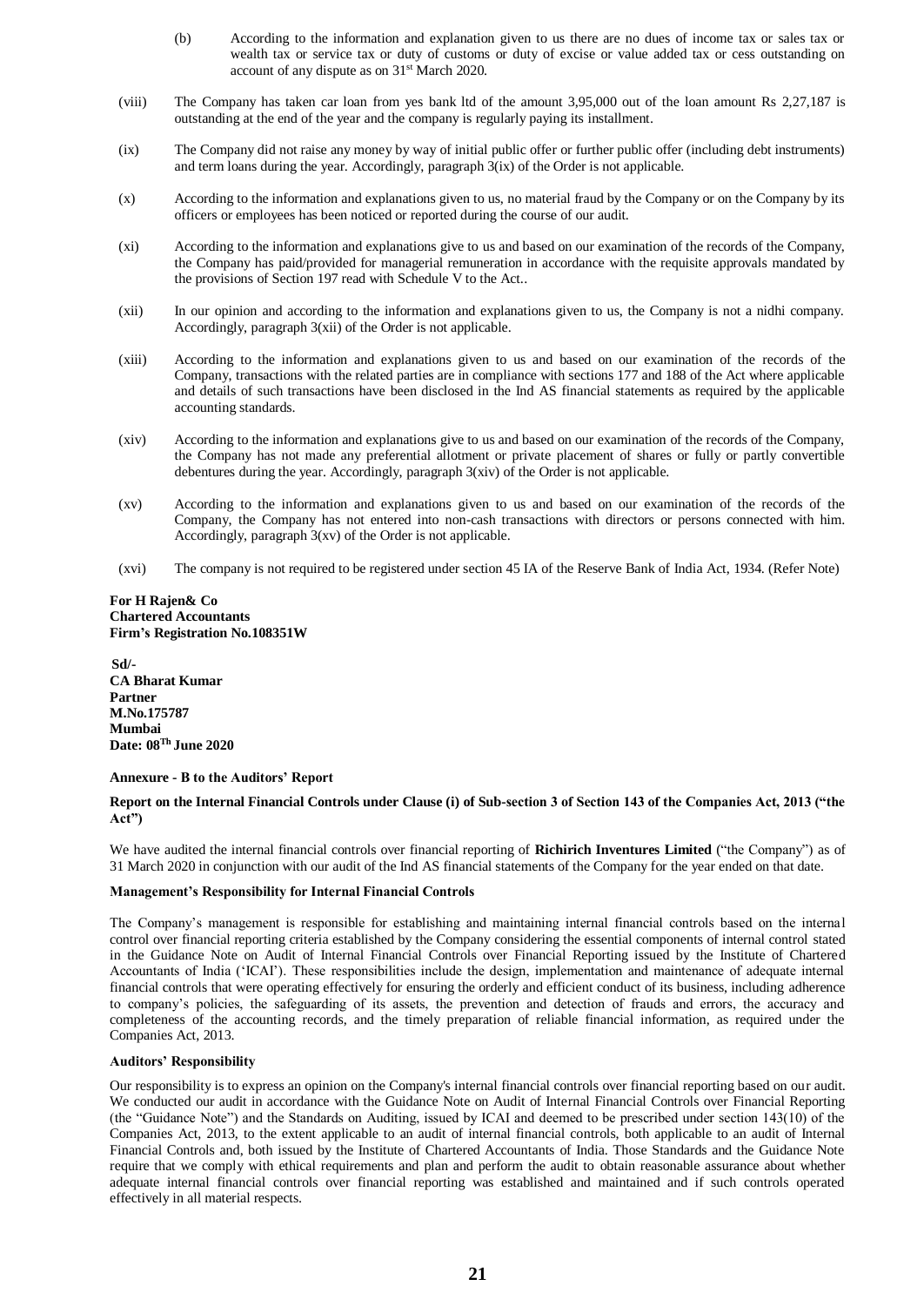(b) According to the information and explanation given to us there are no dues of income tax or sales tax or wealth tax or service tax or duty of customs or duty of excise or value added tax or cess outstanding on account of any dispute as on 31st March 2020.

(viii) The Company has taken car loan from yes bank ltd of the amount 3,95,000 out of the loan amount Rs 2,27,187 is outstanding at the end of the year and the company is regularly paying its installment.

(ix) The Company did not raise any money by way of initial public offer or further public offer (including debt instruments) and term loans during the year. Accordingly, paragraph 3(ix) of the Order is not applicable.

(x) According to the information and explanations given to us, no material fraud by the Company or on the Company by its officers or employees has been noticed or reported during the course of our audit.

(xi) According to the information and explanations give to us and based on our examination of the records of the Company, the Company has paid/provided for managerial remuneration in accordance with the requisite approvals mandated by the provisions of Section 197 read with Schedule V to the Act..

(xii) In our opinion and according to the information and explanations given to us, the Company is not a nidhi company. Accordingly, paragraph 3(xii) of the Order is not applicable.

(xiii) According to the information and explanations given to us and based on our examination of the records of the Company, transactions with the related parties are in compliance with sections 177 and 188 of the Act where applicable and details of such transactions have been disclosed in the Ind AS financial statements as required by the applicable accounting standards.

(xiv) According to the information and explanations give to us and based on our examination of the records of the Company, the Company has not made any preferential allotment or private placement of shares or fully or partly convertible debentures during the year. Accordingly, paragraph 3(xiv) of the Order is not applicable.

(xv) According to the information and explanations given to us and based on our examination of the records of the Company, the Company has not entered into non-cash transactions with directors or persons connected with him. Accordingly, paragraph 3(xv) of the Order is not applicable.

(xvi) The company is not required to be registered under section 45 IA of the Reserve Bank of India Act, 1934. (Refer Note)

**For H Rajen& Co**
**Chartered Accountants**
**Firm's Registration No.108351W**

**Sd/-**
**CA Bharat Kumar**
**Partner**
**M.No.175787**
**Mumbai**
**Date: 08Th June 2020**

**Annexure - B to the Auditors' Report**

**Report on the Internal Financial Controls under Clause (i) of Sub-section 3 of Section 143 of the Companies Act, 2013 ("the Act")**

We have audited the internal financial controls over financial reporting of **Richirich Inventures Limited** ("the Company") as of 31 March 2020 in conjunction with our audit of the Ind AS financial statements of the Company for the year ended on that date.

**Management's Responsibility for Internal Financial Controls**

The Company's management is responsible for establishing and maintaining internal financial controls based on the internal control over financial reporting criteria established by the Company considering the essential components of internal control stated in the Guidance Note on Audit of Internal Financial Controls over Financial Reporting issued by the Institute of Chartered Accountants of India ('ICAI'). These responsibilities include the design, implementation and maintenance of adequate internal financial controls that were operating effectively for ensuring the orderly and efficient conduct of its business, including adherence to company's policies, the safeguarding of its assets, the prevention and detection of frauds and errors, the accuracy and completeness of the accounting records, and the timely preparation of reliable financial information, as required under the Companies Act, 2013.

**Auditors' Responsibility**

Our responsibility is to express an opinion on the Company's internal financial controls over financial reporting based on our audit. We conducted our audit in accordance with the Guidance Note on Audit of Internal Financial Controls over Financial Reporting (the "Guidance Note") and the Standards on Auditing, issued by ICAI and deemed to be prescribed under section 143(10) of the Companies Act, 2013, to the extent applicable to an audit of internal financial controls, both applicable to an audit of Internal Financial Controls and, both issued by the Institute of Chartered Accountants of India. Those Standards and the Guidance Note require that we comply with ethical requirements and plan and perform the audit to obtain reasonable assurance about whether adequate internal financial controls over financial reporting was established and maintained and if such controls operated effectively in all material respects.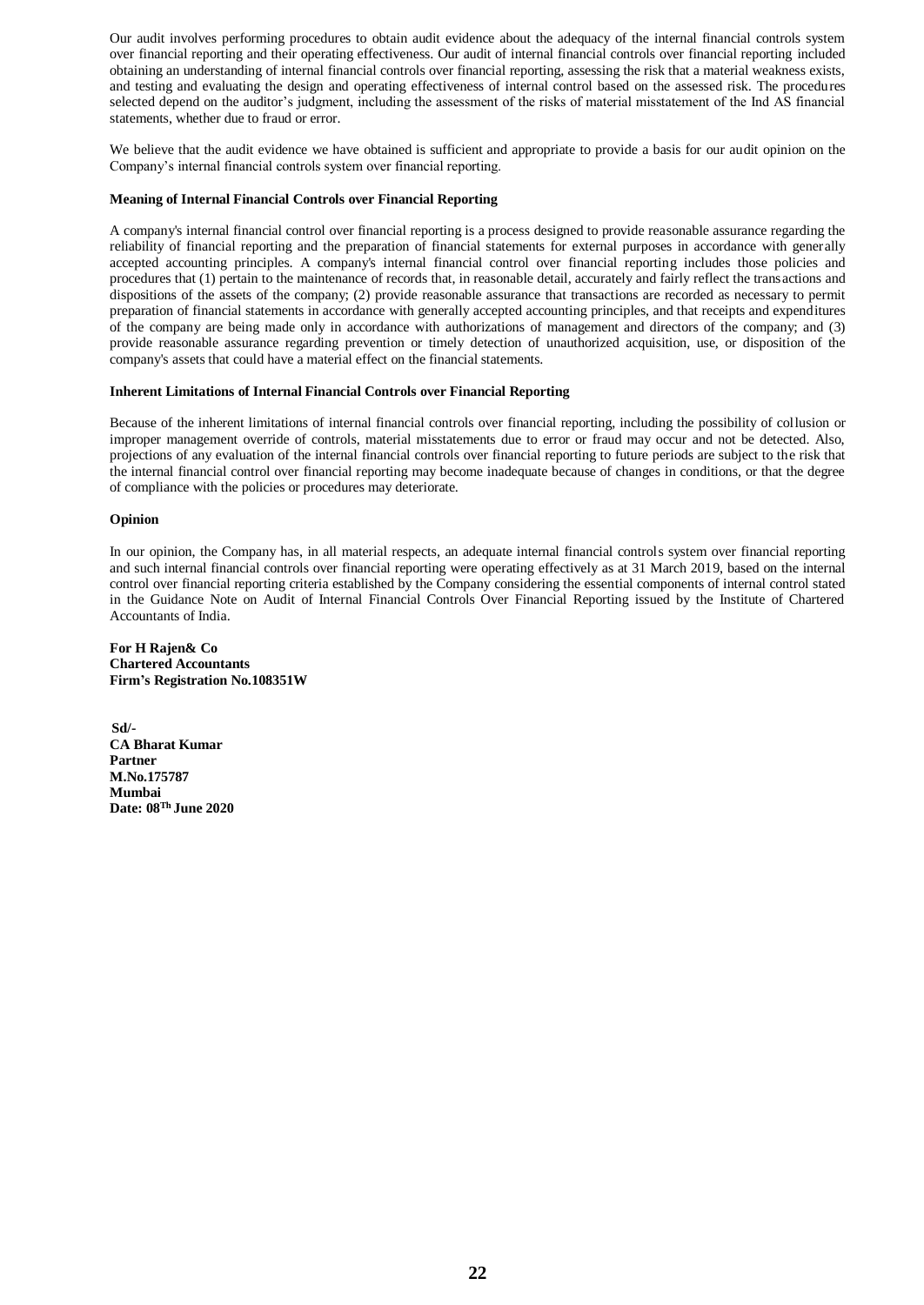Our audit involves performing procedures to obtain audit evidence about the adequacy of the internal financial controls system over financial reporting and their operating effectiveness. Our audit of internal financial controls over financial reporting included obtaining an understanding of internal financial controls over financial reporting, assessing the risk that a material weakness exists, and testing and evaluating the design and operating effectiveness of internal control based on the assessed risk. The procedures selected depend on the auditor's judgment, including the assessment of the risks of material misstatement of the Ind AS financial statements, whether due to fraud or error.

We believe that the audit evidence we have obtained is sufficient and appropriate to provide a basis for our audit opinion on the Company's internal financial controls system over financial reporting.

**Meaning of Internal Financial Controls over Financial Reporting**

A company's internal financial control over financial reporting is a process designed to provide reasonable assurance regarding the reliability of financial reporting and the preparation of financial statements for external purposes in accordance with generally accepted accounting principles. A company's internal financial control over financial reporting includes those policies and procedures that (1) pertain to the maintenance of records that, in reasonable detail, accurately and fairly reflect the transactions and dispositions of the assets of the company; (2) provide reasonable assurance that transactions are recorded as necessary to permit preparation of financial statements in accordance with generally accepted accounting principles, and that receipts and expenditures of the company are being made only in accordance with authorizations of management and directors of the company; and (3) provide reasonable assurance regarding prevention or timely detection of unauthorized acquisition, use, or disposition of the company's assets that could have a material effect on the financial statements.

**Inherent Limitations of Internal Financial Controls over Financial Reporting**

Because of the inherent limitations of internal financial controls over financial reporting, including the possibility of collusion or improper management override of controls, material misstatements due to error or fraud may occur and not be detected. Also, projections of any evaluation of the internal financial controls over financial reporting to future periods are subject to the risk that the internal financial control over financial reporting may become inadequate because of changes in conditions, or that the degree of compliance with the policies or procedures may deteriorate.

**Opinion**

In our opinion, the Company has, in all material respects, an adequate internal financial controls system over financial reporting and such internal financial controls over financial reporting were operating effectively as at 31 March 2019, based on the internal control over financial reporting criteria established by the Company considering the essential components of internal control stated in the Guidance Note on Audit of Internal Financial Controls Over Financial Reporting issued by the Institute of Chartered Accountants of India.

**For H Rajen& Co**
**Chartered Accountants**
**Firm's Registration No.108351W**

**Sd/-**
**CA Bharat Kumar**
**Partner**
**M.No.175787**
**Mumbai**
**Date: 08Th June 2020**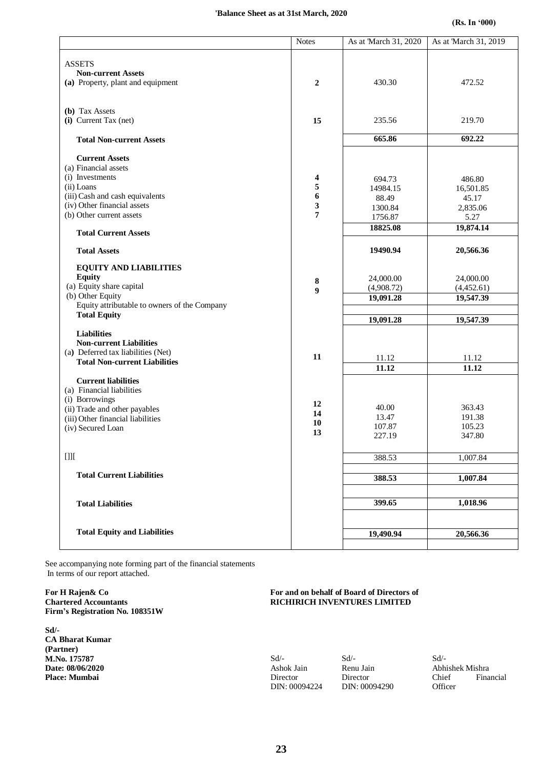## 'Balance Sheet as at 31st March, 2020

**(Rs. In '000)**

| | Notes | As at 'March 31, 2020 | As at 'March 31, 2019 |
|---|---|---|---|
| ASSETS | | | |
| **Non-current Assets** | | | |
| (a) Property, plant and equipment | **2** | 430.30 | 472.52 |
| (b) Tax Assets | | | |
| (i) Current Tax (net) | **15** | 235.56 | 219.70 |
| **Total Non-current Assets** | | **665.86** | **692.22** |
| **Current Assets** | | | |
| (a) Financial assets | | | |
| (i) Investments | **4** | 694.73 | 486.80 |
| (ii) Loans | **5** | 14984.15 | 16,501.85 |
| (iii) Cash and cash equivalents | **6** | 88.49 | 45.17 |
| (iv) Other financial assets | **3** | 1300.84 | 2,835.06 |
| (b) Other current assets | **7** | 1756.87 | 5.27 |
| **Total Current Assets** | | **18825.08** | **19,874.14** |
| **Total Assets** | | **19490.94** | **20,566.36** |
| **EQUITY AND LIABILITIES** | | | |
| **Equity** | | | |
| (a) Equity share capital | **8** | 24,000.00 | 24,000.00 |
| (b) Other Equity | **9** | (4,908.72) | (4,452.61) |
| Equity attributable to owners of the Company | | **19,091.28** | **19,547.39** |
| **Total Equity** | | **19,091.28** | **19,547.39** |
| **Liabilities** | | | |
| **Non-current Liabilities** | | | |
| (a) Deferred tax liabilities (Net) | **11** | 11.12 | 11.12 |
| **Total Non-current Liabilities** | | **11.12** | **11.12** |
| **Current liabilities** | | | |
| (a) Financial liabilities | | | |
| (i) Borrowings | **12** | 40.00 | 363.43 |
| (ii) Trade and other payables | **14** | 13.47 | 191.38 |
| (iii) Other financial liabilities | **10** | 107.87 | 105.23 |
| (iv) Secured Loan | **13** | 227.19 | 347.80 |
| []][ | | 388.53 | 1,007.84 |
| **Total Current Liabilities** | | **388.53** | **1,007.84** |
| **Total Liabilities** | | **399.65** | **1,018.96** |
| **Total Equity and Liabilities** | | **19,490.94** | **20,566.36** |

See accompanying note forming part of the financial statements
In terms of our report attached.

**For H Rajen& Co**
**Chartered Accountants**
**Firm's Registration No. 108351W**

**Sd/-**
**CA Bharat Kumar**
**(Partner)**
**M.No. 175787**
**Date: 08/06/2020**
**Place: Mumbai**

**For and on behalf of Board of Directors of**
**RICHIRICH INVENTURES LIMITED**

| Sd/- | Sd/- | Sd/- |
|---|---|---|
| Ashok Jain | Renu Jain | Abhishek Mishra |
| Director | Director | Chief Financial Officer |
| DIN: 00094224 | DIN: 00094290 | |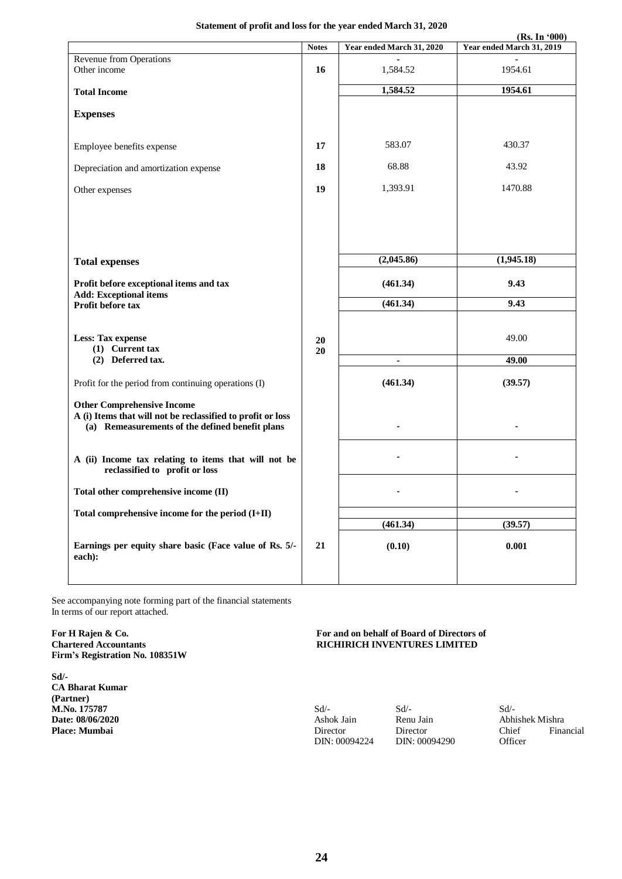**Statement of profit and loss for the year ended March 31, 2020**

**(Rs. In '000)**

| | **Notes** | **Year ended March 31, 2020** | **Year ended March 31, 2019** |
|---|---|---|---|
| Revenue from Operations | | - | - |
| Other income | **16** | 1,584.52 | 1954.61 |
| **Total Income** | | **1,584.52** | **1954.61** |
| **Expenses** | | | |
| Employee benefits expense | **17** | 583.07 | 430.37 |
| Depreciation and amortization expense | **18** | 68.88 | 43.92 |
| Other expenses | **19** | 1,393.91 | 1470.88 |
| **Total expenses** | | **(2,045.86)** | **(1,945.18)** |
| **Profit before exceptional items and tax** | | **(461.34)** | **9.43** |
| **Add: Exceptional items** | | | |
| **Profit before tax** | | **(461.34)** | **9.43** |
| **Less: Tax expense** | | | |
| **(1) Current tax** | **20** | | 49.00 |
| **(2) Deferred tax.** | **20** | **-** | **49.00** |
| Profit for the period from continuing operations (I) | | **(461.34)** | **(39.57)** |
| **Other Comprehensive Income** | | | |
| **A (i) Items that will not be reclassified to profit or loss** | | | |
| **(a) Remeasurements of the defined benefit plans** | | **-** | **-** |
| **A (ii) Income tax relating to items that will not be reclassified to profit or loss** | | **-** | **-** |
| **Total other comprehensive income (II)** | | **-** | **-** |
| **Total comprehensive income for the period (I+II)** | | **(461.34)** | **(39.57)** |
| **Earnings per equity share basic (Face value of Rs. 5/- each):** | **21** | **(0.10)** | **0.001** |

See accompanying note forming part of the financial statements
In terms of our report attached.

**For H Rajen & Co.**
**Chartered Accountants**
**Firm's Registration No. 108351W**

**Sd/-**
**CA Bharat Kumar**
**(Partner)**
**M.No. 175787**
**Date: 08/06/2020**
**Place: Mumbai**

**For and on behalf of Board of Directors of**
**RICHIRICH INVENTURES LIMITED**

| Sd/- | Sd/- | Sd/- |
|---|---|---|
| Ashok Jain | Renu Jain | Abhishek Mishra |
| Director | Director | Chief Financial Officer |
| DIN: 00094224 | DIN: 00094290 | |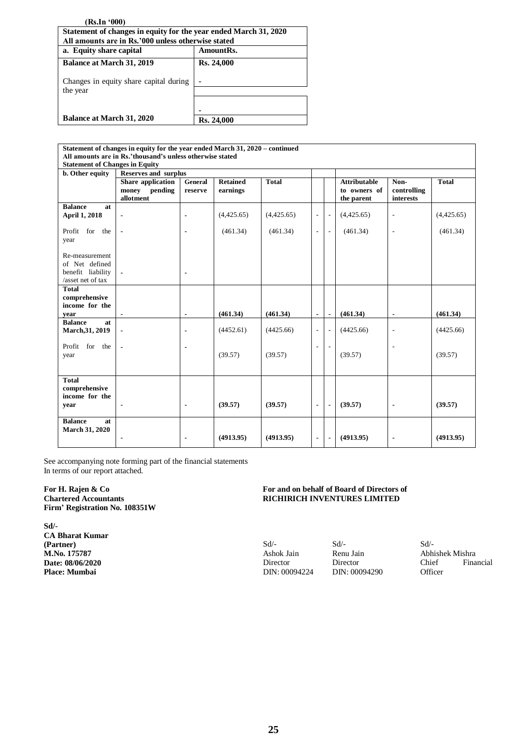(Rs.In '000)

| Statement of changes in equity for the year ended March 31, 2020<br>All amounts are in Rs.'000 unless otherwise stated | |
|---|---|
| **a. Equity share capital** | **AmountRs.** |
| **Balance at March 31, 2019** | **Rs. 24,000** |
| Changes in equity share capital during the year | - |
| | - |
| **Balance at March 31, 2020** | **Rs. 24,000** |

**Statement of changes in equity for the year ended March 31, 2020 – continued**
**All amounts are in Rs.'thousand's unless otherwise stated**
**Statement of Changes in Equity**

| b. Other equity | Reserves and surplus | | | | | | | | |
|---|---|---|---|---|---|---|---|---|---|
| | **Share application money pending allotment** | **General reserve** | **Retained earnings** | **Total** | | | **Attributable to owners of the parent** | **Non-controlling interests** | **Total** |
| **Balance at April 1, 2018** | - | - | (4,425.65) | (4,425.65) | - | - | (4,425.65) | - | (4,425.65) |
| Profit for the year | - | - | (461.34) | (461.34) | - | - | (461.34) | - | (461.34) |
| Re-measurement of Net defined benefit liability /asset net of tax | - | - | | | | | | | |
| **Total comprehensive income for the year** | - | - | **(461.34)** | **(461.34)** | - | - | **(461.34)** | - | **(461.34)** |
| **Balance at March,31, 2019** | - | - | (4452.61) | (4425.66) | - | - | (4425.66) | - | (4425.66) |
| Profit for the year | - | - | (39.57) | (39.57) | - | - | (39.57) | - | (39.57) |
| **Total comprehensive income for the year** | - | - | **(39.57)** | **(39.57)** | - | - | **(39.57)** | - | **(39.57)** |
| **Balance at March 31, 2020** | - | - | **(4913.95)** | **(4913.95)** | - | - | **(4913.95)** | - | **(4913.95)** |

See accompanying note forming part of the financial statements
In terms of our report attached.

**For H. Rajen & Co**
**Chartered Accountants**
**Firm' Registration No. 108351W**

**Sd/-**
**CA Bharat Kumar**
**(Partner)**
**M.No. 175787**
**Date: 08/06/2020**
**Place: Mumbai**

**For and on behalf of Board of Directors of**
**RICHIRICH INVENTURES LIMITED**

| Sd/- | Sd/- | Sd/- |
|---|---|---|
| Ashok Jain | Renu Jain | Abhishek Mishra |
| Director | Director | Chief Financial Officer |
| DIN: 00094224 | DIN: 00094290 | |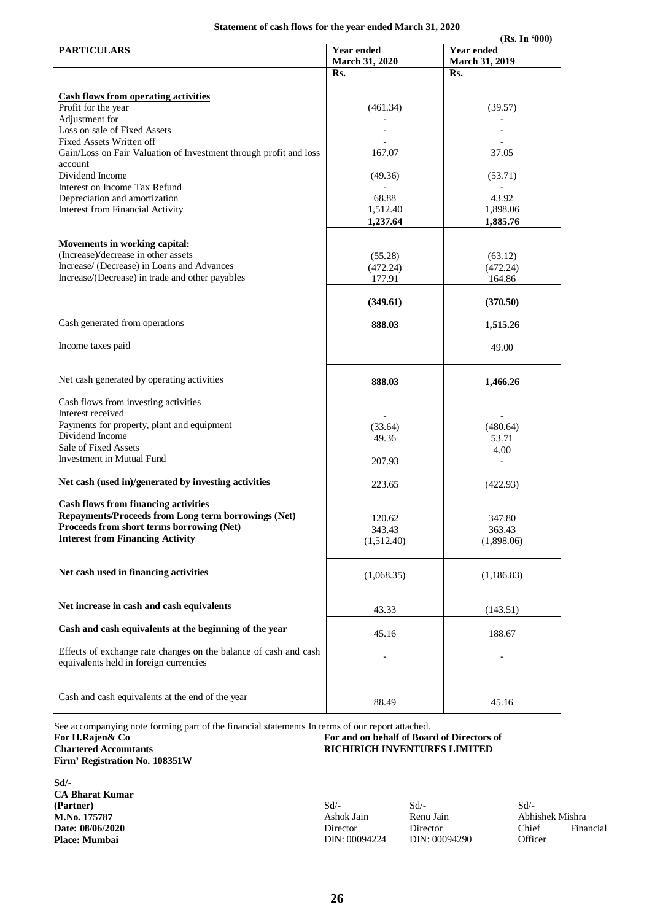**Statement of cash flows for the year ended March 31, 2020**

**(Rs. In '000)**

| **PARTICULARS** | **Year ended March 31, 2020** | **Year ended March 31, 2019** |
|---|---|---|
| | **Rs.** | **Rs.** |
| **Cash flows from operating activities** | | |
| Profit for the year | (461.34) | (39.57) |
| Adjustment for | - | - |
| Loss on sale of Fixed Assets | - | - |
| Fixed Assets Written off | - | - |
| Gain/Loss on Fair Valuation of Investment through profit and loss account | 167.07 | 37.05 |
| Dividend Income | (49.36) | (53.71) |
| Interest on Income Tax Refund | - | - |
| Depreciation and amortization | 68.88 | 43.92 |
| Interest from Financial Activity | 1,512.40 | 1,898.06 |
| | **1,237.64** | **1,885.76** |
| **Movements in working capital:** | | |
| (Increase)/decrease in other assets | (55.28) | (63.12) |
| Increase/ (Decrease) in Loans and Advances | (472.24) | (472.24) |
| Increase/(Decrease) in trade and other payables | 177.91 | 164.86 |
| | **(349.61)** | **(370.50)** |
| Cash generated from operations | **888.03** | **1,515.26** |
| Income taxes paid | | 49.00 |
| Net cash generated by operating activities | **888.03** | **1,466.26** |
| Cash flows from investing activities | | |
| Interest received | - | - |
| Payments for property, plant and equipment | (33.64) | (480.64) |
| Dividend Income | 49.36 | 53.71 |
| Sale of Fixed Assets | | 4.00 |
| Investment in Mutual Fund | 207.93 | - |
| **Net cash (used in)/generated by investing activities** | 223.65 | (422.93) |
| **Cash flows from financing activities** | | |
| **Repayments/Proceeds from Long term borrowings (Net)** | 120.62 | 347.80 |
| **Proceeds from short terms borrowing (Net)** | 343.43 | 363.43 |
| **Interest from Financing Activity** | (1,512.40) | (1,898.06) |
| **Net cash used in financing activities** | (1,068.35) | (1,186.83) |
| **Net increase in cash and cash equivalents** | 43.33 | (143.51) |
| **Cash and cash equivalents at the beginning of the year** | 45.16 | 188.67 |
| Effects of exchange rate changes on the balance of cash and cash equivalents held in foreign currencies | - | - |
| Cash and cash equivalents at the end of the year | 88.49 | 45.16 |

See accompanying note forming part of the financial statements In terms of our report attached.

**For H.Rajen& Co**
**Chartered Accountants**
**Firm' Registration No. 108351W**

**For and on behalf of Board of Directors of**
**RICHIRICH INVENTURES LIMITED**

**Sd/-**
**CA Bharat Kumar**
**(Partner)**
**M.No. 175787**
**Date: 08/06/2020**
**Place: Mumbai**

| Sd/- | Sd/- | Sd/- |
|---|---|---|
| Ashok Jain | Renu Jain | Abhishek Mishra |
| Director | Director | Chief Financial Officer |
| DIN: 00094224 | DIN: 00094290 | |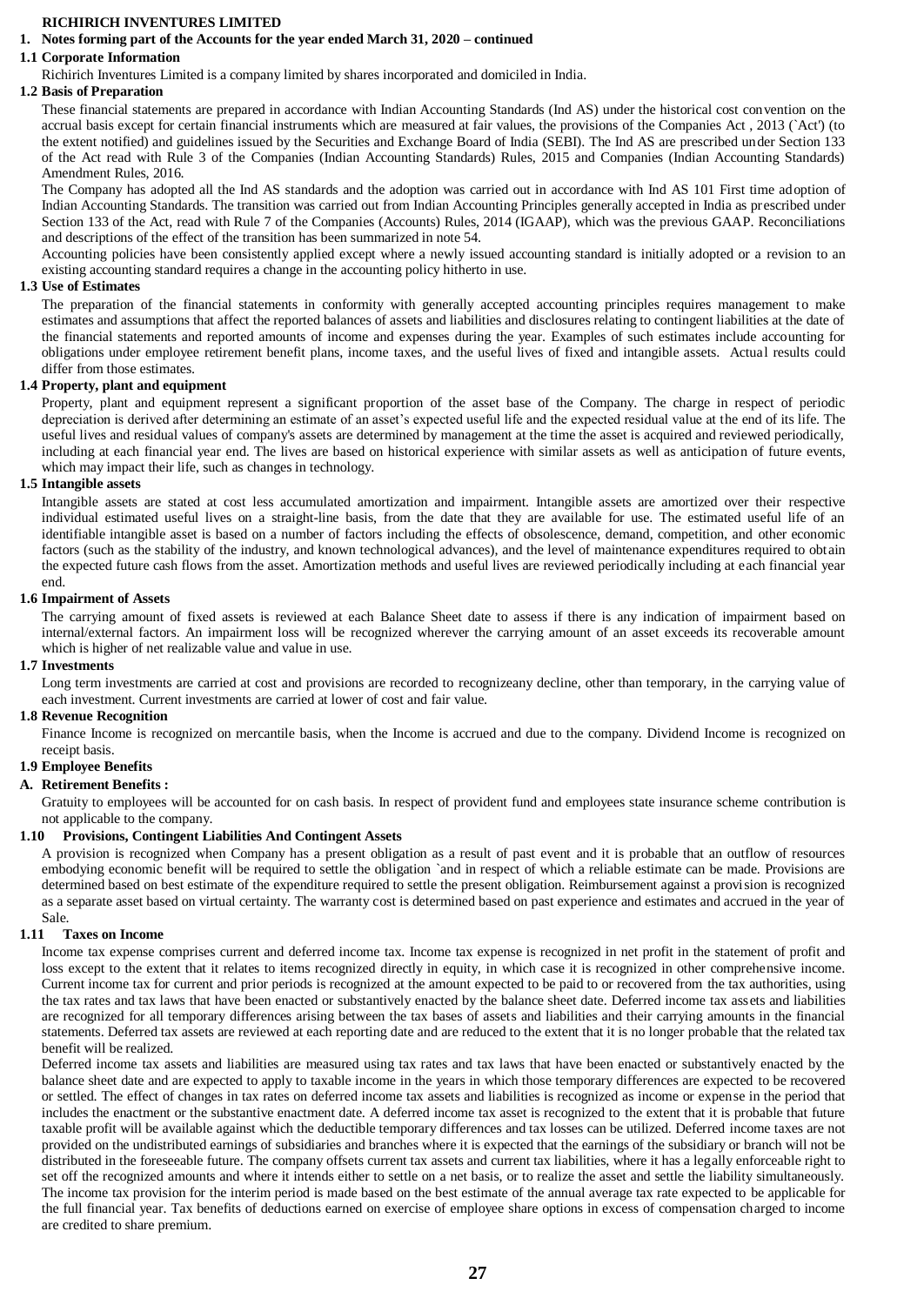**RICHIRICH INVENTURES LIMITED**

## 1. Notes forming part of the Accounts for the year ended March 31, 2020 – continued

### 1.1 Corporate Information

Richirich Inventures Limited is a company limited by shares incorporated and domiciled in India.

### 1.2 Basis of Preparation

These financial statements are prepared in accordance with Indian Accounting Standards (Ind AS) under the historical cost convention on the accrual basis except for certain financial instruments which are measured at fair values, the provisions of the Companies Act , 2013 (`Act') (to the extent notified) and guidelines issued by the Securities and Exchange Board of India (SEBI). The Ind AS are prescribed under Section 133 of the Act read with Rule 3 of the Companies (Indian Accounting Standards) Rules, 2015 and Companies (Indian Accounting Standards) Amendment Rules, 2016.

The Company has adopted all the Ind AS standards and the adoption was carried out in accordance with Ind AS 101 First time adoption of Indian Accounting Standards. The transition was carried out from Indian Accounting Principles generally accepted in India as prescribed under Section 133 of the Act, read with Rule 7 of the Companies (Accounts) Rules, 2014 (IGAAP), which was the previous GAAP. Reconciliations and descriptions of the effect of the transition has been summarized in note 54.

Accounting policies have been consistently applied except where a newly issued accounting standard is initially adopted or a revision to an existing accounting standard requires a change in the accounting policy hitherto in use.

### 1.3 Use of Estimates

The preparation of the financial statements in conformity with generally accepted accounting principles requires management to make estimates and assumptions that affect the reported balances of assets and liabilities and disclosures relating to contingent liabilities at the date of the financial statements and reported amounts of income and expenses during the year. Examples of such estimates include accounting for obligations under employee retirement benefit plans, income taxes, and the useful lives of fixed and intangible assets. Actual results could differ from those estimates.

### 1.4 Property, plant and equipment

Property, plant and equipment represent a significant proportion of the asset base of the Company. The charge in respect of periodic depreciation is derived after determining an estimate of an asset's expected useful life and the expected residual value at the end of its life. The useful lives and residual values of company's assets are determined by management at the time the asset is acquired and reviewed periodically, including at each financial year end. The lives are based on historical experience with similar assets as well as anticipation of future events, which may impact their life, such as changes in technology.

### 1.5 Intangible assets

Intangible assets are stated at cost less accumulated amortization and impairment. Intangible assets are amortized over their respective individual estimated useful lives on a straight-line basis, from the date that they are available for use. The estimated useful life of an identifiable intangible asset is based on a number of factors including the effects of obsolescence, demand, competition, and other economic factors (such as the stability of the industry, and known technological advances), and the level of maintenance expenditures required to obtain the expected future cash flows from the asset. Amortization methods and useful lives are reviewed periodically including at each financial year end.

### 1.6 Impairment of Assets

The carrying amount of fixed assets is reviewed at each Balance Sheet date to assess if there is any indication of impairment based on internal/external factors. An impairment loss will be recognized wherever the carrying amount of an asset exceeds its recoverable amount which is higher of net realizable value and value in use.

### 1.7 Investments

Long term investments are carried at cost and provisions are recorded to recognizeany decline, other than temporary, in the carrying value of each investment. Current investments are carried at lower of cost and fair value.

### 1.8 Revenue Recognition

Finance Income is recognized on mercantile basis, when the Income is accrued and due to the company. Dividend Income is recognized on receipt basis.

### 1.9 Employee Benefits

**A. Retirement Benefits :**

Gratuity to employees will be accounted for on cash basis. In respect of provident fund and employees state insurance scheme contribution is not applicable to the company.

### 1.10 Provisions, Contingent Liabilities And Contingent Assets

A provision is recognized when Company has a present obligation as a result of past event and it is probable that an outflow of resources embodying economic benefit will be required to settle the obligation `and in respect of which a reliable estimate can be made. Provisions are determined based on best estimate of the expenditure required to settle the present obligation. Reimbursement against a provision is recognized as a separate asset based on virtual certainty. The warranty cost is determined based on past experience and estimates and accrued in the year of Sale.

### 1.11 Taxes on Income

Income tax expense comprises current and deferred income tax. Income tax expense is recognized in net profit in the statement of profit and loss except to the extent that it relates to items recognized directly in equity, in which case it is recognized in other comprehensive income. Current income tax for current and prior periods is recognized at the amount expected to be paid to or recovered from the tax authorities, using the tax rates and tax laws that have been enacted or substantively enacted by the balance sheet date. Deferred income tax assets and liabilities are recognized for all temporary differences arising between the tax bases of assets and liabilities and their carrying amounts in the financial statements. Deferred tax assets are reviewed at each reporting date and are reduced to the extent that it is no longer probable that the related tax benefit will be realized.

Deferred income tax assets and liabilities are measured using tax rates and tax laws that have been enacted or substantively enacted by the balance sheet date and are expected to apply to taxable income in the years in which those temporary differences are expected to be recovered or settled. The effect of changes in tax rates on deferred income tax assets and liabilities is recognized as income or expense in the period that includes the enactment or the substantive enactment date. A deferred income tax asset is recognized to the extent that it is probable that future taxable profit will be available against which the deductible temporary differences and tax losses can be utilized. Deferred income taxes are not provided on the undistributed earnings of subsidiaries and branches where it is expected that the earnings of the subsidiary or branch will not be distributed in the foreseeable future. The company offsets current tax assets and current tax liabilities, where it has a legally enforceable right to set off the recognized amounts and where it intends either to settle on a net basis, or to realize the asset and settle the liability simultaneously. The income tax provision for the interim period is made based on the best estimate of the annual average tax rate expected to be applicable for the full financial year. Tax benefits of deductions earned on exercise of employee share options in excess of compensation charged to income are credited to share premium.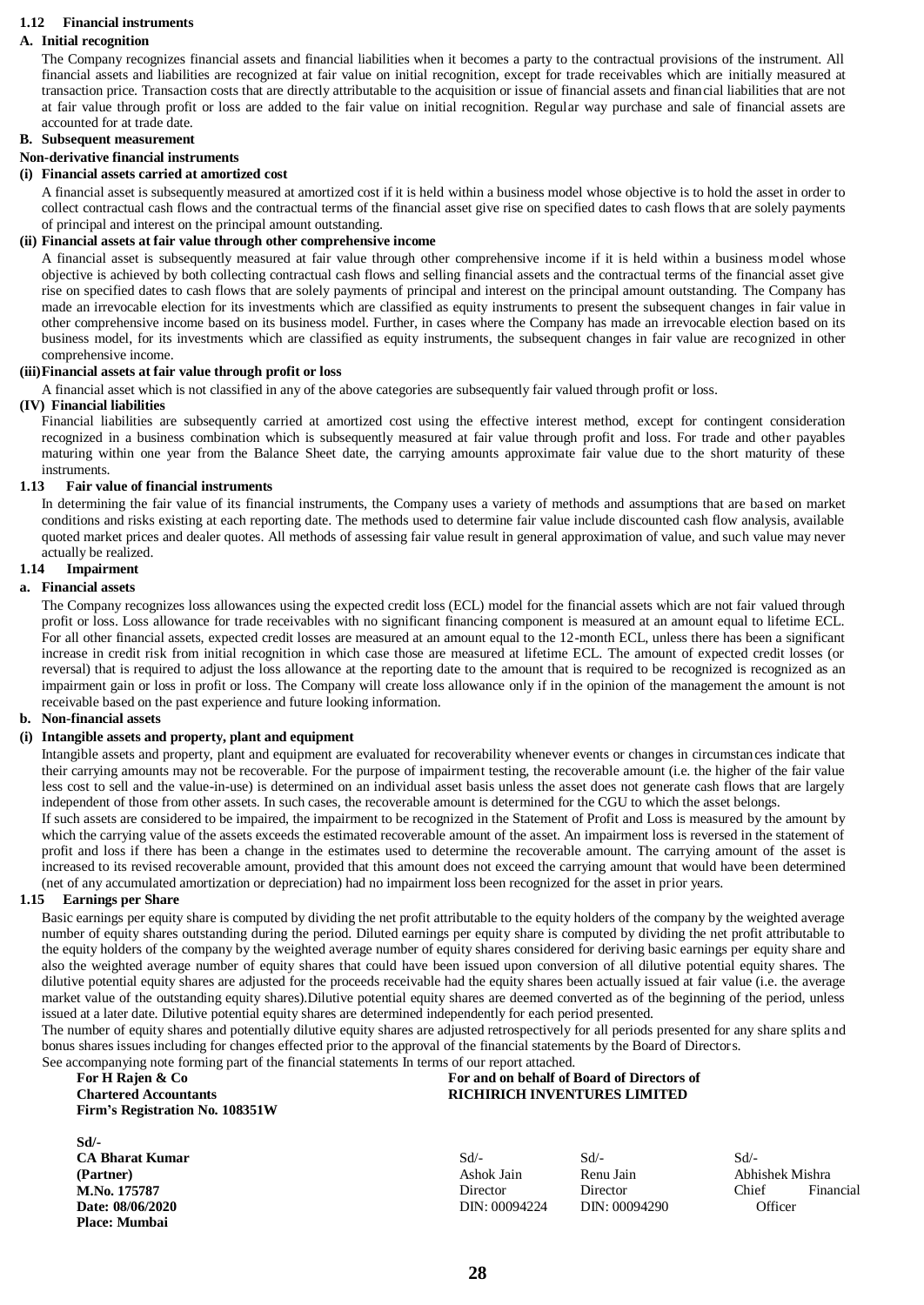### 1.12 Financial instruments

**A. Initial recognition**

The Company recognizes financial assets and financial liabilities when it becomes a party to the contractual provisions of the instrument. All financial assets and liabilities are recognized at fair value on initial recognition, except for trade receivables which are initially measured at transaction price. Transaction costs that are directly attributable to the acquisition or issue of financial assets and financial liabilities that are not at fair value through profit or loss are added to the fair value on initial recognition. Regular way purchase and sale of financial assets are accounted for at trade date.

**B. Subsequent measurement**

**Non-derivative financial instruments**

**(i) Financial assets carried at amortized cost**

A financial asset is subsequently measured at amortized cost if it is held within a business model whose objective is to hold the asset in order to collect contractual cash flows and the contractual terms of the financial asset give rise on specified dates to cash flows that are solely payments of principal and interest on the principal amount outstanding.

**(ii) Financial assets at fair value through other comprehensive income**

A financial asset is subsequently measured at fair value through other comprehensive income if it is held within a business model whose objective is achieved by both collecting contractual cash flows and selling financial assets and the contractual terms of the financial asset give rise on specified dates to cash flows that are solely payments of principal and interest on the principal amount outstanding. The Company has made an irrevocable election for its investments which are classified as equity instruments to present the subsequent changes in fair value in other comprehensive income based on its business model. Further, in cases where the Company has made an irrevocable election based on its business model, for its investments which are classified as equity instruments, the subsequent changes in fair value are recognized in other comprehensive income.

**(iii) Financial assets at fair value through profit or loss**

A financial asset which is not classified in any of the above categories are subsequently fair valued through profit or loss.

**(IV) Financial liabilities**

Financial liabilities are subsequently carried at amortized cost using the effective interest method, except for contingent consideration recognized in a business combination which is subsequently measured at fair value through profit and loss. For trade and other payables maturing within one year from the Balance Sheet date, the carrying amounts approximate fair value due to the short maturity of these instruments.

### 1.13 Fair value of financial instruments

In determining the fair value of its financial instruments, the Company uses a variety of methods and assumptions that are based on market conditions and risks existing at each reporting date. The methods used to determine fair value include discounted cash flow analysis, available quoted market prices and dealer quotes. All methods of assessing fair value result in general approximation of value, and such value may never actually be realized.

### 1.14 Impairment

**a. Financial assets**

The Company recognizes loss allowances using the expected credit loss (ECL) model for the financial assets which are not fair valued through profit or loss. Loss allowance for trade receivables with no significant financing component is measured at an amount equal to lifetime ECL. For all other financial assets, expected credit losses are measured at an amount equal to the 12-month ECL, unless there has been a significant increase in credit risk from initial recognition in which case those are measured at lifetime ECL. The amount of expected credit losses (or reversal) that is required to adjust the loss allowance at the reporting date to the amount that is required to be recognized is recognized as an impairment gain or loss in profit or loss. The Company will create loss allowance only if in the opinion of the management the amount is not receivable based on the past experience and future looking information.

**b. Non-financial assets**

**(i) Intangible assets and property, plant and equipment**

Intangible assets and property, plant and equipment are evaluated for recoverability whenever events or changes in circumstances indicate that their carrying amounts may not be recoverable. For the purpose of impairment testing, the recoverable amount (i.e. the higher of the fair value less cost to sell and the value-in-use) is determined on an individual asset basis unless the asset does not generate cash flows that are largely independent of those from other assets. In such cases, the recoverable amount is determined for the CGU to which the asset belongs.

If such assets are considered to be impaired, the impairment to be recognized in the Statement of Profit and Loss is measured by the amount by which the carrying value of the assets exceeds the estimated recoverable amount of the asset. An impairment loss is reversed in the statement of profit and loss if there has been a change in the estimates used to determine the recoverable amount. The carrying amount of the asset is increased to its revised recoverable amount, provided that this amount does not exceed the carrying amount that would have been determined (net of any accumulated amortization or depreciation) had no impairment loss been recognized for the asset in prior years.

### 1.15 Earnings per Share

Basic earnings per equity share is computed by dividing the net profit attributable to the equity holders of the company by the weighted average number of equity shares outstanding during the period. Diluted earnings per equity share is computed by dividing the net profit attributable to the equity holders of the company by the weighted average number of equity shares considered for deriving basic earnings per equity share and also the weighted average number of equity shares that could have been issued upon conversion of all dilutive potential equity shares. The dilutive potential equity shares are adjusted for the proceeds receivable had the equity shares been actually issued at fair value (i.e. the average market value of the outstanding equity shares).Dilutive potential equity shares are deemed converted as of the beginning of the period, unless issued at a later date. Dilutive potential equity shares are determined independently for each period presented.

The number of equity shares and potentially dilutive equity shares are adjusted retrospectively for all periods presented for any share splits and bonus shares issues including for changes effected prior to the approval of the financial statements by the Board of Directors.

See accompanying note forming part of the financial statements In terms of our report attached.

**For H Rajen & Co**
**Chartered Accountants**
**Firm's Registration No. 108351W**

**Sd/-**
**CA Bharat Kumar**
**(Partner)**
**M.No. 175787**
**Date: 08/06/2020**
**Place: Mumbai**

**For and on behalf of Board of Directors of**
**RICHIRICH INVENTURES LIMITED**

| Sd/- | Sd/- | Sd/- |
|---|---|---|
| Ashok Jain | Renu Jain | Abhishek Mishra |
| Director | Director | Chief Financial Officer |
| DIN: 00094224 | DIN: 00094290 | |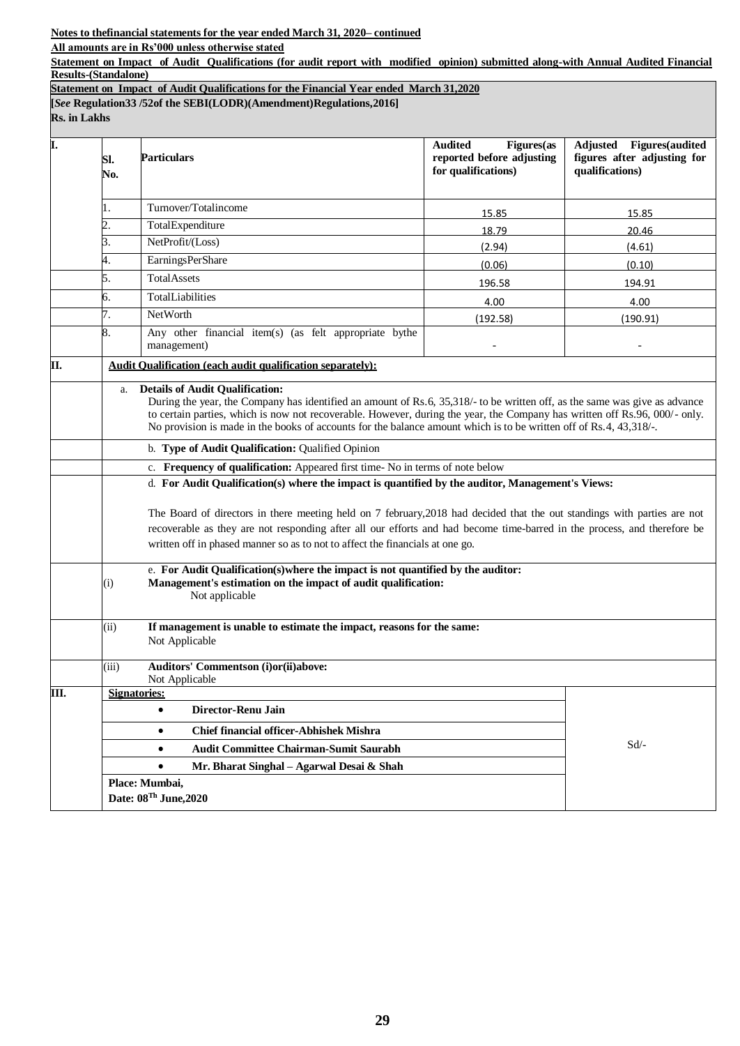**Notes to thefinancial statements for the year ended March 31, 2020– continued**

**All amounts are in Rs'000 unless otherwise stated**

**Statement on Impact of Audit Qualifications (for audit report with modified opinion) submitted along-with Annual Audited Financial Results-(Standalone)**

**Statement on Impact of Audit Qualifications for the Financial Year ended March 31,2020**

**[*See* Regulation33 /52of the SEBI(LODR)(Amendment)Regulations,2016]**

**Rs. in Lakhs**

| I. | Sl. No. | Particulars | Audited Figures(as reported before adjusting for qualifications) | Adjusted Figures(audited figures after adjusting for qualifications) |
|---|---|---|---|---|
| | 1. | Turnover/Totalincome | 15.85 | 15.85 |
| | 2. | TotalExpenditure | 18.79 | 20.46 |
| | 3. | NetProfit/(Loss) | (2.94) | (4.61) |
| | 4. | EarningsPerShare | (0.06) | (0.10) |
| | 5. | TotalAssets | 196.58 | 194.91 |
| | 6. | TotalLiabilities | 4.00 | 4.00 |
| | 7. | NetWorth | (192.58) | (190.91) |
| | 8. | Any other financial item(s) (as felt appropriate bythe management) | - | - |

**II. Audit Qualification (each audit qualification separately):**

a. **Details of Audit Qualification:**
During the year, the Company has identified an amount of Rs.6, 35,318/- to be written off, as the same was give as advance to certain parties, which is now not recoverable. However, during the year, the Company has written off Rs.96, 000/- only. No provision is made in the books of accounts for the balance amount which is to be written off of Rs.4, 43,318/-.

b. **Type of Audit Qualification:** Qualified Opinion

c. **Frequency of qualification:** Appeared first time- No in terms of note below

d. **For Audit Qualification(s) where the impact is quantified by the auditor, Management's Views:**

The Board of directors in there meeting held on 7 february,2018 had decided that the out standings with parties are not recoverable as they are not responding after all our efforts and had become time-barred in the process, and therefore be written off in phased manner so as to not to affect the financials at one go.

e. **For Audit Qualification(s)where the impact is not quantified by the auditor:**

(i) **Management's estimation on the impact of audit qualification:**
Not applicable

(ii) **If management is unable to estimate the impact, reasons for the same:**
Not Applicable

(iii) **Auditors' Commentson (i)or(ii)above:**
Not Applicable

**III. Signatories:**

| | |
|---|---|
| • **Director-Renu Jain** | Sd/- |
| • **Chief financial officer-Abhishek Mishra** | |
| • **Audit Committee Chairman-Sumit Saurabh** | |
| • **Mr. Bharat Singhal – Agarwal Desai & Shah** | |
| **Place: Mumbai,** **Date: 08Th June,2020** | |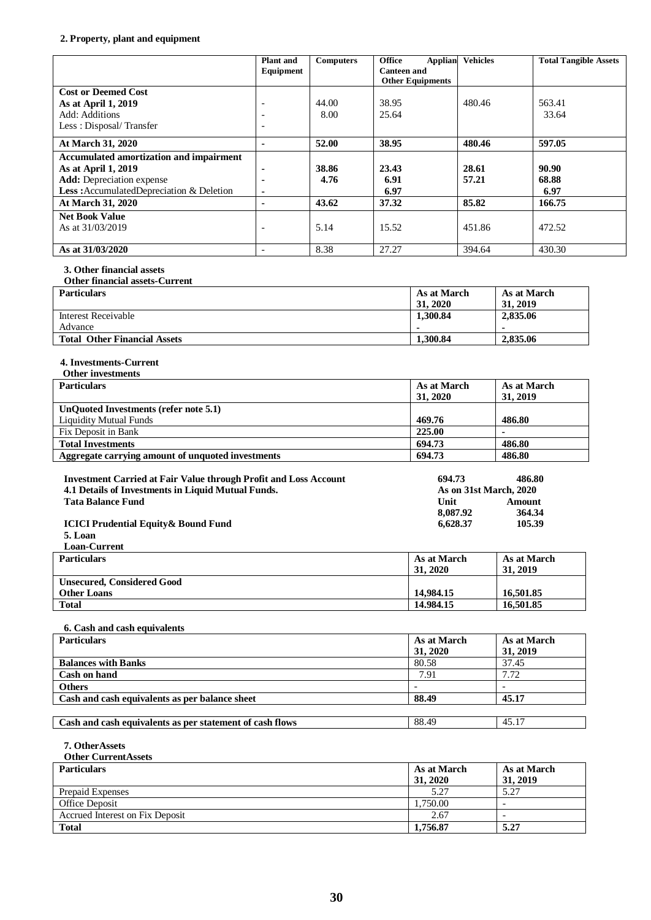**2. Property, plant and equipment**

| | Plant and Equipment | Computers | Office Applian Canteen and Other Equipments | Vehicles | Total Tangible Assets |
|---|---|---|---|---|---|
| **Cost or Deemed Cost** | | | | | |
| **As at April 1, 2019** | - | 44.00 | 38.95 | 480.46 | 563.41 |
| Add: Additions | - | 8.00 | 25.64 | | 33.64 |
| Less : Disposal/ Transfer | - | | | | |
| **At March 31, 2020** | **-** | **52.00** | **38.95** | **480.46** | **597.05** |
| **Accumulated amortization and impairment** | | | | | |
| **As at April 1, 2019** | **-** | **38.86** | **23.43** | **28.61** | **90.90** |
| **Add:** Depreciation expense | **-** | **4.76** | **6.91** | **57.21** | **68.88** |
| **Less :**AccumulatedDepreciation & Deletion | **-** | | **6.97** | | **6.97** |
| **At March 31, 2020** | **-** | **43.62** | **37.32** | **85.82** | **166.75** |
| **Net Book Value** | | | | | |
| As at 31/03/2019 | - | 5.14 | 15.52 | 451.86 | 472.52 |
| **As at 31/03/2020** | - | 8.38 | 27.27 | 394.64 | 430.30 |

**3. Other financial assets**

**Other financial assets-Current**

| Particulars | As at March 31, 2020 | As at March 31, 2019 |
|---|---|---|
| Interest Receivable | **1,300.84** | **2,835.06** |
| Advance | **-** | **-** |
| **Total Other Financial Assets** | **1,300.84** | **2,835.06** |

**4. Investments-Current**

**Other investments**

| Particulars | As at March 31, 2020 | As at March 31, 2019 |
|---|---|---|
| **UnQuoted Investments (refer note 5.1)** | | |
| Liquidity Mutual Funds | **469.76** | **486.80** |
| Fix Deposit in Bank | **225.00** | **-** |
| **Total Investments** | **694.73** | **486.80** |
| **Aggregate carrying amount of unquoted investments** | **694.73** | **486.80** |

| | | |
|---|---|---|
| **Investment Carried at Fair Value through Profit and Loss Account** | **694.73** | **486.80** |
| **4.1 Details of Investments in Liquid Mutual Funds.** | **As on 31st March, 2020** | |
| **Tata Balance Fund** | **Unit** | **Amount** |
| | **8,087.92** | **364.34** |
| **ICICI Prudential Equity& Bound Fund** | **6,628.37** | **105.39** |

**5. Loan**

**Loan-Current**

| Particulars | As at March 31, 2020 | As at March 31, 2019 |
|---|---|---|
| **Unsecured, Considered Good** | | |
| **Other Loans** | **14,984.15** | **16,501.85** |
| **Total** | **14.984.15** | **16,501.85** |

**6. Cash and cash equivalents**

| Particulars | As at March 31, 2020 | As at March 31, 2019 |
|---|---|---|
| **Balances with Banks** | 80.58 | 37.45 |
| **Cash on hand** | 7.91 | 7.72 |
| **Others** | - | - |
| **Cash and cash equivalents as per balance sheet** | **88.49** | **45.17** |
| | | |
| **Cash and cash equivalents as per statement of cash flows** | 88.49 | 45.17 |

**7. OtherAssets**

**Other CurrentAssets**

| Particulars | As at March 31, 2020 | As at March 31, 2019 |
|---|---|---|
| Prepaid Expenses | 5.27 | 5.27 |
| Office Deposit | 1,750.00 | - |
| Accrued Interest on Fix Deposit | 2.67 | - |
| **Total** | **1,756.87** | **5.27** |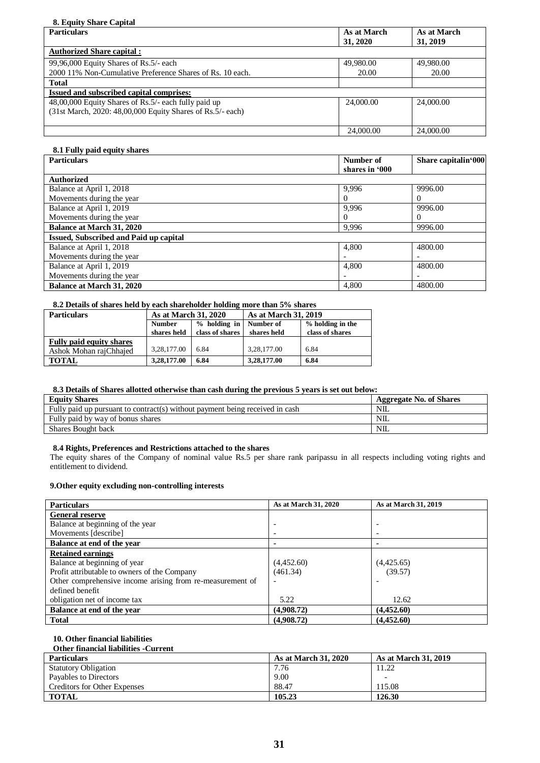### 8. Equity Share Capital

| Particulars | As at March 31, 2020 | As at March 31, 2019 |
|---|---|---|
| **Authorized Share capital :** | | |
| 99,96,000 Equity Shares of Rs.5/- each<br>2000 11% Non-Cumulative Preference Shares of Rs. 10 each. | 49,980.00<br>20.00 | 49,980.00<br>20.00 |
| **Total** | | |
| **Issued and subscribed capital comprises:** | | |
| 48,00,000 Equity Shares of Rs.5/- each fully paid up<br>(31st March, 2020: 48,00,000 Equity Shares of Rs.5/- each) | 24,000.00 | 24,000.00 |
| | 24,000.00 | 24,000.00 |

### 8.1 Fully paid equity shares

| Particulars | Number of shares in '000 | Share capitalin'000 |
|---|---|---|
| **Authorized** | | |
| Balance at April 1, 2018 | 9,996 | 9996.00 |
| Movements during the year | 0 | 0 |
| Balance at April 1, 2019 | 9,996 | 9996.00 |
| Movements during the year | 0 | 0 |
| **Balance at March 31, 2020** | 9,996 | 9996.00 |
| **Issued, Subscribed and Paid up capital** | | |
| Balance at April 1, 2018 | 4,800 | 4800.00 |
| Movements during the year | - | - |
| Balance at April 1, 2019 | 4,800 | 4800.00 |
| Movements during the year | - | - |
| **Balance at March 31, 2020** | 4,800 | 4800.00 |

### 8.2 Details of shares held by each shareholder holding more than 5% shares

| Particulars | As at March 31, 2020 | | As at March 31, 2019 | |
|---|---|---|---|---|
| | Number shares held | % holding in class of shares | Number of shares held | % holding in the class of shares |
| **Fully paid equity shares**<br>Ashok Mohan rajChhajed | 3,28,177.00 | 6.84 | 3,28,177.00 | 6.84 |
| **TOTAL** | **3,28,177.00** | **6.84** | **3,28,177.00** | **6.84** |

### 8.3 Details of Shares allotted otherwise than cash during the previous 5 years is set out below:

| Equity Shares | Aggregate No. of Shares |
|---|---|
| Fully paid up pursuant to contract(s) without payment being received in cash | NIL |
| Fully paid by way of bonus shares | NIL |
| Shares Bought back | NIL |

### 8.4 Rights, Preferences and Restrictions attached to the shares

The equity shares of the Company of nominal value Rs.5 per share rank paripassu in all respects including voting rights and entitlement to dividend.

### 9.Other equity excluding non-controlling interests

| Particulars | As at March 31, 2020 | As at March 31, 2019 |
|---|---|---|
| **General reserve** | | |
| Balance at beginning of the year | - | - |
| Movements [describe] | - | - |
| **Balance at end of the year** | - | - |
| **Retained earnings** | | |
| Balance at beginning of year | (4,452.60) | (4,425.65) |
| Profit attributable to owners of the Company | (461.34) | (39.57) |
| Other comprehensive income arising from re-measurement of defined benefit | - | - |
| obligation net of income tax | 5.22 | 12.62 |
| **Balance at end of the year** | **(4,908.72)** | **(4,452.60)** |
| **Total** | **(4,908.72)** | **(4,452.60)** |

### 10. Other financial liabilities

**Other financial liabilities -Current**

| Particulars | As at March 31, 2020 | As at March 31, 2019 |
|---|---|---|
| Statutory Obligation | 7.76 | 11.22 |
| Payables to Directors | 9.00 | - |
| Creditors for Other Expenses | 88.47 | 115.08 |
| **TOTAL** | **105.23** | **126.30** |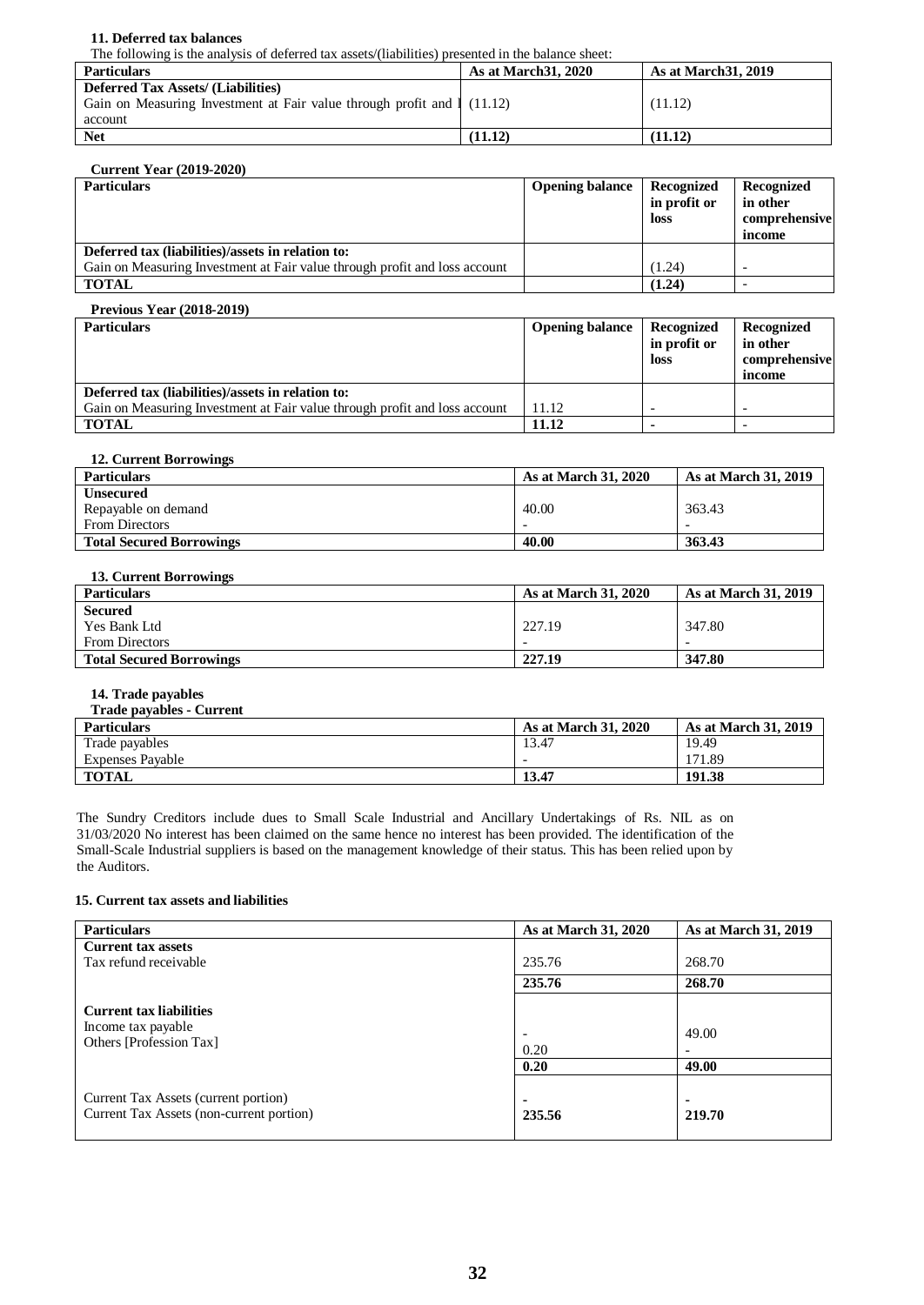### 11. Deferred tax balances

The following is the analysis of deferred tax assets/(liabilities) presented in the balance sheet:

| Particulars | As at March31, 2020 | As at March31, 2019 |
|---|---|---|
| **Deferred Tax Assets/ (Liabilities)** | | |
| Gain on Measuring Investment at Fair value through profit and l account | (11.12) | (11.12) |
| **Net** | **(11.12)** | **(11.12)** |

**Current Year (2019-2020)**

| Particulars | Opening balance | Recognized in profit or loss | Recognized in other comprehensive income |
|---|---|---|---|
| **Deferred tax (liabilities)/assets in relation to:** | | | |
| Gain on Measuring Investment at Fair value through profit and loss account | | (1.24) | - |
| **TOTAL** | | **(1.24)** | - |

**Previous Year (2018-2019)**

| Particulars | Opening balance | Recognized in profit or loss | Recognized in other comprehensive income |
|---|---|---|---|
| **Deferred tax (liabilities)/assets in relation to:** | | | |
| Gain on Measuring Investment at Fair value through profit and loss account | 11.12 | - | - |
| **TOTAL** | **11.12** | - | - |

### 12. Current Borrowings

| Particulars | As at March 31, 2020 | As at March 31, 2019 |
|---|---|---|
| **Unsecured** | | |
| Repayable on demand | 40.00 | 363.43 |
| From Directors | - | - |
| **Total Secured Borrowings** | **40.00** | **363.43** |

### 13. Current Borrowings

| Particulars | As at March 31, 2020 | As at March 31, 2019 |
|---|---|---|
| **Secured** | | |
| Yes Bank Ltd | 227.19 | 347.80 |
| From Directors | - | - |
| **Total Secured Borrowings** | **227.19** | **347.80** |

### 14. Trade payables

**Trade payables - Current**

| Particulars | As at March 31, 2020 | As at March 31, 2019 |
|---|---|---|
| Trade payables | 13.47 | 19.49 |
| Expenses Payable | - | 171.89 |
| **TOTAL** | **13.47** | **191.38** |

The Sundry Creditors include dues to Small Scale Industrial and Ancillary Undertakings of Rs. NIL as on 31/03/2020 No interest has been claimed on the same hence no interest has been provided. The identification of the Small-Scale Industrial suppliers is based on the management knowledge of their status. This has been relied upon by the Auditors.

### 15. Current tax assets and liabilities

| Particulars | As at March 31, 2020 | As at March 31, 2019 |
|---|---|---|
| **Current tax assets** | | |
| Tax refund receivable | 235.76 | 268.70 |
| | **235.76** | **268.70** |
| **Current tax liabilities** | | |
| Income tax payable | - | 49.00 |
| Others [Profession Tax] | 0.20 | - |
| | **0.20** | **49.00** |
| Current Tax Assets (current portion) | **-** | **-** |
| Current Tax Assets (non-current portion) | **235.56** | **219.70** |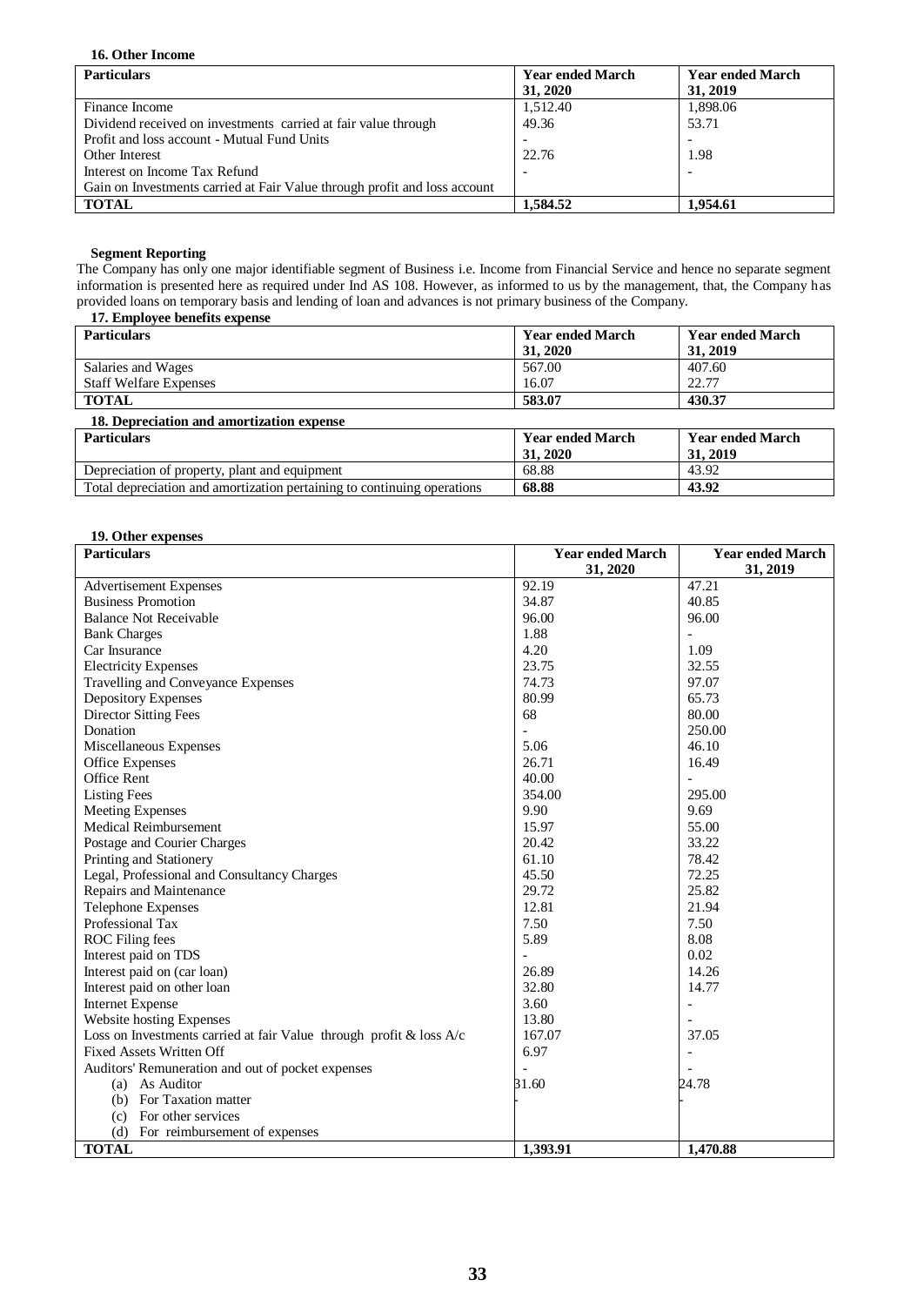**16. Other Income**

| Particulars | Year ended March 31, 2020 | Year ended March 31, 2019 |
|---|---|---|
| Finance Income | 1,512.40 | 1,898.06 |
| Dividend received on investments carried at fair value through Profit and loss account - Mutual Fund Units | 49.36<br>- | 53.71<br>- |
| Other Interest | 22.76 | 1.98 |
| Interest on Income Tax Refund | - | - |
| Gain on Investments carried at Fair Value through profit and loss account | | |
| **TOTAL** | **1,584.52** | **1,954.61** |

**Segment Reporting**

The Company has only one major identifiable segment of Business i.e. Income from Financial Service and hence no separate segment information is presented here as required under Ind AS 108. However, as informed to us by the management, that, the Company has provided loans on temporary basis and lending of loan and advances is not primary business of the Company.

**17. Employee benefits expense**

| Particulars | Year ended March 31, 2020 | Year ended March 31, 2019 |
|---|---|---|
| Salaries and Wages | 567.00 | 407.60 |
| Staff Welfare Expenses | 16.07 | 22.77 |
| **TOTAL** | **583.07** | **430.37** |

**18. Depreciation and amortization expense**

| Particulars | Year ended March 31, 2020 | Year ended March 31, 2019 |
|---|---|---|
| Depreciation of property, plant and equipment | 68.88 | 43.92 |
| Total depreciation and amortization pertaining to continuing operations | **68.88** | **43.92** |

**19. Other expenses**

| Particulars | Year ended March 31, 2020 | Year ended March 31, 2019 |
|---|---|---|
| Advertisement Expenses | 92.19 | 47.21 |
| Business Promotion | 34.87 | 40.85 |
| Balance Not Receivable | 96.00 | 96.00 |
| Bank Charges | 1.88 | - |
| Car Insurance | 4.20 | 1.09 |
| Electricity Expenses | 23.75 | 32.55 |
| Travelling and Conveyance Expenses | 74.73 | 97.07 |
| Depository Expenses | 80.99 | 65.73 |
| Director Sitting Fees | 68 | 80.00 |
| Donation | - | 250.00 |
| Miscellaneous Expenses | 5.06 | 46.10 |
| Office Expenses | 26.71 | 16.49 |
| Office Rent | 40.00 | - |
| Listing Fees | 354.00 | 295.00 |
| Meeting Expenses | 9.90 | 9.69 |
| Medical Reimbursement | 15.97 | 55.00 |
| Postage and Courier Charges | 20.42 | 33.22 |
| Printing and Stationery | 61.10 | 78.42 |
| Legal, Professional and Consultancy Charges | 45.50 | 72.25 |
| Repairs and Maintenance | 29.72 | 25.82 |
| Telephone Expenses | 12.81 | 21.94 |
| Professional Tax | 7.50 | 7.50 |
| ROC Filing fees | 5.89 | 8.08 |
| Interest paid on TDS | - | 0.02 |
| Interest paid on (car loan) | 26.89 | 14.26 |
| Interest paid on other loan | 32.80 | 14.77 |
| Internet Expense | 3.60 | - |
| Website hosting Expenses | 13.80 | - |
| Loss on Investments carried at fair Value through profit & loss A/c | 167.07 | 37.05 |
| Fixed Assets Written Off | 6.97 | - |
| Auditors' Remuneration and out of pocket expenses | - | - |
| (a) As Auditor | 31.60 | 24.78 |
| (b) For Taxation matter | | |
| (c) For other services | | |
| (d) For reimbursement of expenses | | |
| **TOTAL** | **1,393.91** | **1,470.88** |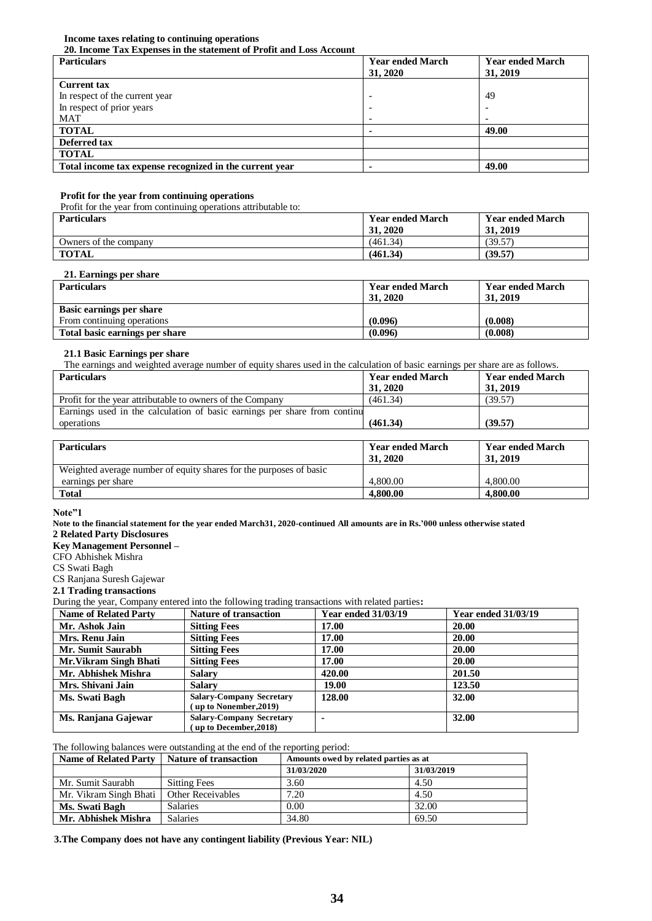**Income taxes relating to continuing operations**

**20. Income Tax Expenses in the statement of Profit and Loss Account**

| Particulars | Year ended March 31, 2020 | Year ended March 31, 2019 |
|---|---|---|
| **Current tax** | | |
| In respect of the current year | - | 49 |
| In respect of prior years | - | - |
| MAT | - | - |
| **TOTAL** | - | **49.00** |
| **Deferred tax** | | |
| **TOTAL** | | |
| **Total income tax expense recognized in the current year** | - | **49.00** |

**Profit for the year from continuing operations**

Profit for the year from continuing operations attributable to:

| Particulars | Year ended March 31, 2020 | Year ended March 31, 2019 |
|---|---|---|
| Owners of the company | (461.34) | (39.57) |
| **TOTAL** | **(461.34)** | **(39.57)** |

**21. Earnings per share**

| Particulars | Year ended March 31, 2020 | Year ended March 31, 2019 |
|---|---|---|
| **Basic earnings per share** | | |
| From continuing operations | **(0.096)** | **(0.008)** |
| **Total basic earnings per share** | **(0.096)** | **(0.008)** |

**21.1 Basic Earnings per share**

The earnings and weighted average number of equity shares used in the calculation of basic earnings per share are as follows.

| Particulars | Year ended March 31, 2020 | Year ended March 31, 2019 |
|---|---|---|
| Profit for the year attributable to owners of the Company | (461.34) | (39.57) |
| Earnings used in the calculation of basic earnings per share from continu operations | **(461.34)** | **(39.57)** |

| Particulars | Year ended March 31, 2020 | Year ended March 31, 2019 |
|---|---|---|
| Weighted average number of equity shares for the purposes of basic earnings per share | 4,800.00 | 4,800.00 |
| **Total** | **4,800.00** | **4,800.00** |

**Note"1**

**Note to the financial statement for the year ended March31, 2020-continued All amounts are in Rs.'000 unless otherwise stated**

**2 Related Party Disclosures**

**Key Management Personnel –**

CFO Abhishek Mishra

CS Swati Bagh

CS Ranjana Suresh Gajewar

**2.1 Trading transactions**

During the year, Company entered into the following trading transactions with related parties**:**

| Name of Related Party | Nature of transaction | Year ended 31/03/19 | Year ended 31/03/19 |
|---|---|---|---|
| **Mr. Ashok Jain** | **Sitting Fees** | **17.00** | **20.00** |
| **Mrs. Renu Jain** | **Sitting Fees** | **17.00** | **20.00** |
| **Mr. Sumit Saurabh** | **Sitting Fees** | **17.00** | **20.00** |
| **Mr.Vikram Singh Bhati** | **Sitting Fees** | **17.00** | **20.00** |
| **Mr. Abhishek Mishra** | **Salary** | **420.00** | **201.50** |
| **Mrs. Shivani Jain** | **Salary** | **19.00** | **123.50** |
| **Ms. Swati Bagh** | **Salary-Company Secretary ( up to Nonember,2019)** | **128.00** | **32.00** |
| **Ms. Ranjana Gajewar** | **Salary-Company Secretary ( up to December,2018)** | **-** | **32.00** |

The following balances were outstanding at the end of the reporting period:

| Name of Related Party | Nature of transaction | Amounts owed by related parties as at | |
|---|---|---|---|
| | | 31/03/2020 | 31/03/2019 |
| Mr. Sumit Saurabh | Sitting Fees | 3.60 | 4.50 |
| Mr. Vikram Singh Bhati | Other Receivables | 7.20 | 4.50 |
| **Ms. Swati Bagh** | Salaries | 0.00 | 32.00 |
| **Mr. Abhishek Mishra** | Salaries | 34.80 | 69.50 |

**3.The Company does not have any contingent liability (Previous Year: NIL)**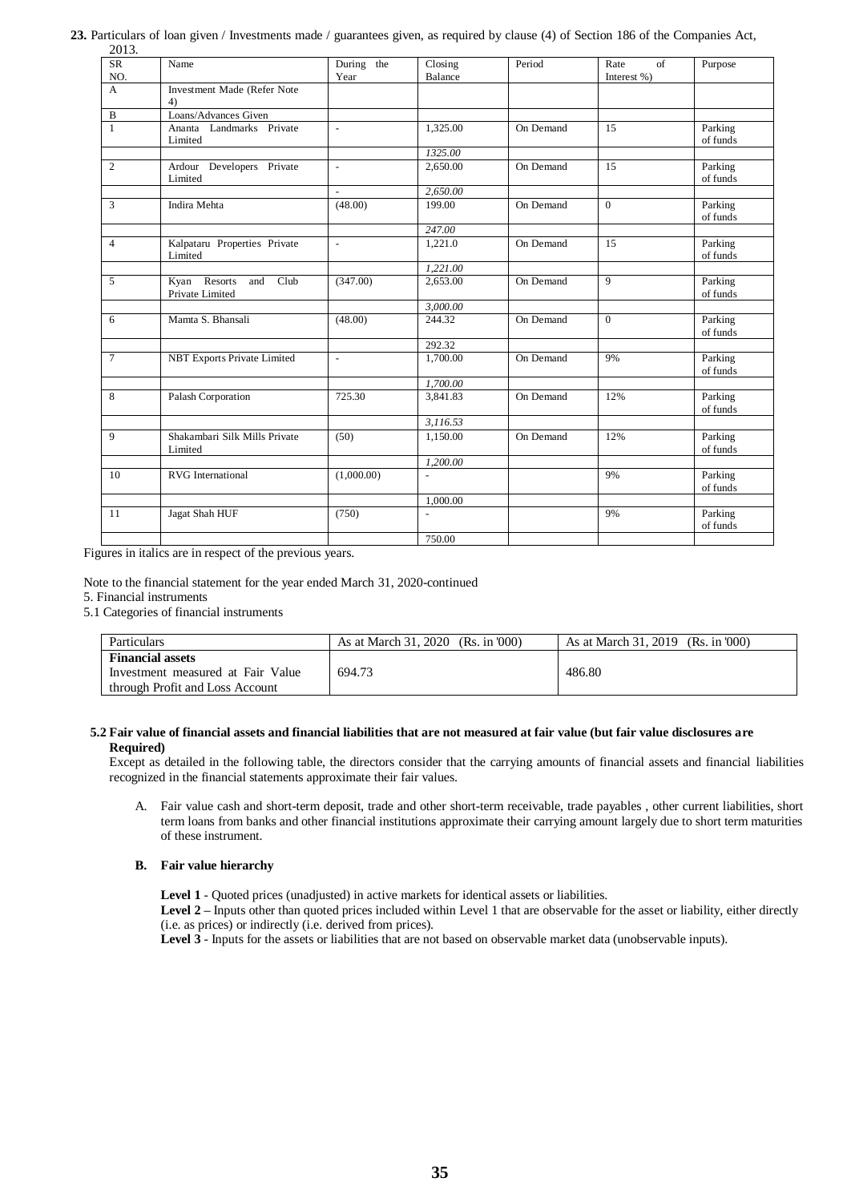**23.** Particulars of loan given / Investments made / guarantees given, as required by clause (4) of Section 186 of the Companies Act, 2013.

| SR NO. | Name | During the Year | Closing Balance | Period | Rate of Interest %) | Purpose |
|---|---|---|---|---|---|---|
| A | Investment Made (Refer Note 4) | | | | | |
| B | Loans/Advances Given | | | | | |
| 1 | Ananta Landmarks Private Limited | - | 1,325.00 | On Demand | 15 | Parking of funds |
| | | | *1325.00* | | | |
| 2 | Ardour Developers Private Limited | - | 2,650.00 | On Demand | 15 | Parking of funds |
| | | - | *2,650.00* | | | |
| 3 | Indira Mehta | (48.00) | 199.00 | On Demand | 0 | Parking of funds |
| | | | *247.00* | | | |
| 4 | Kalpataru Properties Private Limited | - | 1,221.0 | On Demand | 15 | Parking of funds |
| | | | *1,221.00* | | | |
| 5 | Kyan Resorts and Club Private Limited | (347.00) | 2,653.00 | On Demand | 9 | Parking of funds |
| | | | *3,000.00* | | | |
| 6 | Mamta S. Bhansali | (48.00) | 244.32 | On Demand | 0 | Parking of funds |
| | | | 292.32 | | | |
| 7 | NBT Exports Private Limited | - | 1,700.00 | On Demand | 9% | Parking of funds |
| | | | *1,700.00* | | | |
| 8 | Palash Corporation | 725.30 | 3,841.83 | On Demand | 12% | Parking of funds |
| | | | *3,116.53* | | | |
| 9 | Shakambari Silk Mills Private Limited | (50) | 1,150.00 | On Demand | 12% | Parking of funds |
| | | | *1,200.00* | | | |
| 10 | RVG International | (1,000.00) | - | | 9% | Parking of funds |
| | | | 1,000.00 | | | |
| 11 | Jagat Shah HUF | (750) | - | | 9% | Parking of funds |
| | | | 750.00 | | | |

Figures in italics are in respect of the previous years.

Note to the financial statement for the year ended March 31, 2020-continued

5. Financial instruments

5.1 Categories of financial instruments

| Particulars | As at March 31, 2020 (Rs. in '000) | As at March 31, 2019 (Rs. in '000) |
|---|---|---|
| **Financial assets** | | |
| Investment measured at Fair Value through Profit and Loss Account | 694.73 | 486.80 |

**5.2 Fair value of financial assets and financial liabilities that are not measured at fair value (but fair value disclosures are Required)**

Except as detailed in the following table, the directors consider that the carrying amounts of financial assets and financial liabilities recognized in the financial statements approximate their fair values.

A. Fair value cash and short-term deposit, trade and other short-term receivable, trade payables , other current liabilities, short term loans from banks and other financial institutions approximate their carrying amount largely due to short term maturities of these instrument.

**B. Fair value hierarchy**

**Level 1** - Quoted prices (unadjusted) in active markets for identical assets or liabilities.

**Level 2 –** Inputs other than quoted prices included within Level 1 that are observable for the asset or liability, either directly (i.e. as prices) or indirectly (i.e. derived from prices).

**Level 3** - Inputs for the assets or liabilities that are not based on observable market data (unobservable inputs).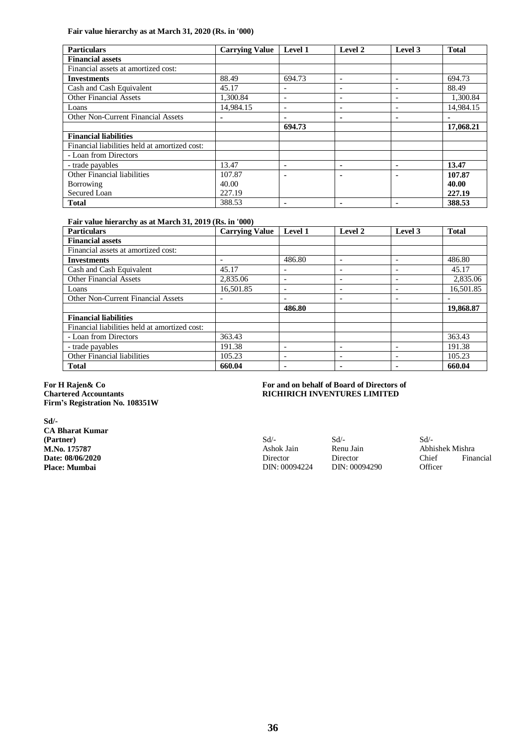**Fair value hierarchy as at March 31, 2020 (Rs. in '000)**

| Particulars | Carrying Value | Level 1 | Level 2 | Level 3 | Total |
|---|---|---|---|---|---|
| **Financial assets** | | | | | |
| Financial assets at amortized cost: | | | | | |
| **Investments** | 88.49 | 694.73 | - | - | 694.73 |
| Cash and Cash Equivalent | 45.17 | - | - | - | 88.49 |
| Other Financial Assets | 1,300.84 | - | - | - | 1,300.84 |
| Loans | 14,984.15 | - | - | - | 14,984.15 |
| Other Non-Current Financial Assets | - | - | - | - | - |
| | | **694.73** | | | **17,068.21** |
| **Financial liabilities** | | | | | |
| Financial liabilities held at amortized cost: | | | | | |
| - Loan from Directors | | | | | |
| - trade payables | 13.47 | - | - | - | **13.47** |
| Other Financial liabilities | 107.87 | - | - | - | **107.87** |
| Borrowing | 40.00 | | | | **40.00** |
| Secured Loan | 227.19 | | | | **227.19** |
| **Total** | 388.53 | - | - | - | **388.53** |

**Fair value hierarchy as at March 31, 2019 (Rs. in '000)**

| Particulars | Carrying Value | Level 1 | Level 2 | Level 3 | Total |
|---|---|---|---|---|---|
| **Financial assets** | | | | | |
| Financial assets at amortized cost: | | | | | |
| **Investments** | - | 486.80 | - | - | 486.80 |
| Cash and Cash Equivalent | 45.17 | - | - | - | 45.17 |
| Other Financial Assets | 2,835.06 | - | - | - | 2,835.06 |
| Loans | 16,501.85 | - | - | - | 16,501.85 |
| Other Non-Current Financial Assets | - | - | - | - | - |
| | | **486.80** | | | **19,868.87** |
| **Financial liabilities** | | | | | |
| Financial liabilities held at amortized cost: | | | | | |
| - Loan from Directors | 363.43 | | | | 363.43 |
| - trade payables | 191.38 | - | - | - | 191.38 |
| Other Financial liabilities | 105.23 | - | - | - | 105.23 |
| **Total** | **660.04** | - | - | - | **660.04** |

**For H Rajen& Co**
**Chartered Accountants**
**Firm's Registration No. 108351W**

**Sd/-**
**CA Bharat Kumar**
**(Partner)**
**M.No. 175787**
**Date: 08/06/2020**
**Place: Mumbai**

**For and on behalf of Board of Directors of**
**RICHIRICH INVENTURES LIMITED**

| Sd/- | Sd/- | Sd/- |
|---|---|---|
| Ashok Jain | Renu Jain | Abhishek Mishra |
| Director | Director | Chief Financial Officer |
| DIN: 00094224 | DIN: 00094290 | |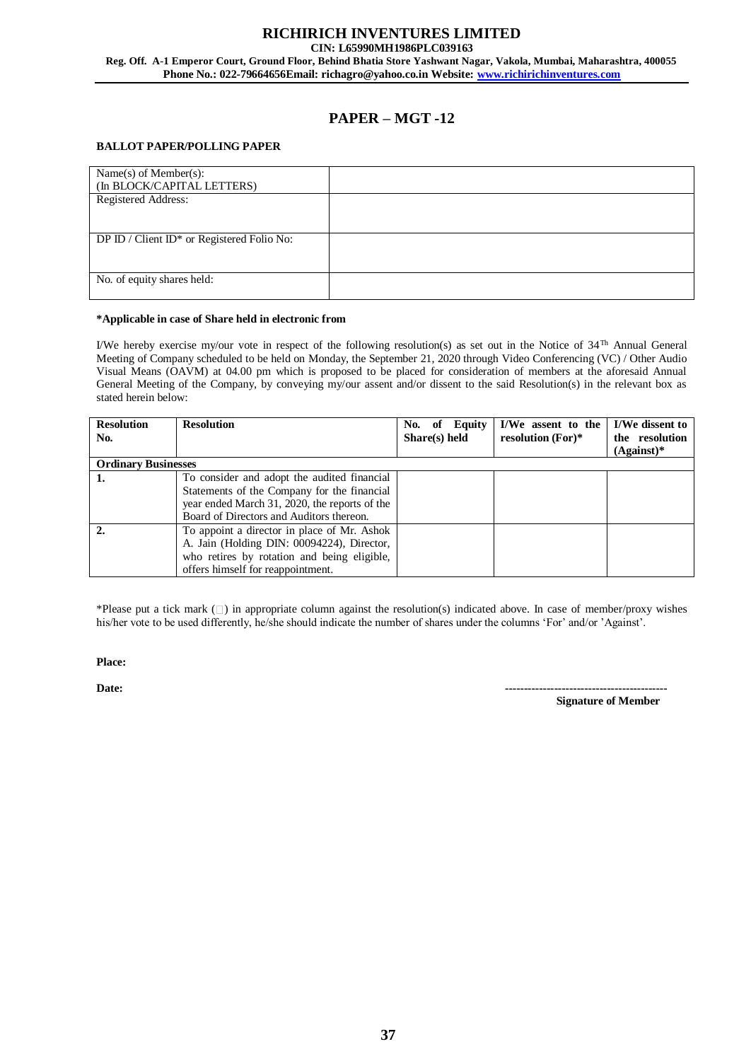**RICHIRICH INVENTURES LIMITED**
**CIN: L65990MH1986PLC039163**
**Reg. Off. A-1 Emperor Court, Ground Floor, Behind Bhatia Store Yashwant Nagar, Vakola, Mumbai, Maharashtra, 400055**
**Phone No.: 022-79664656Email: richagro@yahoo.co.in Website: www.richirichinventures.com**

# PAPER – MGT -12

**BALLOT PAPER/POLLING PAPER**

| | |
|---|---|
| Name(s) of Member(s): (In BLOCK/CAPITAL LETTERS) | |
| Registered Address: | |
| DP ID / Client ID* or Registered Folio No: | |
| No. of equity shares held: | |

**\*Applicable in case of Share held in electronic from**

I/We hereby exercise my/our vote in respect of the following resolution(s) as set out in the Notice of 34[Th] Annual General Meeting of Company scheduled to be held on Monday, the September 21, 2020 through Video Conferencing (VC) / Other Audio Visual Means (OAVM) at 04.00 pm which is proposed to be placed for consideration of members at the aforesaid Annual General Meeting of the Company, by conveying my/our assent and/or dissent to the said Resolution(s) in the relevant box as stated herein below:

| Resolution No. | Resolution | No. of Equity Share(s) held | I/We assent to the resolution (For)* | I/We dissent to the resolution (Against)* |
|---|---|---|---|---|
| **Ordinary Businesses** | | | | |
| 1. | To consider and adopt the audited financial Statements of the Company for the financial year ended March 31, 2020, the reports of the Board of Directors and Auditors thereon. | | | |
| 2. | To appoint a director in place of Mr. Ashok A. Jain (Holding DIN: 00094224), Director, who retires by rotation and being eligible, offers himself for reappointment. | | | |

*Please put a tick mark (□) in appropriate column against the resolution(s) indicated above. In case of member/proxy wishes his/her vote to be used differently, he/she should indicate the number of shares under the columns 'For' and/or 'Against'.

**Place:**

**Date:**

------------------------------------------
**Signature of Member**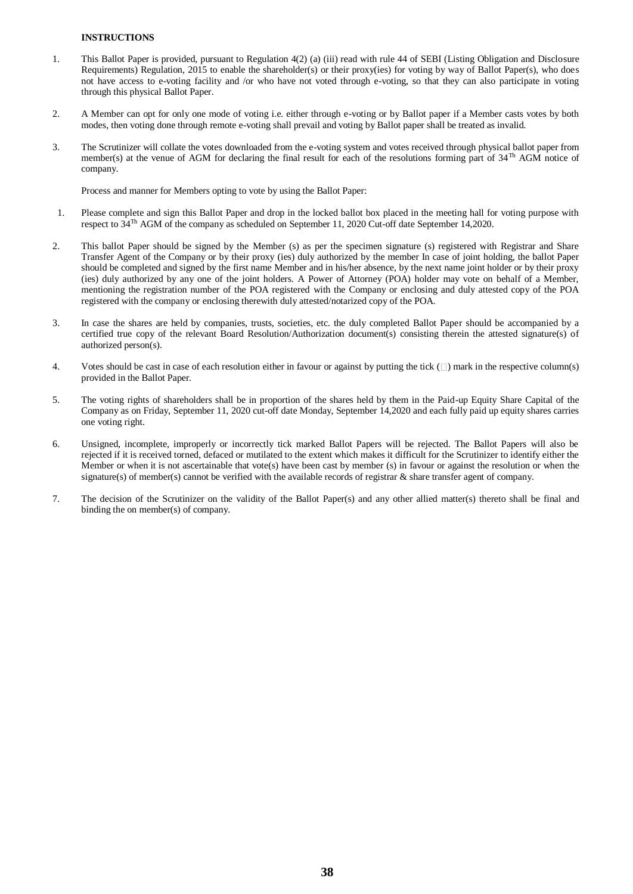**INSTRUCTIONS**

1. This Ballot Paper is provided, pursuant to Regulation 4(2) (a) (iii) read with rule 44 of SEBI (Listing Obligation and Disclosure Requirements) Regulation, 2015 to enable the shareholder(s) or their proxy(ies) for voting by way of Ballot Paper(s), who does not have access to e-voting facility and /or who have not voted through e-voting, so that they can also participate in voting through this physical Ballot Paper.

2. A Member can opt for only one mode of voting i.e. either through e-voting or by Ballot paper if a Member casts votes by both modes, then voting done through remote e-voting shall prevail and voting by Ballot paper shall be treated as invalid.

3. The Scrutinizer will collate the votes downloaded from the e-voting system and votes received through physical ballot paper from member(s) at the venue of AGM for declaring the final result for each of the resolutions forming part of 34[Th] AGM notice of company.

Process and manner for Members opting to vote by using the Ballot Paper:

1. Please complete and sign this Ballot Paper and drop in the locked ballot box placed in the meeting hall for voting purpose with respect to 34[Th] AGM of the company as scheduled on September 11, 2020 Cut-off date September 14,2020.

2. This ballot Paper should be signed by the Member (s) as per the specimen signature (s) registered with Registrar and Share Transfer Agent of the Company or by their proxy (ies) duly authorized by the member In case of joint holding, the ballot Paper should be completed and signed by the first name Member and in his/her absence, by the next name joint holder or by their proxy (ies) duly authorized by any one of the joint holders. A Power of Attorney (POA) holder may vote on behalf of a Member, mentioning the registration number of the POA registered with the Company or enclosing and duly attested copy of the POA registered with the company or enclosing therewith duly attested/notarized copy of the POA.

3. In case the shares are held by companies, trusts, societies, etc. the duly completed Ballot Paper should be accompanied by a certified true copy of the relevant Board Resolution/Authorization document(s) consisting therein the attested signature(s) of authorized person(s).

4. Votes should be cast in case of each resolution either in favour or against by putting the tick (□) mark in the respective column(s) provided in the Ballot Paper.

5. The voting rights of shareholders shall be in proportion of the shares held by them in the Paid-up Equity Share Capital of the Company as on Friday, September 11, 2020 cut-off date Monday, September 14,2020 and each fully paid up equity shares carries one voting right.

6. Unsigned, incomplete, improperly or incorrectly tick marked Ballot Papers will be rejected. The Ballot Papers will also be rejected if it is received torned, defaced or mutilated to the extent which makes it difficult for the Scrutinizer to identify either the Member or when it is not ascertainable that vote(s) have been cast by member (s) in favour or against the resolution or when the signature(s) of member(s) cannot be verified with the available records of registrar & share transfer agent of company.

7. The decision of the Scrutinizer on the validity of the Ballot Paper(s) and any other allied matter(s) thereto shall be final and binding the on member(s) of company.